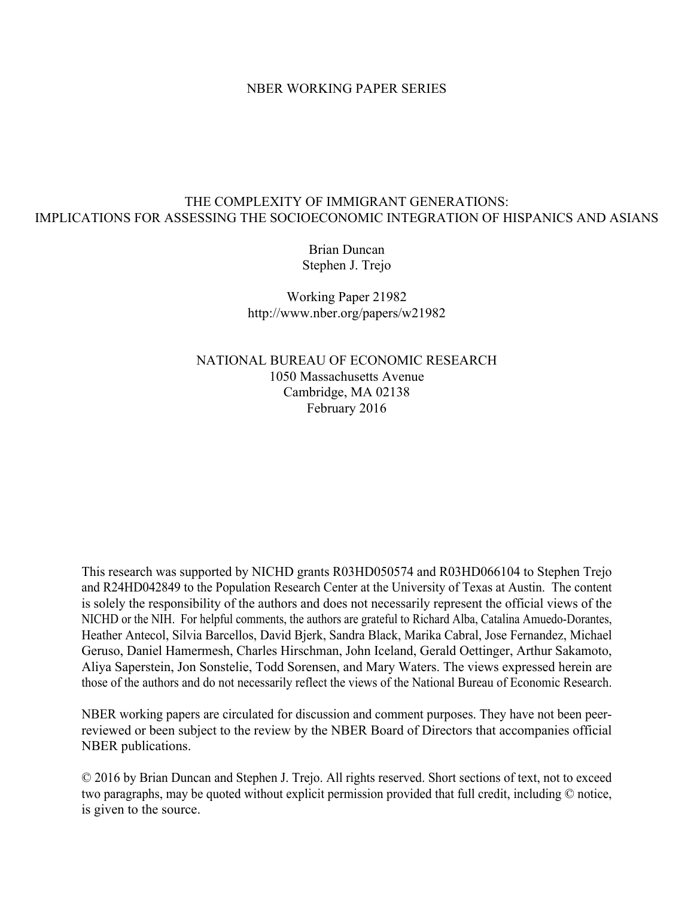NBER WORKING PAPER SERIES

# THE COMPLEXITY OF IMMIGRANT GENERATIONS: IMPLICATIONS FOR ASSESSING THE SOCIOECONOMIC INTEGRATION OF HISPANICS AND ASIANS

Brian Duncan
Stephen J. Trejo

Working Paper 21982
http://www.nber.org/papers/w21982

NATIONAL BUREAU OF ECONOMIC RESEARCH
1050 Massachusetts Avenue
Cambridge, MA 02138
February 2016

This research was supported by NICHD grants R03HD050574 and R03HD066104 to Stephen Trejo and R24HD042849 to the Population Research Center at the University of Texas at Austin. The content is solely the responsibility of the authors and does not necessarily represent the official views of the NICHD or the NIH. For helpful comments, the authors are grateful to Richard Alba, Catalina Amuedo-Dorantes, Heather Antecol, Silvia Barcellos, David Bjerk, Sandra Black, Marika Cabral, Jose Fernandez, Michael Geruso, Daniel Hamermesh, Charles Hirschman, John Iceland, Gerald Oettinger, Arthur Sakamoto, Aliya Saperstein, Jon Sonstelie, Todd Sorensen, and Mary Waters. The views expressed herein are those of the authors and do not necessarily reflect the views of the National Bureau of Economic Research.

NBER working papers are circulated for discussion and comment purposes. They have not been peer-reviewed or been subject to the review by the NBER Board of Directors that accompanies official NBER publications.

© 2016 by Brian Duncan and Stephen J. Trejo. All rights reserved. Short sections of text, not to exceed two paragraphs, may be quoted without explicit permission provided that full credit, including © notice, is given to the source.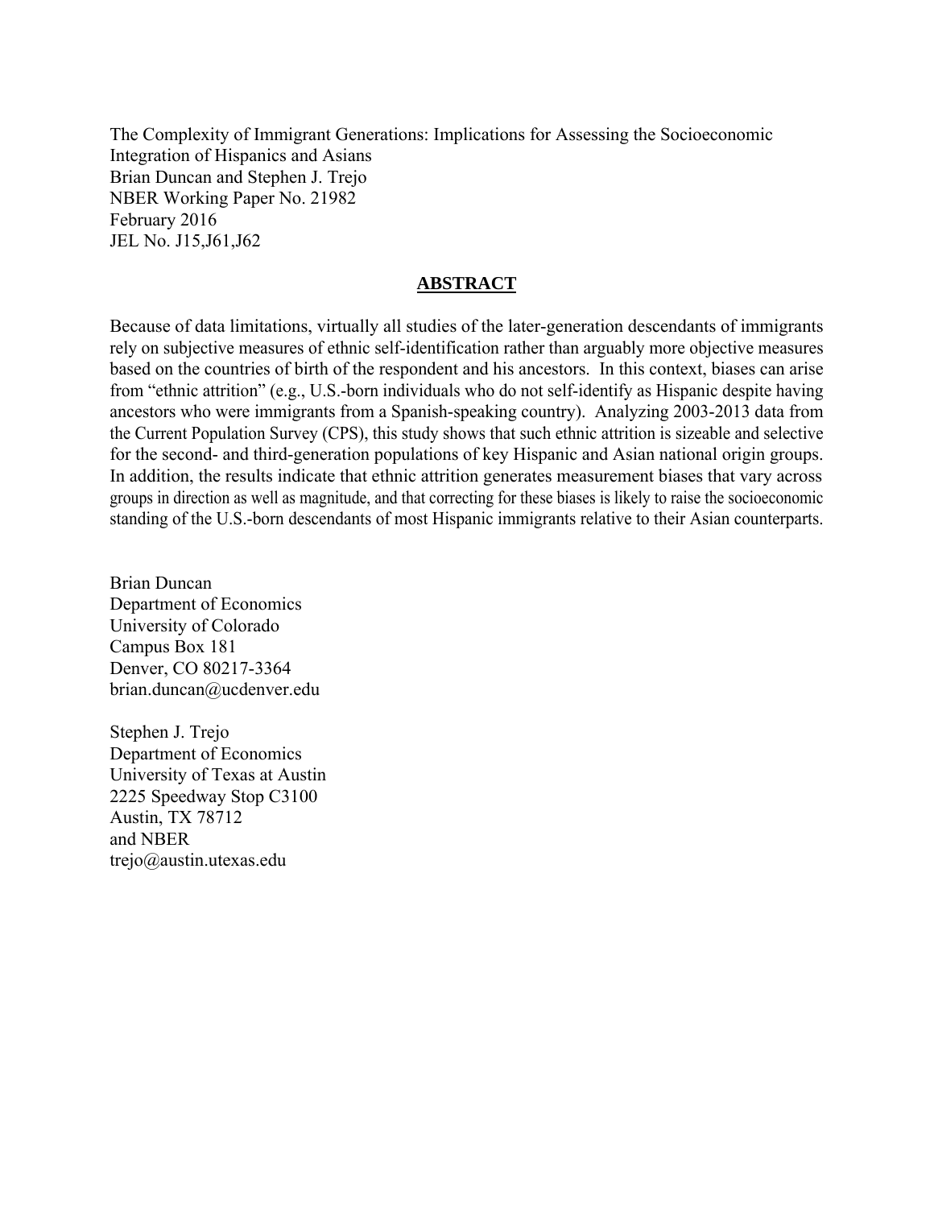The Complexity of Immigrant Generations: Implications for Assessing the Socioeconomic Integration of Hispanics and Asians
Brian Duncan and Stephen J. Trejo
NBER Working Paper No. 21982
February 2016
JEL No. J15,J61,J62

## ABSTRACT

Because of data limitations, virtually all studies of the later-generation descendants of immigrants rely on subjective measures of ethnic self-identification rather than arguably more objective measures based on the countries of birth of the respondent and his ancestors. In this context, biases can arise from "ethnic attrition" (e.g., U.S.-born individuals who do not self-identify as Hispanic despite having ancestors who were immigrants from a Spanish-speaking country). Analyzing 2003-2013 data from the Current Population Survey (CPS), this study shows that such ethnic attrition is sizeable and selective for the second- and third-generation populations of key Hispanic and Asian national origin groups. In addition, the results indicate that ethnic attrition generates measurement biases that vary across groups in direction as well as magnitude, and that correcting for these biases is likely to raise the socioeconomic standing of the U.S.-born descendants of most Hispanic immigrants relative to their Asian counterparts.

Brian Duncan
Department of Economics
University of Colorado
Campus Box 181
Denver, CO 80217-3364
brian.duncan@ucdenver.edu

Stephen J. Trejo
Department of Economics
University of Texas at Austin
2225 Speedway Stop C3100
Austin, TX 78712
and NBER
trejo@austin.utexas.edu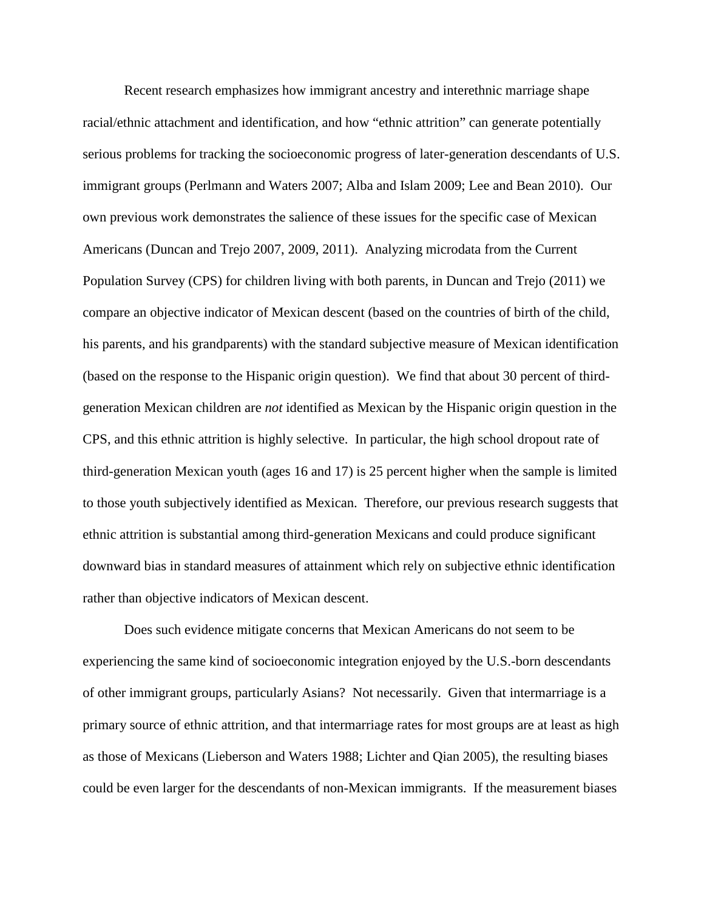Recent research emphasizes how immigrant ancestry and interethnic marriage shape racial/ethnic attachment and identification, and how "ethnic attrition" can generate potentially serious problems for tracking the socioeconomic progress of later-generation descendants of U.S. immigrant groups (Perlmann and Waters 2007; Alba and Islam 2009; Lee and Bean 2010). Our own previous work demonstrates the salience of these issues for the specific case of Mexican Americans (Duncan and Trejo 2007, 2009, 2011). Analyzing microdata from the Current Population Survey (CPS) for children living with both parents, in Duncan and Trejo (2011) we compare an objective indicator of Mexican descent (based on the countries of birth of the child, his parents, and his grandparents) with the standard subjective measure of Mexican identification (based on the response to the Hispanic origin question). We find that about 30 percent of third-generation Mexican children are *not* identified as Mexican by the Hispanic origin question in the CPS, and this ethnic attrition is highly selective. In particular, the high school dropout rate of third-generation Mexican youth (ages 16 and 17) is 25 percent higher when the sample is limited to those youth subjectively identified as Mexican. Therefore, our previous research suggests that ethnic attrition is substantial among third-generation Mexicans and could produce significant downward bias in standard measures of attainment which rely on subjective ethnic identification rather than objective indicators of Mexican descent.

Does such evidence mitigate concerns that Mexican Americans do not seem to be experiencing the same kind of socioeconomic integration enjoyed by the U.S.-born descendants of other immigrant groups, particularly Asians? Not necessarily. Given that intermarriage is a primary source of ethnic attrition, and that intermarriage rates for most groups are at least as high as those of Mexicans (Lieberson and Waters 1988; Lichter and Qian 2005), the resulting biases could be even larger for the descendants of non-Mexican immigrants. If the measurement biases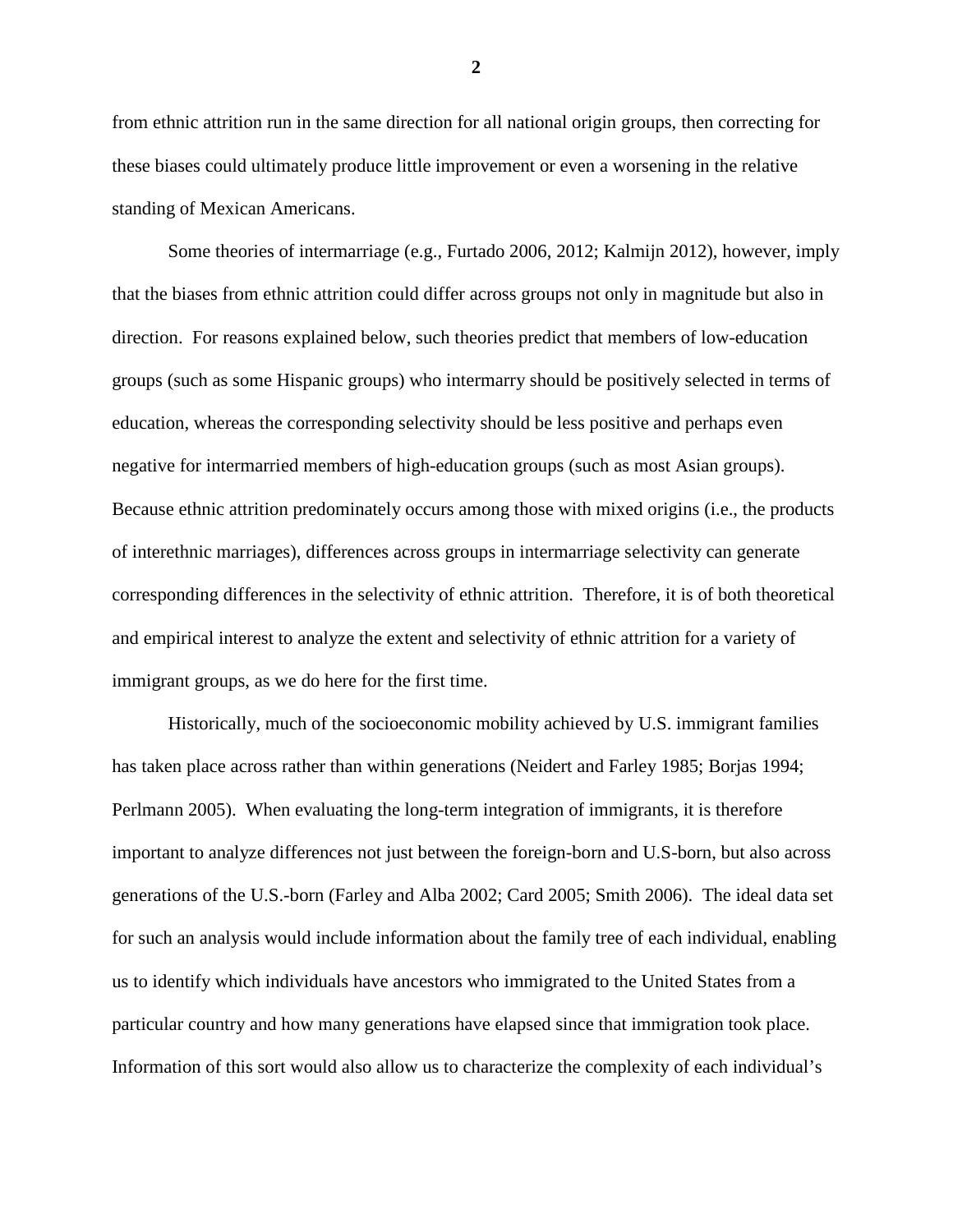from ethnic attrition run in the same direction for all national origin groups, then correcting for these biases could ultimately produce little improvement or even a worsening in the relative standing of Mexican Americans.

Some theories of intermarriage (e.g., Furtado 2006, 2012; Kalmijn 2012), however, imply that the biases from ethnic attrition could differ across groups not only in magnitude but also in direction. For reasons explained below, such theories predict that members of low-education groups (such as some Hispanic groups) who intermarry should be positively selected in terms of education, whereas the corresponding selectivity should be less positive and perhaps even negative for intermarried members of high-education groups (such as most Asian groups). Because ethnic attrition predominately occurs among those with mixed origins (i.e., the products of interethnic marriages), differences across groups in intermarriage selectivity can generate corresponding differences in the selectivity of ethnic attrition. Therefore, it is of both theoretical and empirical interest to analyze the extent and selectivity of ethnic attrition for a variety of immigrant groups, as we do here for the first time.

Historically, much of the socioeconomic mobility achieved by U.S. immigrant families has taken place across rather than within generations (Neidert and Farley 1985; Borjas 1994; Perlmann 2005). When evaluating the long-term integration of immigrants, it is therefore important to analyze differences not just between the foreign-born and U.S-born, but also across generations of the U.S.-born (Farley and Alba 2002; Card 2005; Smith 2006). The ideal data set for such an analysis would include information about the family tree of each individual, enabling us to identify which individuals have ancestors who immigrated to the United States from a particular country and how many generations have elapsed since that immigration took place. Information of this sort would also allow us to characterize the complexity of each individual's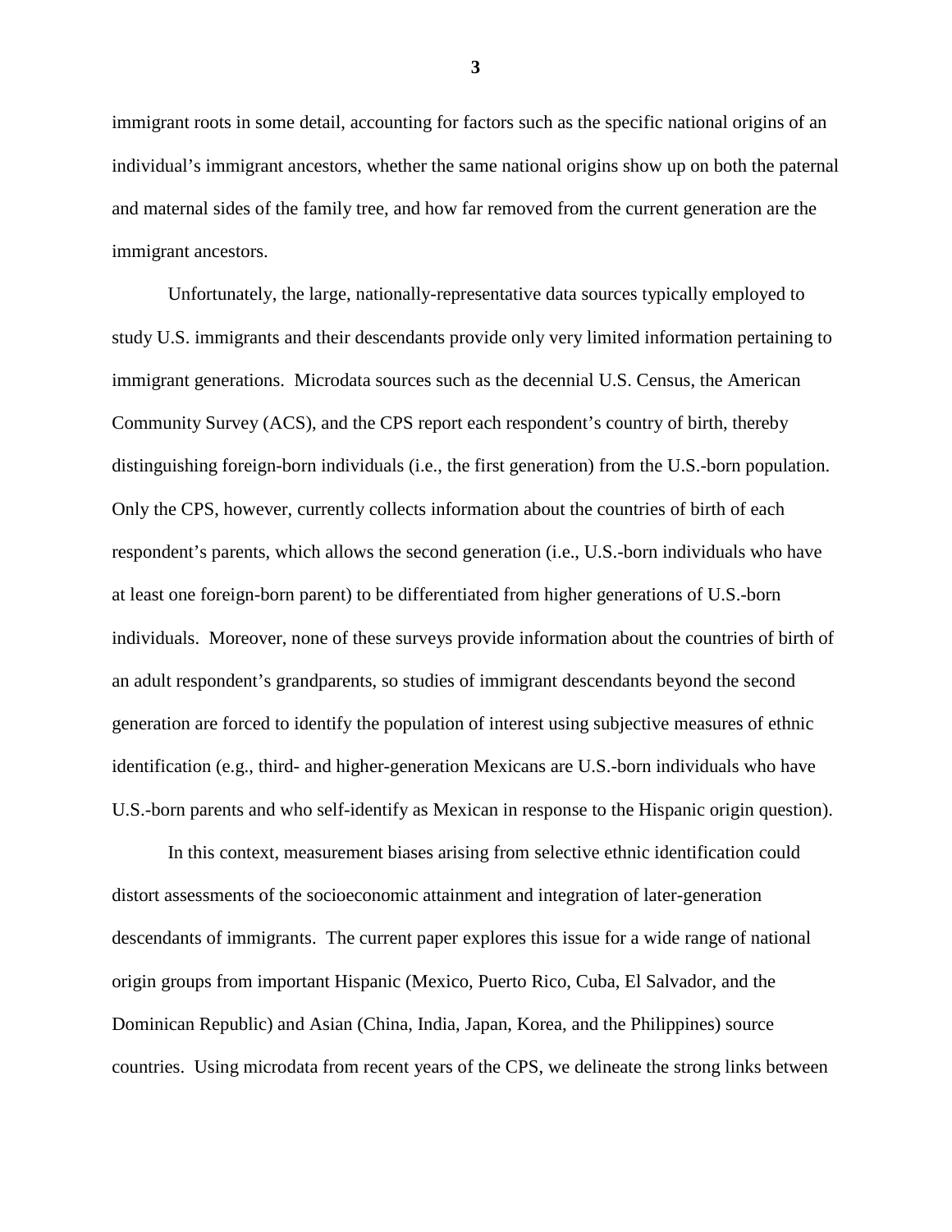immigrant roots in some detail, accounting for factors such as the specific national origins of an individual's immigrant ancestors, whether the same national origins show up on both the paternal and maternal sides of the family tree, and how far removed from the current generation are the immigrant ancestors.

Unfortunately, the large, nationally-representative data sources typically employed to study U.S. immigrants and their descendants provide only very limited information pertaining to immigrant generations. Microdata sources such as the decennial U.S. Census, the American Community Survey (ACS), and the CPS report each respondent's country of birth, thereby distinguishing foreign-born individuals (i.e., the first generation) from the U.S.-born population. Only the CPS, however, currently collects information about the countries of birth of each respondent's parents, which allows the second generation (i.e., U.S.-born individuals who have at least one foreign-born parent) to be differentiated from higher generations of U.S.-born individuals. Moreover, none of these surveys provide information about the countries of birth of an adult respondent's grandparents, so studies of immigrant descendants beyond the second generation are forced to identify the population of interest using subjective measures of ethnic identification (e.g., third- and higher-generation Mexicans are U.S.-born individuals who have U.S.-born parents and who self-identify as Mexican in response to the Hispanic origin question).

In this context, measurement biases arising from selective ethnic identification could distort assessments of the socioeconomic attainment and integration of later-generation descendants of immigrants. The current paper explores this issue for a wide range of national origin groups from important Hispanic (Mexico, Puerto Rico, Cuba, El Salvador, and the Dominican Republic) and Asian (China, India, Japan, Korea, and the Philippines) source countries. Using microdata from recent years of the CPS, we delineate the strong links between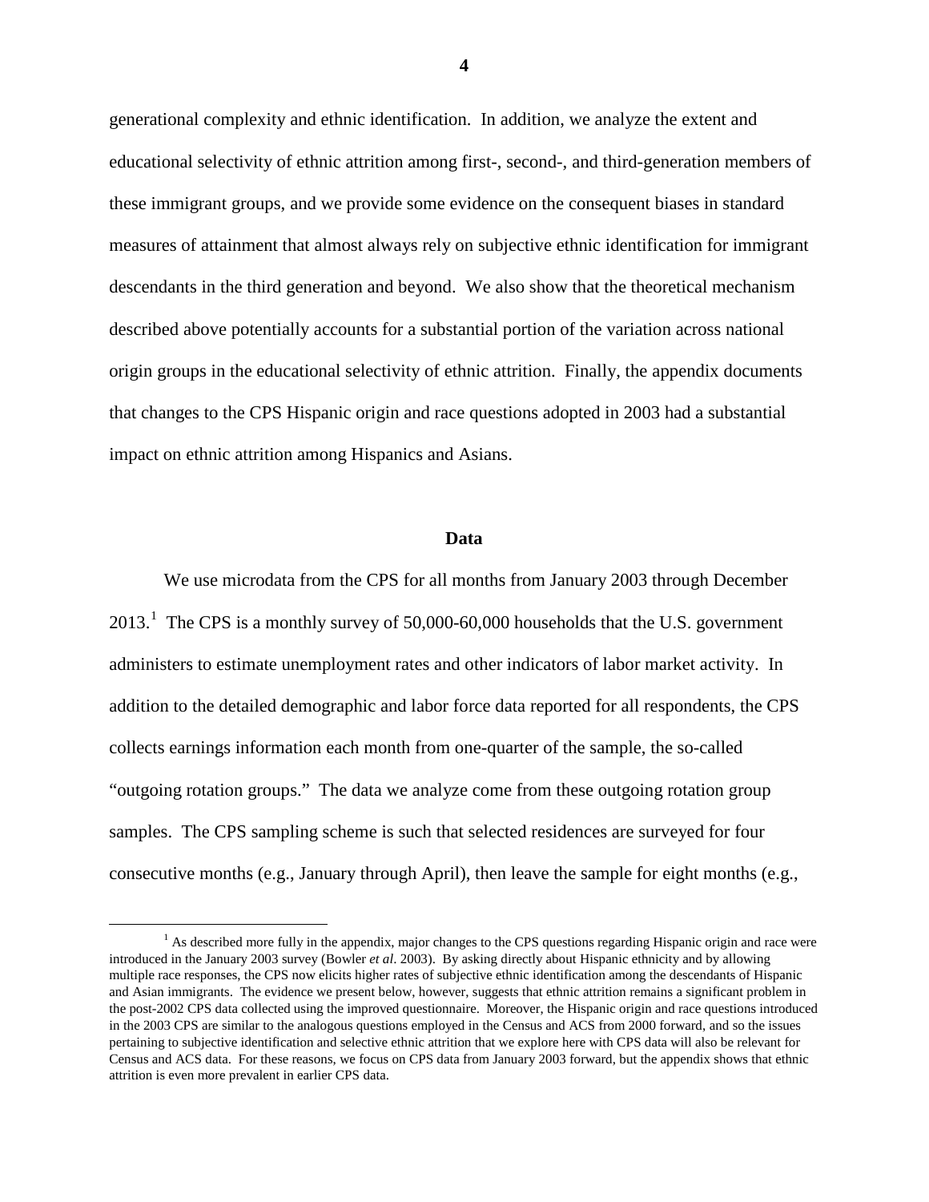generational complexity and ethnic identification. In addition, we analyze the extent and educational selectivity of ethnic attrition among first-, second-, and third-generation members of these immigrant groups, and we provide some evidence on the consequent biases in standard measures of attainment that almost always rely on subjective ethnic identification for immigrant descendants in the third generation and beyond. We also show that the theoretical mechanism described above potentially accounts for a substantial portion of the variation across national origin groups in the educational selectivity of ethnic attrition. Finally, the appendix documents that changes to the CPS Hispanic origin and race questions adopted in 2003 had a substantial impact on ethnic attrition among Hispanics and Asians.

## Data

We use microdata from the CPS for all months from January 2003 through December 2013.[1] The CPS is a monthly survey of 50,000-60,000 households that the U.S. government administers to estimate unemployment rates and other indicators of labor market activity. In addition to the detailed demographic and labor force data reported for all respondents, the CPS collects earnings information each month from one-quarter of the sample, the so-called "outgoing rotation groups." The data we analyze come from these outgoing rotation group samples. The CPS sampling scheme is such that selected residences are surveyed for four consecutive months (e.g., January through April), then leave the sample for eight months (e.g.,

[1] As described more fully in the appendix, major changes to the CPS questions regarding Hispanic origin and race were introduced in the January 2003 survey (Bowler *et al*. 2003). By asking directly about Hispanic ethnicity and by allowing multiple race responses, the CPS now elicits higher rates of subjective ethnic identification among the descendants of Hispanic and Asian immigrants. The evidence we present below, however, suggests that ethnic attrition remains a significant problem in the post-2002 CPS data collected using the improved questionnaire. Moreover, the Hispanic origin and race questions introduced in the 2003 CPS are similar to the analogous questions employed in the Census and ACS from 2000 forward, and so the issues pertaining to subjective identification and selective ethnic attrition that we explore here with CPS data will also be relevant for Census and ACS data. For these reasons, we focus on CPS data from January 2003 forward, but the appendix shows that ethnic attrition is even more prevalent in earlier CPS data.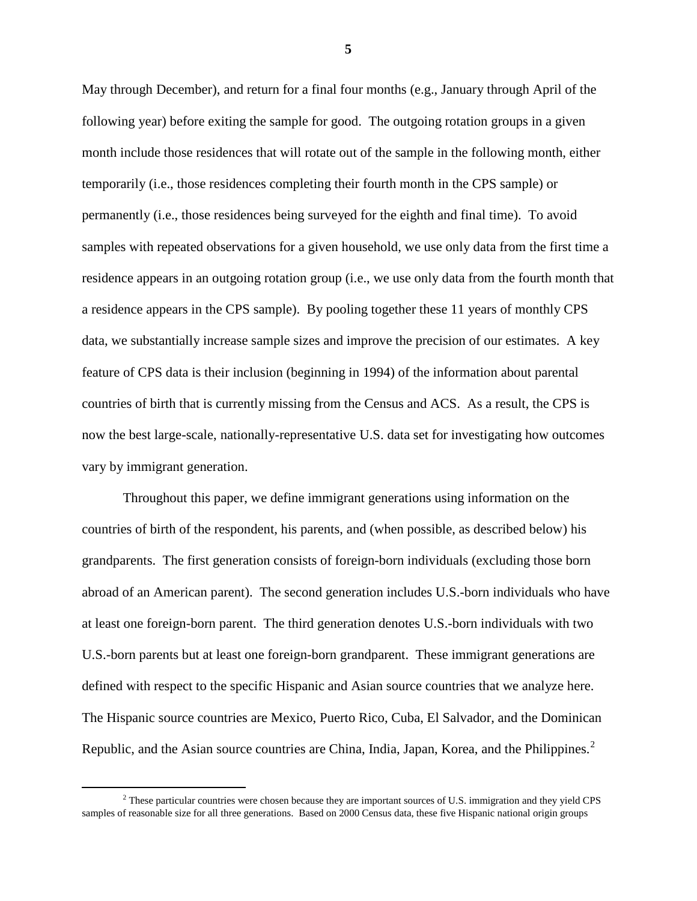May through December), and return for a final four months (e.g., January through April of the following year) before exiting the sample for good. The outgoing rotation groups in a given month include those residences that will rotate out of the sample in the following month, either temporarily (i.e., those residences completing their fourth month in the CPS sample) or permanently (i.e., those residences being surveyed for the eighth and final time). To avoid samples with repeated observations for a given household, we use only data from the first time a residence appears in an outgoing rotation group (i.e., we use only data from the fourth month that a residence appears in the CPS sample). By pooling together these 11 years of monthly CPS data, we substantially increase sample sizes and improve the precision of our estimates. A key feature of CPS data is their inclusion (beginning in 1994) of the information about parental countries of birth that is currently missing from the Census and ACS. As a result, the CPS is now the best large-scale, nationally-representative U.S. data set for investigating how outcomes vary by immigrant generation.

Throughout this paper, we define immigrant generations using information on the countries of birth of the respondent, his parents, and (when possible, as described below) his grandparents. The first generation consists of foreign-born individuals (excluding those born abroad of an American parent). The second generation includes U.S.-born individuals who have at least one foreign-born parent. The third generation denotes U.S.-born individuals with two U.S.-born parents but at least one foreign-born grandparent. These immigrant generations are defined with respect to the specific Hispanic and Asian source countries that we analyze here. The Hispanic source countries are Mexico, Puerto Rico, Cuba, El Salvador, and the Dominican Republic, and the Asian source countries are China, India, Japan, Korea, and the Philippines.[2]

[2] These particular countries were chosen because they are important sources of U.S. immigration and they yield CPS samples of reasonable size for all three generations. Based on 2000 Census data, these five Hispanic national origin groups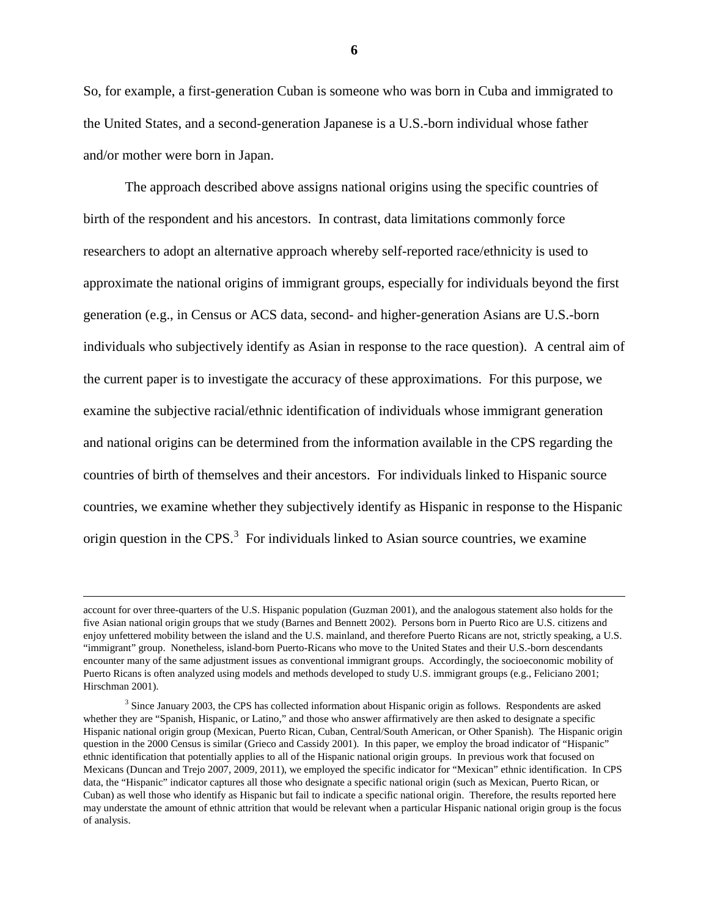So, for example, a first-generation Cuban is someone who was born in Cuba and immigrated to the United States, and a second-generation Japanese is a U.S.-born individual whose father and/or mother were born in Japan.

The approach described above assigns national origins using the specific countries of birth of the respondent and his ancestors. In contrast, data limitations commonly force researchers to adopt an alternative approach whereby self-reported race/ethnicity is used to approximate the national origins of immigrant groups, especially for individuals beyond the first generation (e.g., in Census or ACS data, second- and higher-generation Asians are U.S.-born individuals who subjectively identify as Asian in response to the race question). A central aim of the current paper is to investigate the accuracy of these approximations. For this purpose, we examine the subjective racial/ethnic identification of individuals whose immigrant generation and national origins can be determined from the information available in the CPS regarding the countries of birth of themselves and their ancestors. For individuals linked to Hispanic source countries, we examine whether they subjectively identify as Hispanic in response to the Hispanic origin question in the CPS.[3] For individuals linked to Asian source countries, we examine

---

account for over three-quarters of the U.S. Hispanic population (Guzman 2001), and the analogous statement also holds for the five Asian national origin groups that we study (Barnes and Bennett 2002). Persons born in Puerto Rico are U.S. citizens and enjoy unfettered mobility between the island and the U.S. mainland, and therefore Puerto Ricans are not, strictly speaking, a U.S. "immigrant" group. Nonetheless, island-born Puerto-Ricans who move to the United States and their U.S.-born descendants encounter many of the same adjustment issues as conventional immigrant groups. Accordingly, the socioeconomic mobility of Puerto Ricans is often analyzed using models and methods developed to study U.S. immigrant groups (e.g., Feliciano 2001; Hirschman 2001).

[3] Since January 2003, the CPS has collected information about Hispanic origin as follows. Respondents are asked whether they are "Spanish, Hispanic, or Latino," and those who answer affirmatively are then asked to designate a specific Hispanic national origin group (Mexican, Puerto Rican, Cuban, Central/South American, or Other Spanish). The Hispanic origin question in the 2000 Census is similar (Grieco and Cassidy 2001). In this paper, we employ the broad indicator of "Hispanic" ethnic identification that potentially applies to all of the Hispanic national origin groups. In previous work that focused on Mexicans (Duncan and Trejo 2007, 2009, 2011), we employed the specific indicator for "Mexican" ethnic identification. In CPS data, the "Hispanic" indicator captures all those who designate a specific national origin (such as Mexican, Puerto Rican, or Cuban) as well those who identify as Hispanic but fail to indicate a specific national origin. Therefore, the results reported here may understate the amount of ethnic attrition that would be relevant when a particular Hispanic national origin group is the focus of analysis.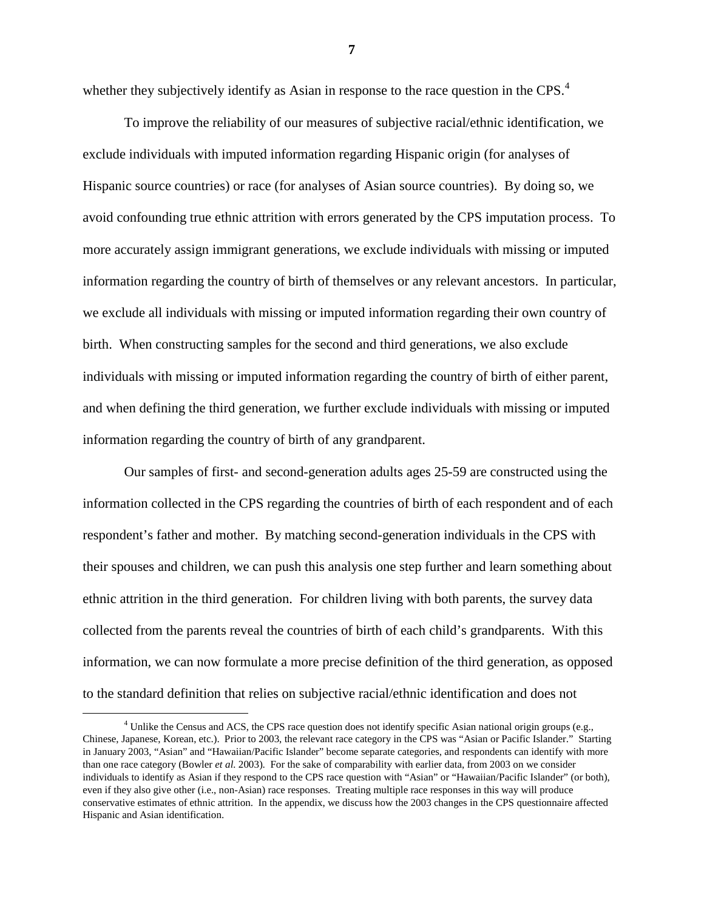whether they subjectively identify as Asian in response to the race question in the CPS.[4]

To improve the reliability of our measures of subjective racial/ethnic identification, we exclude individuals with imputed information regarding Hispanic origin (for analyses of Hispanic source countries) or race (for analyses of Asian source countries). By doing so, we avoid confounding true ethnic attrition with errors generated by the CPS imputation process. To more accurately assign immigrant generations, we exclude individuals with missing or imputed information regarding the country of birth of themselves or any relevant ancestors. In particular, we exclude all individuals with missing or imputed information regarding their own country of birth. When constructing samples for the second and third generations, we also exclude individuals with missing or imputed information regarding the country of birth of either parent, and when defining the third generation, we further exclude individuals with missing or imputed information regarding the country of birth of any grandparent.

Our samples of first- and second-generation adults ages 25-59 are constructed using the information collected in the CPS regarding the countries of birth of each respondent and of each respondent's father and mother. By matching second-generation individuals in the CPS with their spouses and children, we can push this analysis one step further and learn something about ethnic attrition in the third generation. For children living with both parents, the survey data collected from the parents reveal the countries of birth of each child's grandparents. With this information, we can now formulate a more precise definition of the third generation, as opposed to the standard definition that relies on subjective racial/ethnic identification and does not

[4] Unlike the Census and ACS, the CPS race question does not identify specific Asian national origin groups (e.g., Chinese, Japanese, Korean, etc.). Prior to 2003, the relevant race category in the CPS was "Asian or Pacific Islander." Starting in January 2003, "Asian" and "Hawaiian/Pacific Islander" become separate categories, and respondents can identify with more than one race category (Bowler *et al.* 2003). For the sake of comparability with earlier data, from 2003 on we consider individuals to identify as Asian if they respond to the CPS race question with "Asian" or "Hawaiian/Pacific Islander" (or both), even if they also give other (i.e., non-Asian) race responses. Treating multiple race responses in this way will produce conservative estimates of ethnic attrition. In the appendix, we discuss how the 2003 changes in the CPS questionnaire affected Hispanic and Asian identification.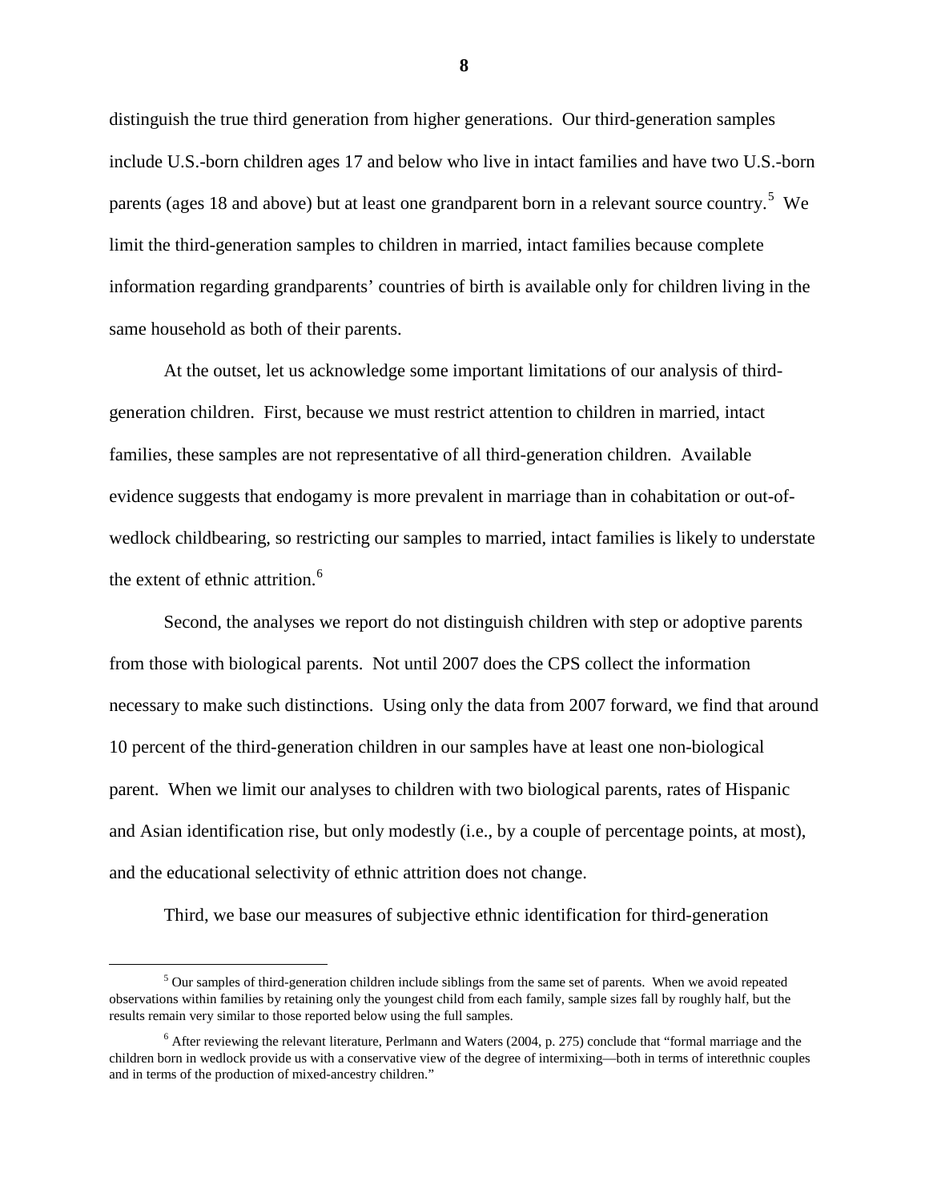distinguish the true third generation from higher generations. Our third-generation samples include U.S.-born children ages 17 and below who live in intact families and have two U.S.-born parents (ages 18 and above) but at least one grandparent born in a relevant source country.[5] We limit the third-generation samples to children in married, intact families because complete information regarding grandparents' countries of birth is available only for children living in the same household as both of their parents.

At the outset, let us acknowledge some important limitations of our analysis of third-generation children. First, because we must restrict attention to children in married, intact families, these samples are not representative of all third-generation children. Available evidence suggests that endogamy is more prevalent in marriage than in cohabitation or out-of-wedlock childbearing, so restricting our samples to married, intact families is likely to understate the extent of ethnic attrition.[6]

Second, the analyses we report do not distinguish children with step or adoptive parents from those with biological parents. Not until 2007 does the CPS collect the information necessary to make such distinctions. Using only the data from 2007 forward, we find that around 10 percent of the third-generation children in our samples have at least one non-biological parent. When we limit our analyses to children with two biological parents, rates of Hispanic and Asian identification rise, but only modestly (i.e., by a couple of percentage points, at most), and the educational selectivity of ethnic attrition does not change.

Third, we base our measures of subjective ethnic identification for third-generation

---

[5] Our samples of third-generation children include siblings from the same set of parents. When we avoid repeated observations within families by retaining only the youngest child from each family, sample sizes fall by roughly half, but the results remain very similar to those reported below using the full samples.

[6] After reviewing the relevant literature, Perlmann and Waters (2004, p. 275) conclude that "formal marriage and the children born in wedlock provide us with a conservative view of the degree of intermixing—both in terms of interethnic couples and in terms of the production of mixed-ancestry children."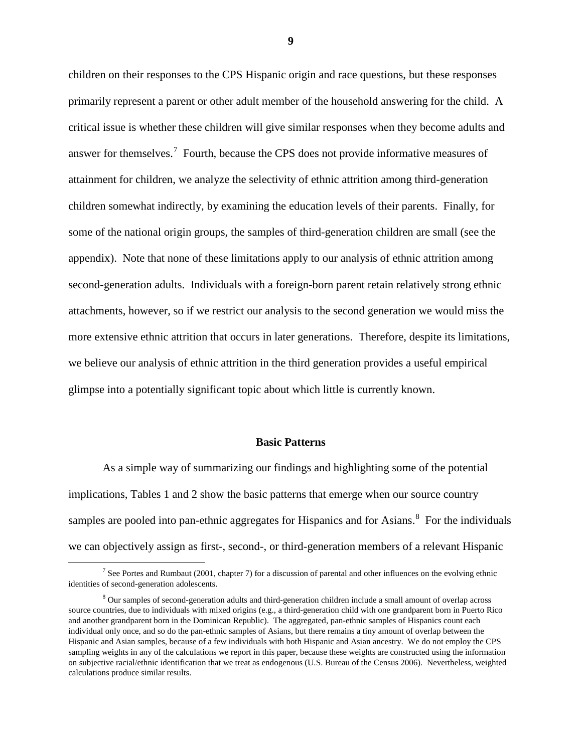children on their responses to the CPS Hispanic origin and race questions, but these responses primarily represent a parent or other adult member of the household answering for the child. A critical issue is whether these children will give similar responses when they become adults and answer for themselves.[7] Fourth, because the CPS does not provide informative measures of attainment for children, we analyze the selectivity of ethnic attrition among third-generation children somewhat indirectly, by examining the education levels of their parents. Finally, for some of the national origin groups, the samples of third-generation children are small (see the appendix). Note that none of these limitations apply to our analysis of ethnic attrition among second-generation adults. Individuals with a foreign-born parent retain relatively strong ethnic attachments, however, so if we restrict our analysis to the second generation we would miss the more extensive ethnic attrition that occurs in later generations. Therefore, despite its limitations, we believe our analysis of ethnic attrition in the third generation provides a useful empirical glimpse into a potentially significant topic about which little is currently known.

## Basic Patterns

As a simple way of summarizing our findings and highlighting some of the potential implications, Tables 1 and 2 show the basic patterns that emerge when our source country samples are pooled into pan-ethnic aggregates for Hispanics and for Asians.[8] For the individuals we can objectively assign as first-, second-, or third-generation members of a relevant Hispanic

[7] See Portes and Rumbaut (2001, chapter 7) for a discussion of parental and other influences on the evolving ethnic identities of second-generation adolescents.

[8] Our samples of second-generation adults and third-generation children include a small amount of overlap across source countries, due to individuals with mixed origins (e.g., a third-generation child with one grandparent born in Puerto Rico and another grandparent born in the Dominican Republic). The aggregated, pan-ethnic samples of Hispanics count each individual only once, and so do the pan-ethnic samples of Asians, but there remains a tiny amount of overlap between the Hispanic and Asian samples, because of a few individuals with both Hispanic and Asian ancestry. We do not employ the CPS sampling weights in any of the calculations we report in this paper, because these weights are constructed using the information on subjective racial/ethnic identification that we treat as endogenous (U.S. Bureau of the Census 2006). Nevertheless, weighted calculations produce similar results.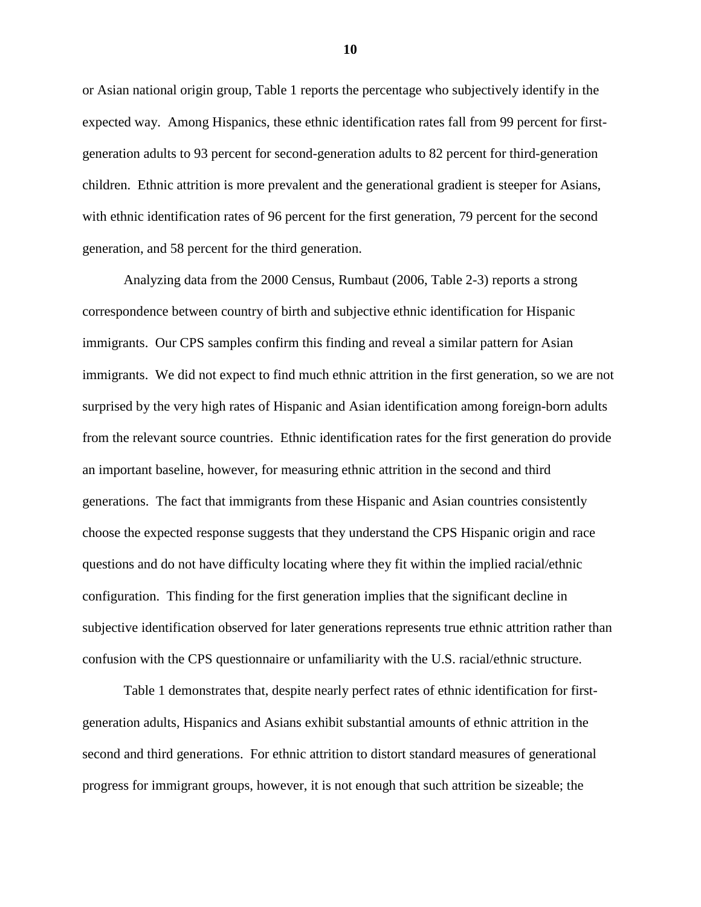or Asian national origin group, Table 1 reports the percentage who subjectively identify in the expected way. Among Hispanics, these ethnic identification rates fall from 99 percent for first-generation adults to 93 percent for second-generation adults to 82 percent for third-generation children. Ethnic attrition is more prevalent and the generational gradient is steeper for Asians, with ethnic identification rates of 96 percent for the first generation, 79 percent for the second generation, and 58 percent for the third generation.

Analyzing data from the 2000 Census, Rumbaut (2006, Table 2-3) reports a strong correspondence between country of birth and subjective ethnic identification for Hispanic immigrants. Our CPS samples confirm this finding and reveal a similar pattern for Asian immigrants. We did not expect to find much ethnic attrition in the first generation, so we are not surprised by the very high rates of Hispanic and Asian identification among foreign-born adults from the relevant source countries. Ethnic identification rates for the first generation do provide an important baseline, however, for measuring ethnic attrition in the second and third generations. The fact that immigrants from these Hispanic and Asian countries consistently choose the expected response suggests that they understand the CPS Hispanic origin and race questions and do not have difficulty locating where they fit within the implied racial/ethnic configuration. This finding for the first generation implies that the significant decline in subjective identification observed for later generations represents true ethnic attrition rather than confusion with the CPS questionnaire or unfamiliarity with the U.S. racial/ethnic structure.

Table 1 demonstrates that, despite nearly perfect rates of ethnic identification for first-generation adults, Hispanics and Asians exhibit substantial amounts of ethnic attrition in the second and third generations. For ethnic attrition to distort standard measures of generational progress for immigrant groups, however, it is not enough that such attrition be sizeable; the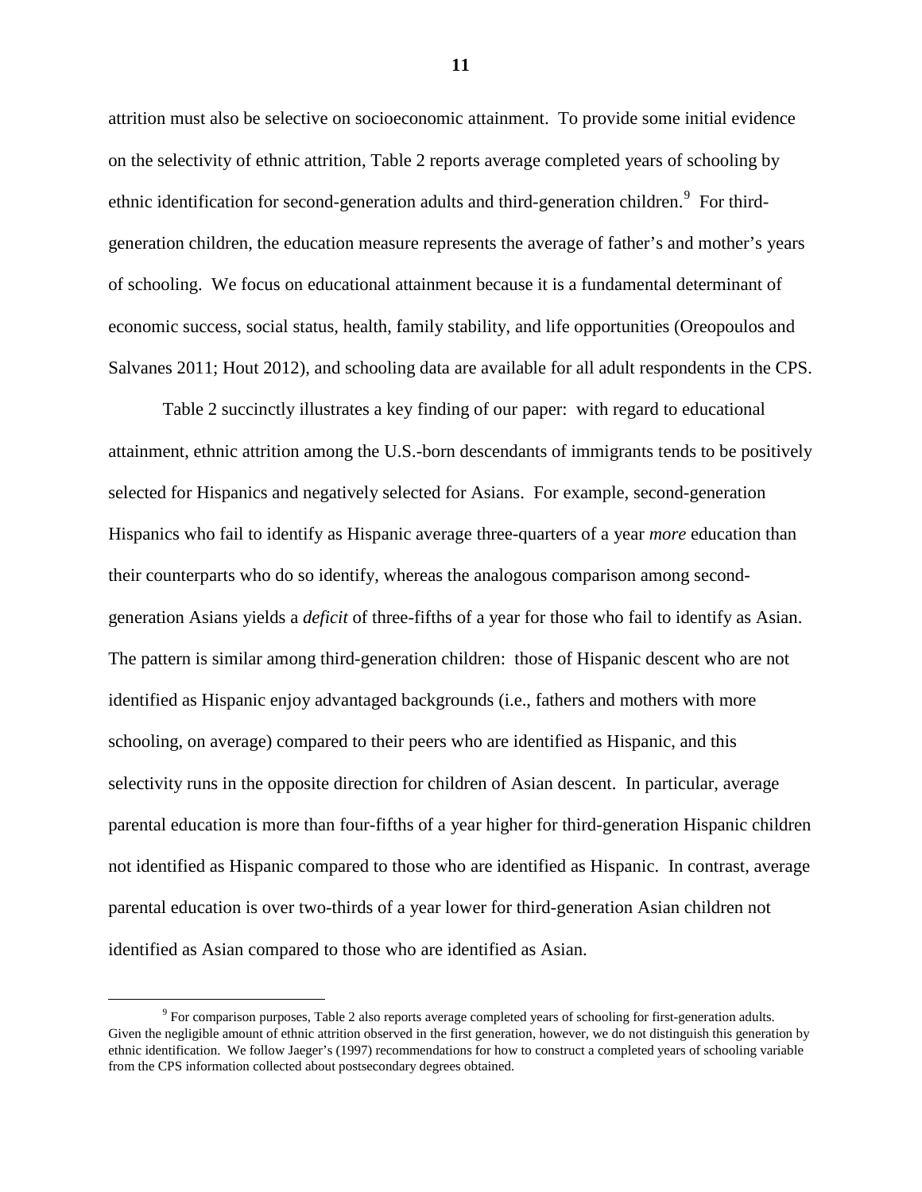attrition must also be selective on socioeconomic attainment. To provide some initial evidence on the selectivity of ethnic attrition, Table 2 reports average completed years of schooling by ethnic identification for second-generation adults and third-generation children.[9] For third-generation children, the education measure represents the average of father's and mother's years of schooling. We focus on educational attainment because it is a fundamental determinant of economic success, social status, health, family stability, and life opportunities (Oreopoulos and Salvanes 2011; Hout 2012), and schooling data are available for all adult respondents in the CPS.

Table 2 succinctly illustrates a key finding of our paper: with regard to educational attainment, ethnic attrition among the U.S.-born descendants of immigrants tends to be positively selected for Hispanics and negatively selected for Asians. For example, second-generation Hispanics who fail to identify as Hispanic average three-quarters of a year *more* education than their counterparts who do so identify, whereas the analogous comparison among second-generation Asians yields a *deficit* of three-fifths of a year for those who fail to identify as Asian. The pattern is similar among third-generation children: those of Hispanic descent who are not identified as Hispanic enjoy advantaged backgrounds (i.e., fathers and mothers with more schooling, on average) compared to their peers who are identified as Hispanic, and this selectivity runs in the opposite direction for children of Asian descent. In particular, average parental education is more than four-fifths of a year higher for third-generation Hispanic children not identified as Hispanic compared to those who are identified as Hispanic. In contrast, average parental education is over two-thirds of a year lower for third-generation Asian children not identified as Asian compared to those who are identified as Asian.

[9] For comparison purposes, Table 2 also reports average completed years of schooling for first-generation adults. Given the negligible amount of ethnic attrition observed in the first generation, however, we do not distinguish this generation by ethnic identification. We follow Jaeger's (1997) recommendations for how to construct a completed years of schooling variable from the CPS information collected about postsecondary degrees obtained.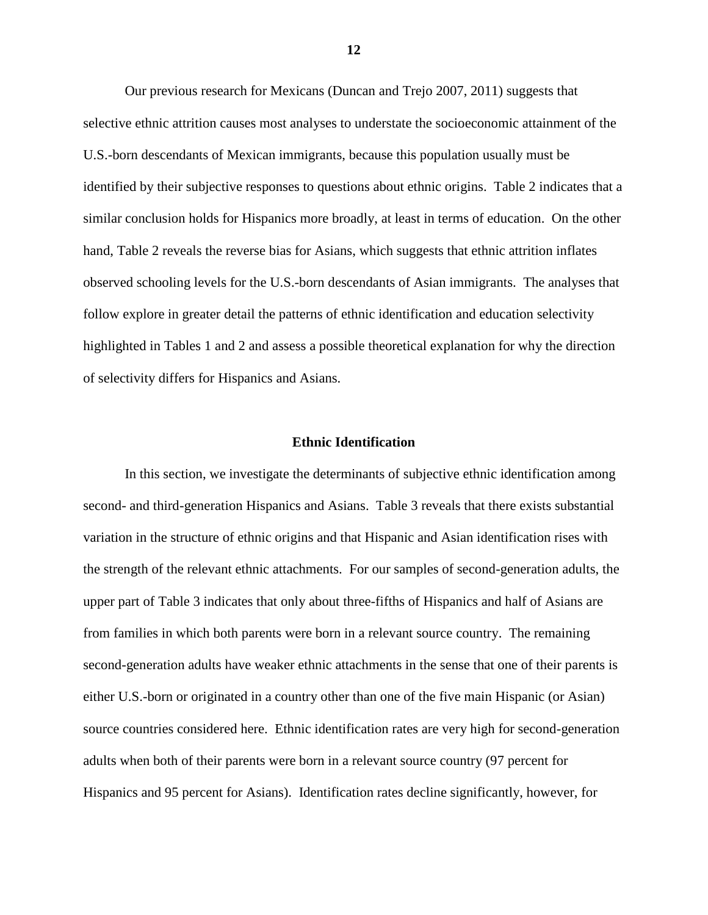Our previous research for Mexicans (Duncan and Trejo 2007, 2011) suggests that selective ethnic attrition causes most analyses to understate the socioeconomic attainment of the U.S.-born descendants of Mexican immigrants, because this population usually must be identified by their subjective responses to questions about ethnic origins. Table 2 indicates that a similar conclusion holds for Hispanics more broadly, at least in terms of education. On the other hand, Table 2 reveals the reverse bias for Asians, which suggests that ethnic attrition inflates observed schooling levels for the U.S.-born descendants of Asian immigrants. The analyses that follow explore in greater detail the patterns of ethnic identification and education selectivity highlighted in Tables 1 and 2 and assess a possible theoretical explanation for why the direction of selectivity differs for Hispanics and Asians.

## Ethnic Identification

In this section, we investigate the determinants of subjective ethnic identification among second- and third-generation Hispanics and Asians. Table 3 reveals that there exists substantial variation in the structure of ethnic origins and that Hispanic and Asian identification rises with the strength of the relevant ethnic attachments. For our samples of second-generation adults, the upper part of Table 3 indicates that only about three-fifths of Hispanics and half of Asians are from families in which both parents were born in a relevant source country. The remaining second-generation adults have weaker ethnic attachments in the sense that one of their parents is either U.S.-born or originated in a country other than one of the five main Hispanic (or Asian) source countries considered here. Ethnic identification rates are very high for second-generation adults when both of their parents were born in a relevant source country (97 percent for Hispanics and 95 percent for Asians). Identification rates decline significantly, however, for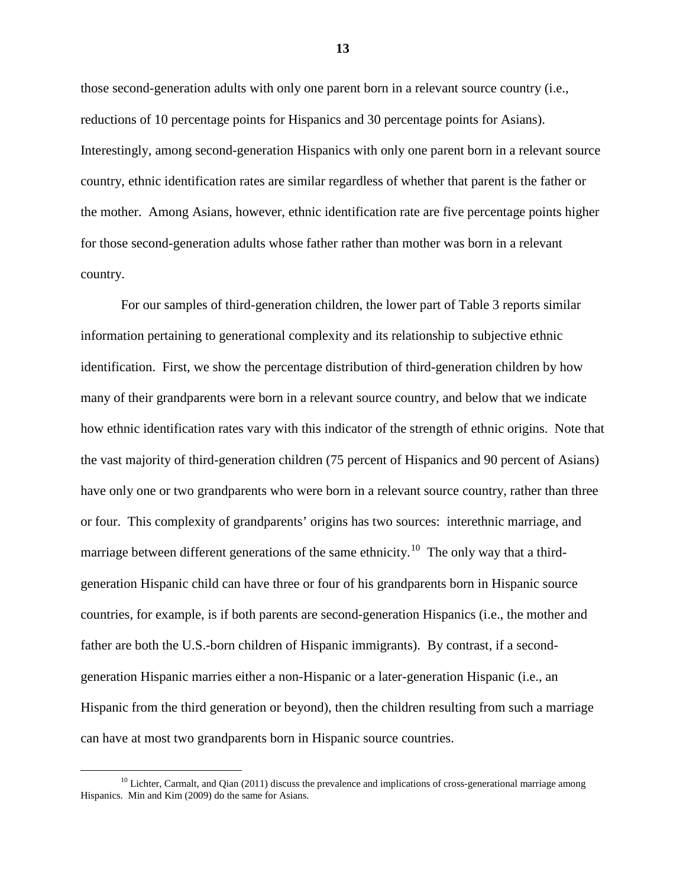those second-generation adults with only one parent born in a relevant source country (i.e., reductions of 10 percentage points for Hispanics and 30 percentage points for Asians). Interestingly, among second-generation Hispanics with only one parent born in a relevant source country, ethnic identification rates are similar regardless of whether that parent is the father or the mother. Among Asians, however, ethnic identification rate are five percentage points higher for those second-generation adults whose father rather than mother was born in a relevant country.

For our samples of third-generation children, the lower part of Table 3 reports similar information pertaining to generational complexity and its relationship to subjective ethnic identification. First, we show the percentage distribution of third-generation children by how many of their grandparents were born in a relevant source country, and below that we indicate how ethnic identification rates vary with this indicator of the strength of ethnic origins. Note that the vast majority of third-generation children (75 percent of Hispanics and 90 percent of Asians) have only one or two grandparents who were born in a relevant source country, rather than three or four. This complexity of grandparents' origins has two sources: interethnic marriage, and marriage between different generations of the same ethnicity.[10] The only way that a third-generation Hispanic child can have three or four of his grandparents born in Hispanic source countries, for example, is if both parents are second-generation Hispanics (i.e., the mother and father are both the U.S.-born children of Hispanic immigrants). By contrast, if a second-generation Hispanic marries either a non-Hispanic or a later-generation Hispanic (i.e., an Hispanic from the third generation or beyond), then the children resulting from such a marriage can have at most two grandparents born in Hispanic source countries.

[10] Lichter, Carmalt, and Qian (2011) discuss the prevalence and implications of cross-generational marriage among Hispanics. Min and Kim (2009) do the same for Asians.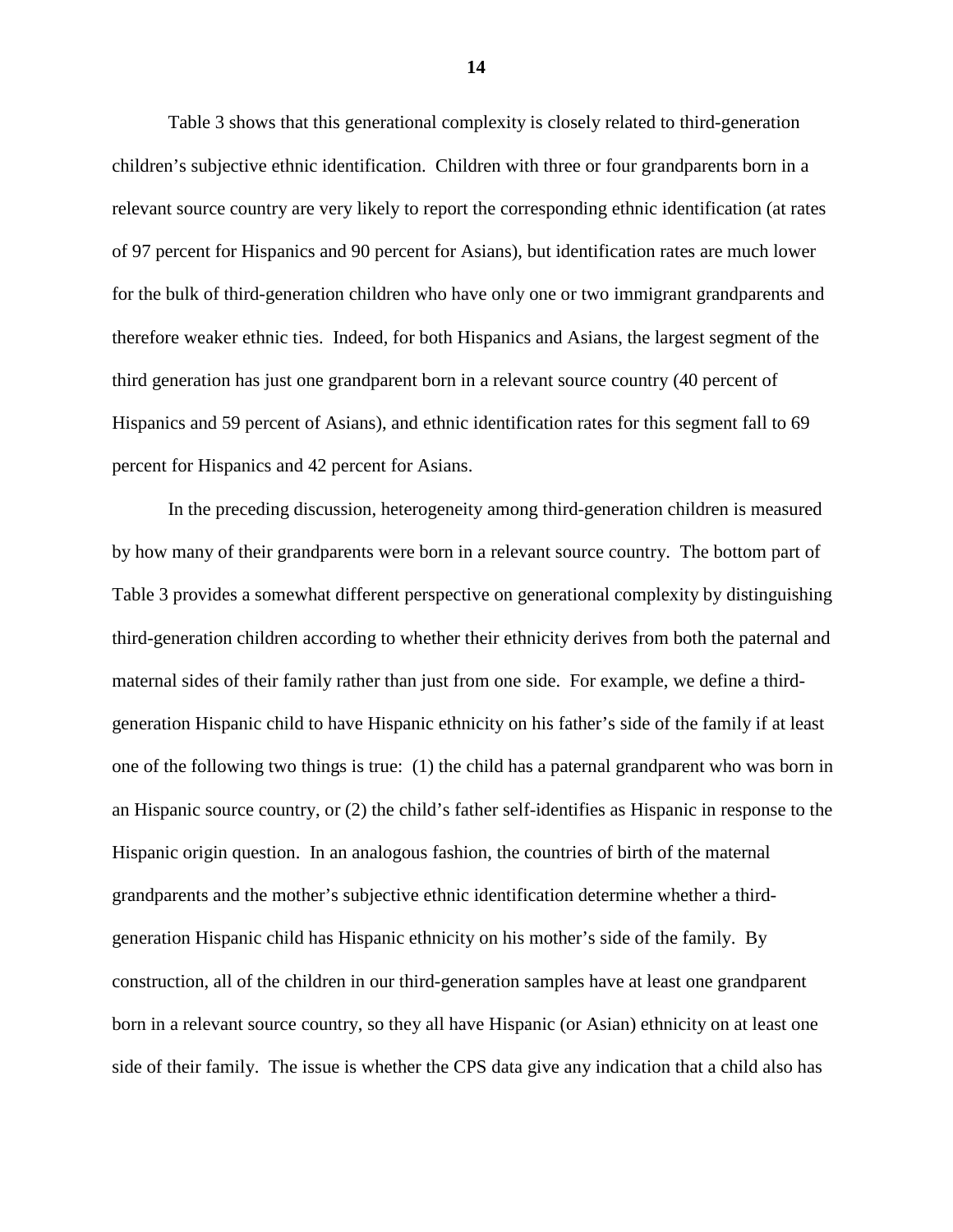Table 3 shows that this generational complexity is closely related to third-generation children's subjective ethnic identification. Children with three or four grandparents born in a relevant source country are very likely to report the corresponding ethnic identification (at rates of 97 percent for Hispanics and 90 percent for Asians), but identification rates are much lower for the bulk of third-generation children who have only one or two immigrant grandparents and therefore weaker ethnic ties. Indeed, for both Hispanics and Asians, the largest segment of the third generation has just one grandparent born in a relevant source country (40 percent of Hispanics and 59 percent of Asians), and ethnic identification rates for this segment fall to 69 percent for Hispanics and 42 percent for Asians.

In the preceding discussion, heterogeneity among third-generation children is measured by how many of their grandparents were born in a relevant source country. The bottom part of Table 3 provides a somewhat different perspective on generational complexity by distinguishing third-generation children according to whether their ethnicity derives from both the paternal and maternal sides of their family rather than just from one side. For example, we define a third-generation Hispanic child to have Hispanic ethnicity on his father's side of the family if at least one of the following two things is true: (1) the child has a paternal grandparent who was born in an Hispanic source country, or (2) the child's father self-identifies as Hispanic in response to the Hispanic origin question. In an analogous fashion, the countries of birth of the maternal grandparents and the mother's subjective ethnic identification determine whether a third-generation Hispanic child has Hispanic ethnicity on his mother's side of the family. By construction, all of the children in our third-generation samples have at least one grandparent born in a relevant source country, so they all have Hispanic (or Asian) ethnicity on at least one side of their family. The issue is whether the CPS data give any indication that a child also has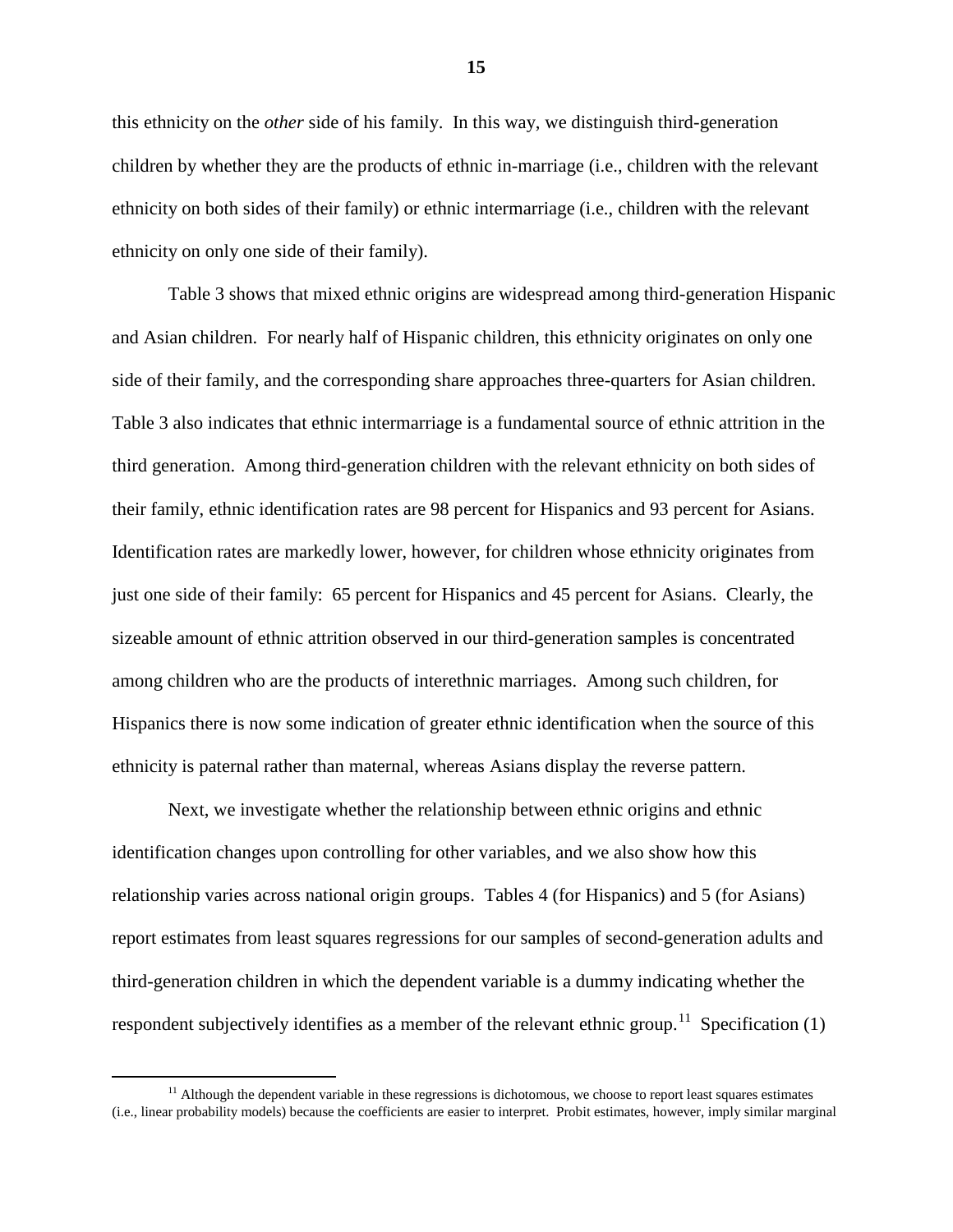this ethnicity on the *other* side of his family. In this way, we distinguish third-generation children by whether they are the products of ethnic in-marriage (i.e., children with the relevant ethnicity on both sides of their family) or ethnic intermarriage (i.e., children with the relevant ethnicity on only one side of their family).

Table 3 shows that mixed ethnic origins are widespread among third-generation Hispanic and Asian children. For nearly half of Hispanic children, this ethnicity originates on only one side of their family, and the corresponding share approaches three-quarters for Asian children. Table 3 also indicates that ethnic intermarriage is a fundamental source of ethnic attrition in the third generation. Among third-generation children with the relevant ethnicity on both sides of their family, ethnic identification rates are 98 percent for Hispanics and 93 percent for Asians. Identification rates are markedly lower, however, for children whose ethnicity originates from just one side of their family: 65 percent for Hispanics and 45 percent for Asians. Clearly, the sizeable amount of ethnic attrition observed in our third-generation samples is concentrated among children who are the products of interethnic marriages. Among such children, for Hispanics there is now some indication of greater ethnic identification when the source of this ethnicity is paternal rather than maternal, whereas Asians display the reverse pattern.

Next, we investigate whether the relationship between ethnic origins and ethnic identification changes upon controlling for other variables, and we also show how this relationship varies across national origin groups. Tables 4 (for Hispanics) and 5 (for Asians) report estimates from least squares regressions for our samples of second-generation adults and third-generation children in which the dependent variable is a dummy indicating whether the respondent subjectively identifies as a member of the relevant ethnic group.[11] Specification (1)

[11] Although the dependent variable in these regressions is dichotomous, we choose to report least squares estimates (i.e., linear probability models) because the coefficients are easier to interpret. Probit estimates, however, imply similar marginal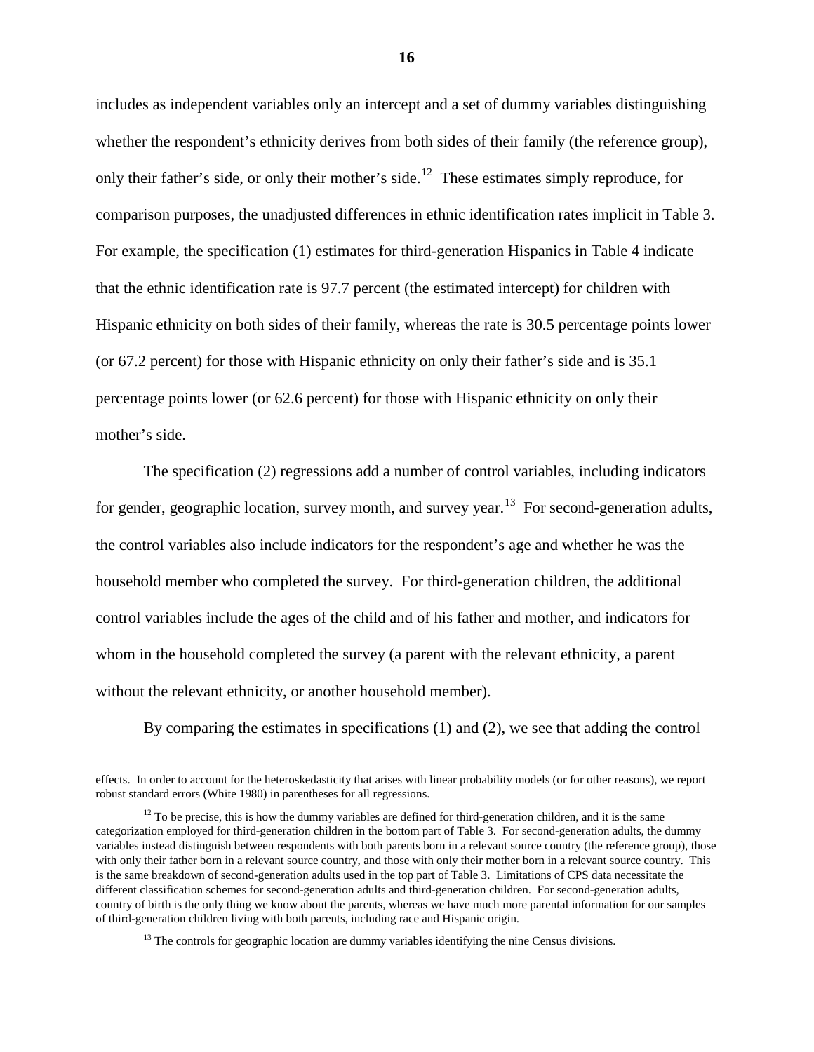includes as independent variables only an intercept and a set of dummy variables distinguishing whether the respondent's ethnicity derives from both sides of their family (the reference group), only their father's side, or only their mother's side.[12] These estimates simply reproduce, for comparison purposes, the unadjusted differences in ethnic identification rates implicit in Table 3. For example, the specification (1) estimates for third-generation Hispanics in Table 4 indicate that the ethnic identification rate is 97.7 percent (the estimated intercept) for children with Hispanic ethnicity on both sides of their family, whereas the rate is 30.5 percentage points lower (or 67.2 percent) for those with Hispanic ethnicity on only their father's side and is 35.1 percentage points lower (or 62.6 percent) for those with Hispanic ethnicity on only their mother's side.

The specification (2) regressions add a number of control variables, including indicators for gender, geographic location, survey month, and survey year.[13] For second-generation adults, the control variables also include indicators for the respondent's age and whether he was the household member who completed the survey. For third-generation children, the additional control variables include the ages of the child and of his father and mother, and indicators for whom in the household completed the survey (a parent with the relevant ethnicity, a parent without the relevant ethnicity, or another household member).

By comparing the estimates in specifications (1) and (2), we see that adding the control

---

effects. In order to account for the heteroskedasticity that arises with linear probability models (or for other reasons), we report robust standard errors (White 1980) in parentheses for all regressions.

[12] To be precise, this is how the dummy variables are defined for third-generation children, and it is the same categorization employed for third-generation children in the bottom part of Table 3. For second-generation adults, the dummy variables instead distinguish between respondents with both parents born in a relevant source country (the reference group), those with only their father born in a relevant source country, and those with only their mother born in a relevant source country. This is the same breakdown of second-generation adults used in the top part of Table 3. Limitations of CPS data necessitate the different classification schemes for second-generation adults and third-generation children. For second-generation adults, country of birth is the only thing we know about the parents, whereas we have much more parental information for our samples of third-generation children living with both parents, including race and Hispanic origin.

[13] The controls for geographic location are dummy variables identifying the nine Census divisions.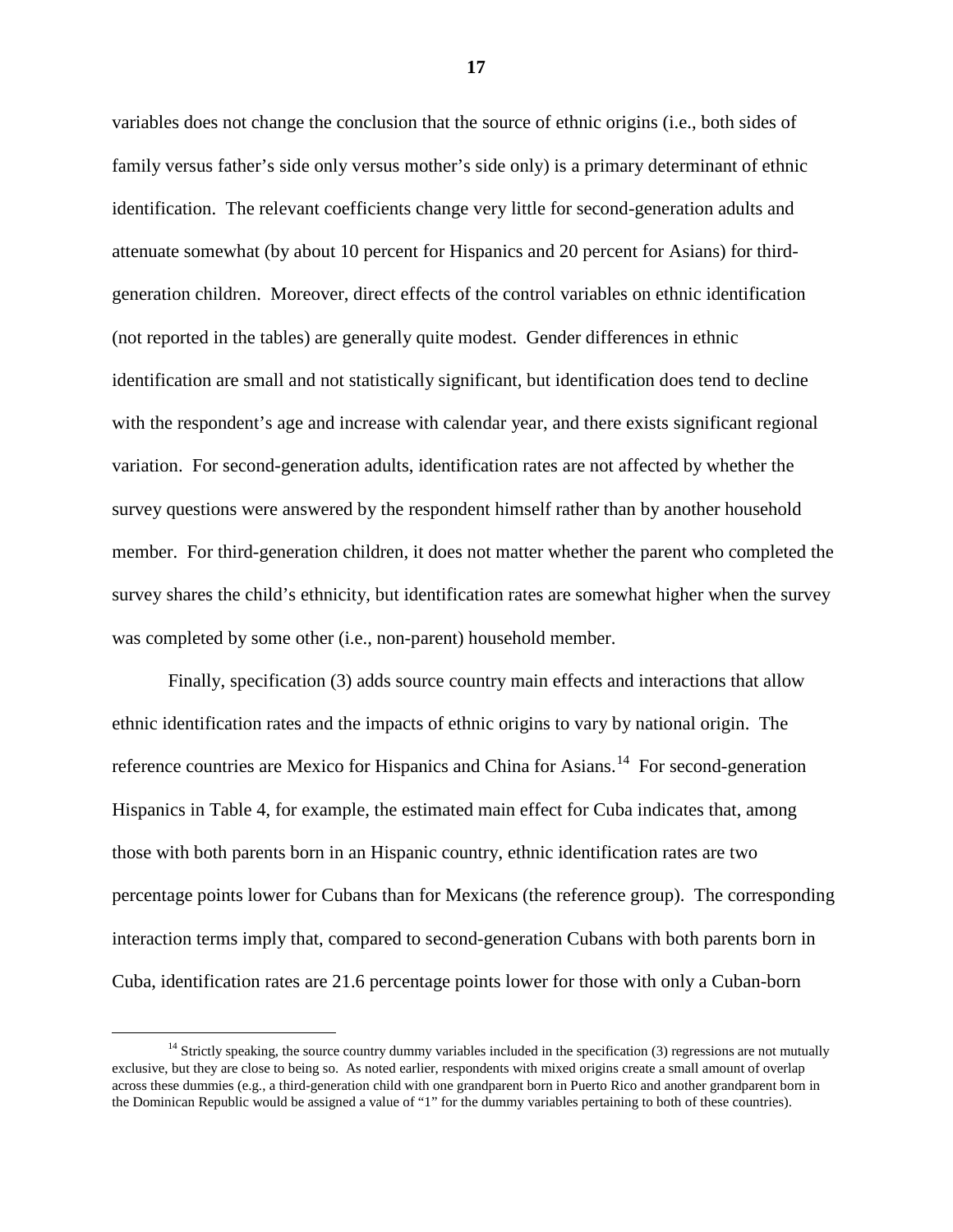variables does not change the conclusion that the source of ethnic origins (i.e., both sides of family versus father's side only versus mother's side only) is a primary determinant of ethnic identification. The relevant coefficients change very little for second-generation adults and attenuate somewhat (by about 10 percent for Hispanics and 20 percent for Asians) for third-generation children. Moreover, direct effects of the control variables on ethnic identification (not reported in the tables) are generally quite modest. Gender differences in ethnic identification are small and not statistically significant, but identification does tend to decline with the respondent's age and increase with calendar year, and there exists significant regional variation. For second-generation adults, identification rates are not affected by whether the survey questions were answered by the respondent himself rather than by another household member. For third-generation children, it does not matter whether the parent who completed the survey shares the child's ethnicity, but identification rates are somewhat higher when the survey was completed by some other (i.e., non-parent) household member.

Finally, specification (3) adds source country main effects and interactions that allow ethnic identification rates and the impacts of ethnic origins to vary by national origin. The reference countries are Mexico for Hispanics and China for Asians.[14] For second-generation Hispanics in Table 4, for example, the estimated main effect for Cuba indicates that, among those with both parents born in an Hispanic country, ethnic identification rates are two percentage points lower for Cubans than for Mexicans (the reference group). The corresponding interaction terms imply that, compared to second-generation Cubans with both parents born in Cuba, identification rates are 21.6 percentage points lower for those with only a Cuban-born

[14] Strictly speaking, the source country dummy variables included in the specification (3) regressions are not mutually exclusive, but they are close to being so. As noted earlier, respondents with mixed origins create a small amount of overlap across these dummies (e.g., a third-generation child with one grandparent born in Puerto Rico and another grandparent born in the Dominican Republic would be assigned a value of "1" for the dummy variables pertaining to both of these countries).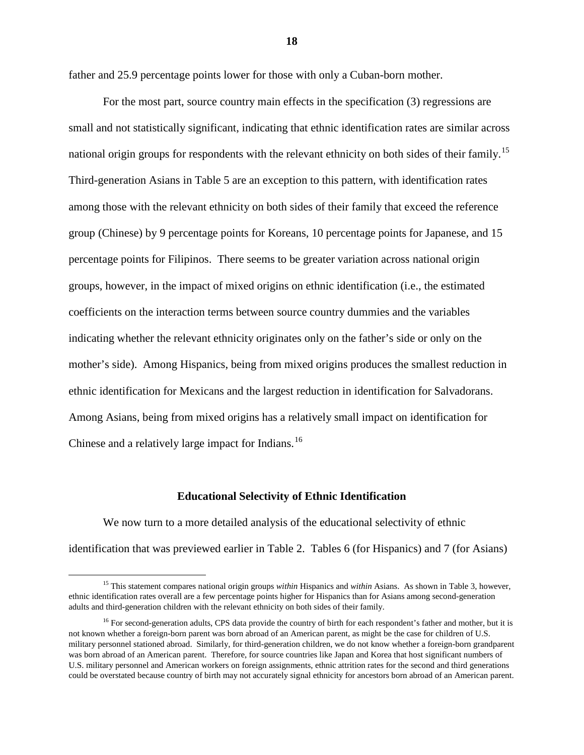father and 25.9 percentage points lower for those with only a Cuban-born mother.

For the most part, source country main effects in the specification (3) regressions are small and not statistically significant, indicating that ethnic identification rates are similar across national origin groups for respondents with the relevant ethnicity on both sides of their family.[15] Third-generation Asians in Table 5 are an exception to this pattern, with identification rates among those with the relevant ethnicity on both sides of their family that exceed the reference group (Chinese) by 9 percentage points for Koreans, 10 percentage points for Japanese, and 15 percentage points for Filipinos. There seems to be greater variation across national origin groups, however, in the impact of mixed origins on ethnic identification (i.e., the estimated coefficients on the interaction terms between source country dummies and the variables indicating whether the relevant ethnicity originates only on the father's side or only on the mother's side). Among Hispanics, being from mixed origins produces the smallest reduction in ethnic identification for Mexicans and the largest reduction in identification for Salvadorans. Among Asians, being from mixed origins has a relatively small impact on identification for Chinese and a relatively large impact for Indians.[16]

## Educational Selectivity of Ethnic Identification

We now turn to a more detailed analysis of the educational selectivity of ethnic identification that was previewed earlier in Table 2. Tables 6 (for Hispanics) and 7 (for Asians)

[15] This statement compares national origin groups *within* Hispanics and *within* Asians. As shown in Table 3, however, ethnic identification rates overall are a few percentage points higher for Hispanics than for Asians among second-generation adults and third-generation children with the relevant ethnicity on both sides of their family.

[16] For second-generation adults, CPS data provide the country of birth for each respondent's father and mother, but it is not known whether a foreign-born parent was born abroad of an American parent, as might be the case for children of U.S. military personnel stationed abroad. Similarly, for third-generation children, we do not know whether a foreign-born grandparent was born abroad of an American parent. Therefore, for source countries like Japan and Korea that host significant numbers of U.S. military personnel and American workers on foreign assignments, ethnic attrition rates for the second and third generations could be overstated because country of birth may not accurately signal ethnicity for ancestors born abroad of an American parent.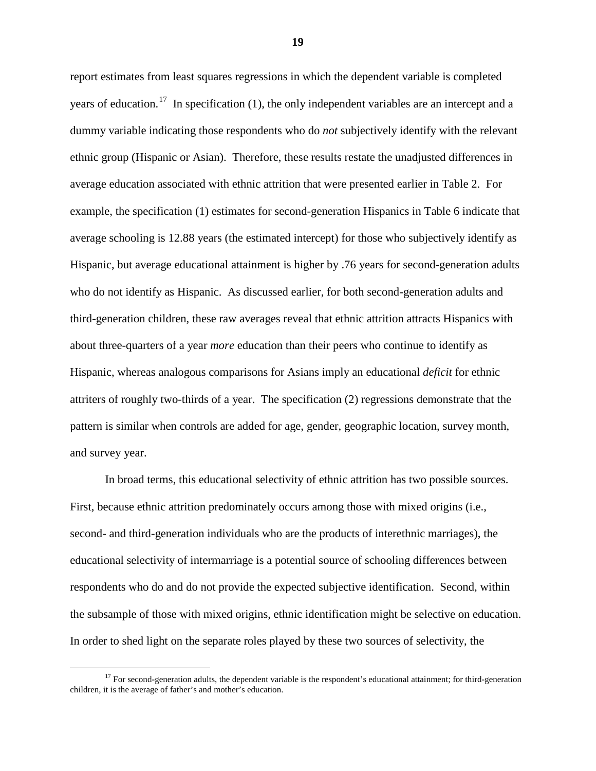report estimates from least squares regressions in which the dependent variable is completed years of education.[17] In specification (1), the only independent variables are an intercept and a dummy variable indicating those respondents who do *not* subjectively identify with the relevant ethnic group (Hispanic or Asian). Therefore, these results restate the unadjusted differences in average education associated with ethnic attrition that were presented earlier in Table 2. For example, the specification (1) estimates for second-generation Hispanics in Table 6 indicate that average schooling is 12.88 years (the estimated intercept) for those who subjectively identify as Hispanic, but average educational attainment is higher by .76 years for second-generation adults who do not identify as Hispanic. As discussed earlier, for both second-generation adults and third-generation children, these raw averages reveal that ethnic attrition attracts Hispanics with about three-quarters of a year *more* education than their peers who continue to identify as Hispanic, whereas analogous comparisons for Asians imply an educational *deficit* for ethnic attriters of roughly two-thirds of a year. The specification (2) regressions demonstrate that the pattern is similar when controls are added for age, gender, geographic location, survey month, and survey year.

In broad terms, this educational selectivity of ethnic attrition has two possible sources. First, because ethnic attrition predominately occurs among those with mixed origins (i.e., second- and third-generation individuals who are the products of interethnic marriages), the educational selectivity of intermarriage is a potential source of schooling differences between respondents who do and do not provide the expected subjective identification. Second, within the subsample of those with mixed origins, ethnic identification might be selective on education. In order to shed light on the separate roles played by these two sources of selectivity, the

[17] For second-generation adults, the dependent variable is the respondent's educational attainment; for third-generation children, it is the average of father's and mother's education.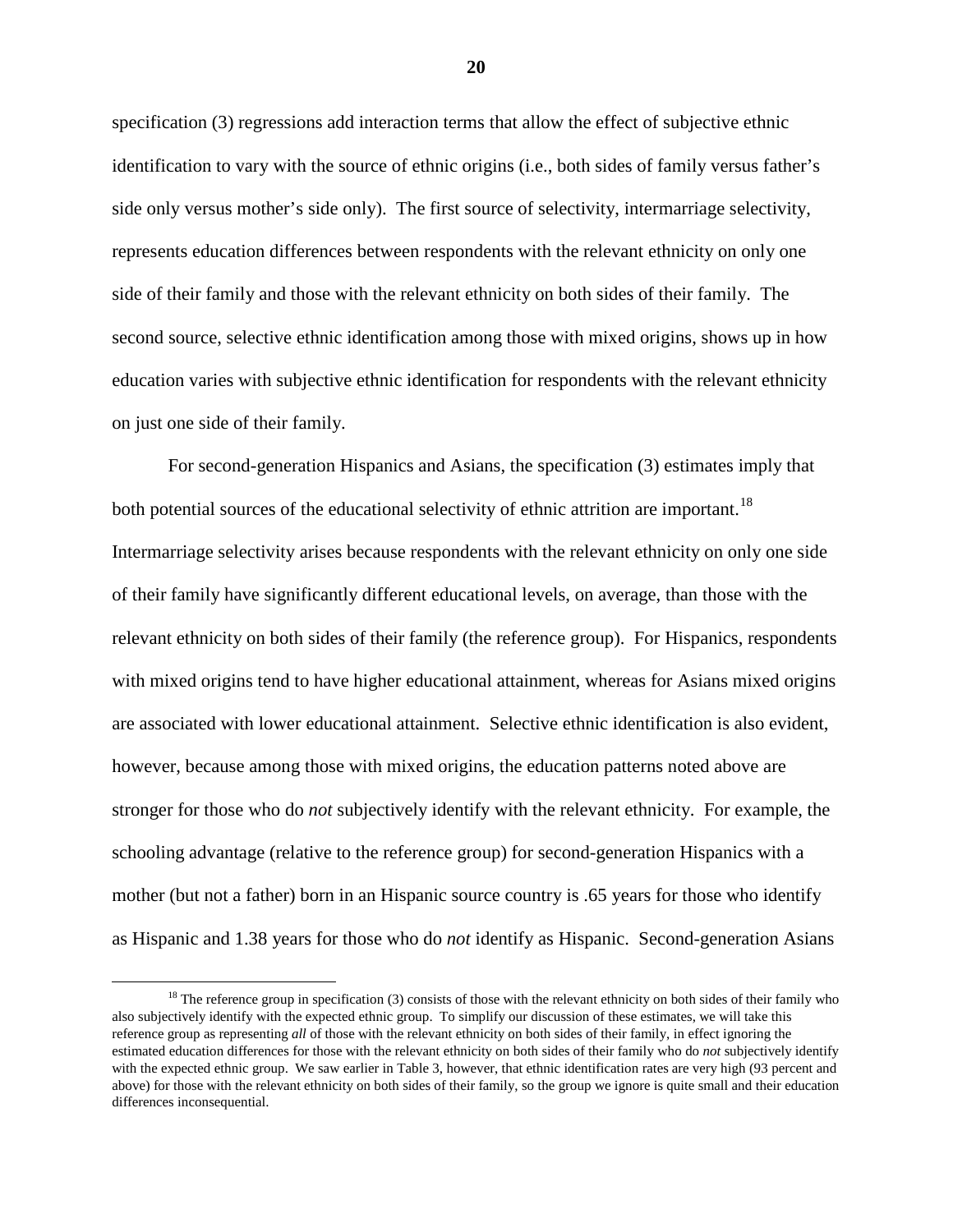specification (3) regressions add interaction terms that allow the effect of subjective ethnic identification to vary with the source of ethnic origins (i.e., both sides of family versus father's side only versus mother's side only). The first source of selectivity, intermarriage selectivity, represents education differences between respondents with the relevant ethnicity on only one side of their family and those with the relevant ethnicity on both sides of their family. The second source, selective ethnic identification among those with mixed origins, shows up in how education varies with subjective ethnic identification for respondents with the relevant ethnicity on just one side of their family.

For second-generation Hispanics and Asians, the specification (3) estimates imply that both potential sources of the educational selectivity of ethnic attrition are important.[18] Intermarriage selectivity arises because respondents with the relevant ethnicity on only one side of their family have significantly different educational levels, on average, than those with the relevant ethnicity on both sides of their family (the reference group). For Hispanics, respondents with mixed origins tend to have higher educational attainment, whereas for Asians mixed origins are associated with lower educational attainment. Selective ethnic identification is also evident, however, because among those with mixed origins, the education patterns noted above are stronger for those who do *not* subjectively identify with the relevant ethnicity. For example, the schooling advantage (relative to the reference group) for second-generation Hispanics with a mother (but not a father) born in an Hispanic source country is .65 years for those who identify as Hispanic and 1.38 years for those who do *not* identify as Hispanic. Second-generation Asians

[18] The reference group in specification (3) consists of those with the relevant ethnicity on both sides of their family who also subjectively identify with the expected ethnic group. To simplify our discussion of these estimates, we will take this reference group as representing *all* of those with the relevant ethnicity on both sides of their family, in effect ignoring the estimated education differences for those with the relevant ethnicity on both sides of their family who do *not* subjectively identify with the expected ethnic group. We saw earlier in Table 3, however, that ethnic identification rates are very high (93 percent and above) for those with the relevant ethnicity on both sides of their family, so the group we ignore is quite small and their education differences inconsequential.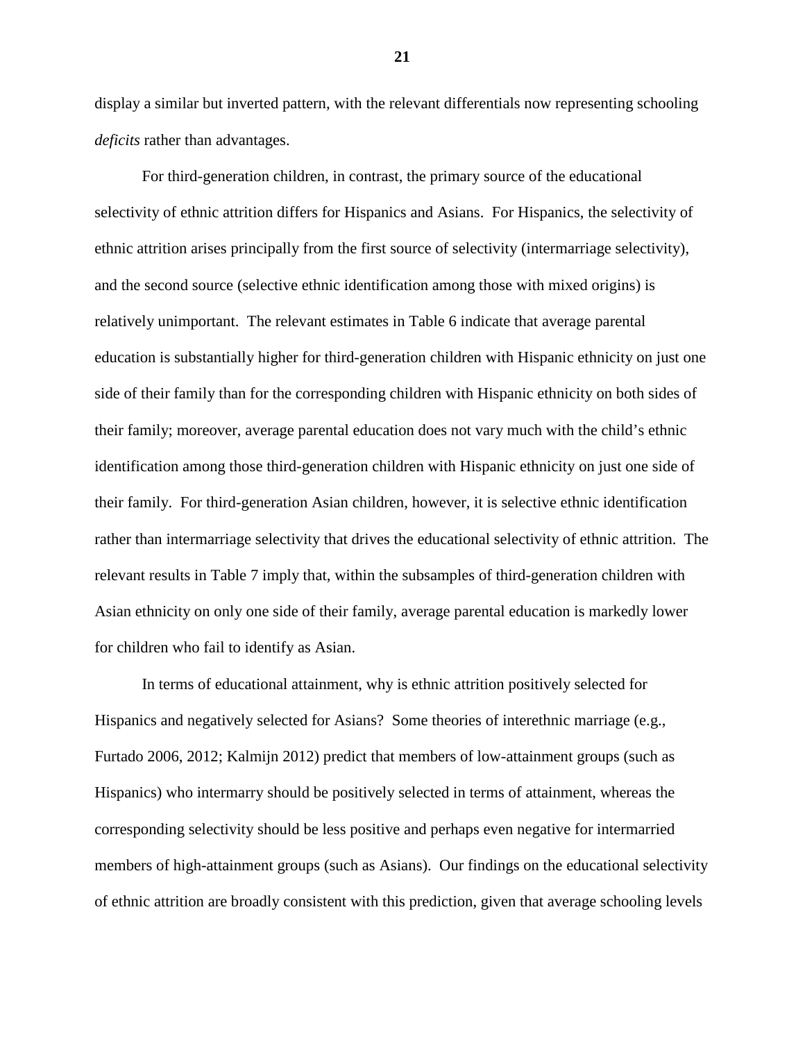display a similar but inverted pattern, with the relevant differentials now representing schooling *deficits* rather than advantages.

For third-generation children, in contrast, the primary source of the educational selectivity of ethnic attrition differs for Hispanics and Asians. For Hispanics, the selectivity of ethnic attrition arises principally from the first source of selectivity (intermarriage selectivity), and the second source (selective ethnic identification among those with mixed origins) is relatively unimportant. The relevant estimates in Table 6 indicate that average parental education is substantially higher for third-generation children with Hispanic ethnicity on just one side of their family than for the corresponding children with Hispanic ethnicity on both sides of their family; moreover, average parental education does not vary much with the child's ethnic identification among those third-generation children with Hispanic ethnicity on just one side of their family. For third-generation Asian children, however, it is selective ethnic identification rather than intermarriage selectivity that drives the educational selectivity of ethnic attrition. The relevant results in Table 7 imply that, within the subsamples of third-generation children with Asian ethnicity on only one side of their family, average parental education is markedly lower for children who fail to identify as Asian.

In terms of educational attainment, why is ethnic attrition positively selected for Hispanics and negatively selected for Asians? Some theories of interethnic marriage (e.g., Furtado 2006, 2012; Kalmijn 2012) predict that members of low-attainment groups (such as Hispanics) who intermarry should be positively selected in terms of attainment, whereas the corresponding selectivity should be less positive and perhaps even negative for intermarried members of high-attainment groups (such as Asians). Our findings on the educational selectivity of ethnic attrition are broadly consistent with this prediction, given that average schooling levels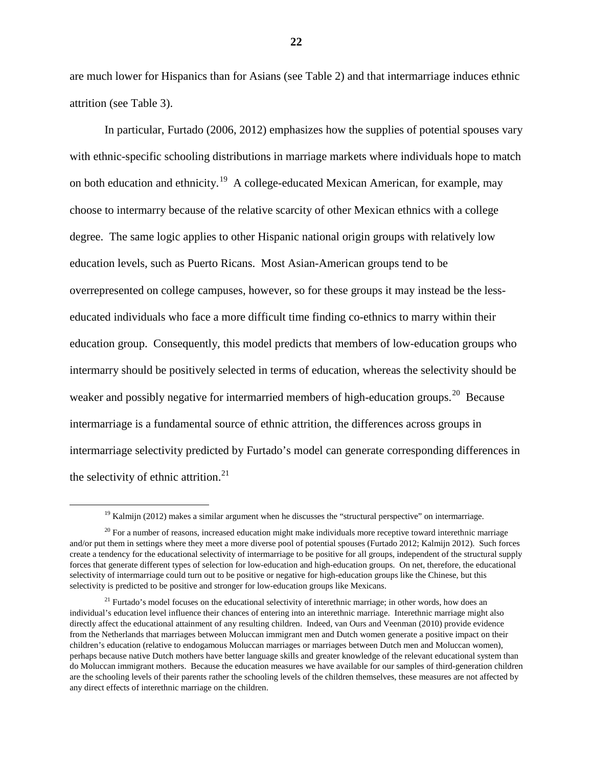are much lower for Hispanics than for Asians (see Table 2) and that intermarriage induces ethnic attrition (see Table 3).

In particular, Furtado (2006, 2012) emphasizes how the supplies of potential spouses vary with ethnic-specific schooling distributions in marriage markets where individuals hope to match on both education and ethnicity.[19] A college-educated Mexican American, for example, may choose to intermarry because of the relative scarcity of other Mexican ethnics with a college degree. The same logic applies to other Hispanic national origin groups with relatively low education levels, such as Puerto Ricans. Most Asian-American groups tend to be overrepresented on college campuses, however, so for these groups it may instead be the less-educated individuals who face a more difficult time finding co-ethnics to marry within their education group. Consequently, this model predicts that members of low-education groups who intermarry should be positively selected in terms of education, whereas the selectivity should be weaker and possibly negative for intermarried members of high-education groups.[20] Because intermarriage is a fundamental source of ethnic attrition, the differences across groups in intermarriage selectivity predicted by Furtado's model can generate corresponding differences in the selectivity of ethnic attrition.[21]

---

[19] Kalmijn (2012) makes a similar argument when he discusses the "structural perspective" on intermarriage.

[20] For a number of reasons, increased education might make individuals more receptive toward interethnic marriage and/or put them in settings where they meet a more diverse pool of potential spouses (Furtado 2012; Kalmijn 2012). Such forces create a tendency for the educational selectivity of intermarriage to be positive for all groups, independent of the structural supply forces that generate different types of selection for low-education and high-education groups. On net, therefore, the educational selectivity of intermarriage could turn out to be positive or negative for high-education groups like the Chinese, but this selectivity is predicted to be positive and stronger for low-education groups like Mexicans.

[21] Furtado's model focuses on the educational selectivity of interethnic marriage; in other words, how does an individual's education level influence their chances of entering into an interethnic marriage. Interethnic marriage might also directly affect the educational attainment of any resulting children. Indeed, van Ours and Veenman (2010) provide evidence from the Netherlands that marriages between Moluccan immigrant men and Dutch women generate a positive impact on their children's education (relative to endogamous Moluccan marriages or marriages between Dutch men and Moluccan women), perhaps because native Dutch mothers have better language skills and greater knowledge of the relevant educational system than do Moluccan immigrant mothers. Because the education measures we have available for our samples of third-generation children are the schooling levels of their parents rather the schooling levels of the children themselves, these measures are not affected by any direct effects of interethnic marriage on the children.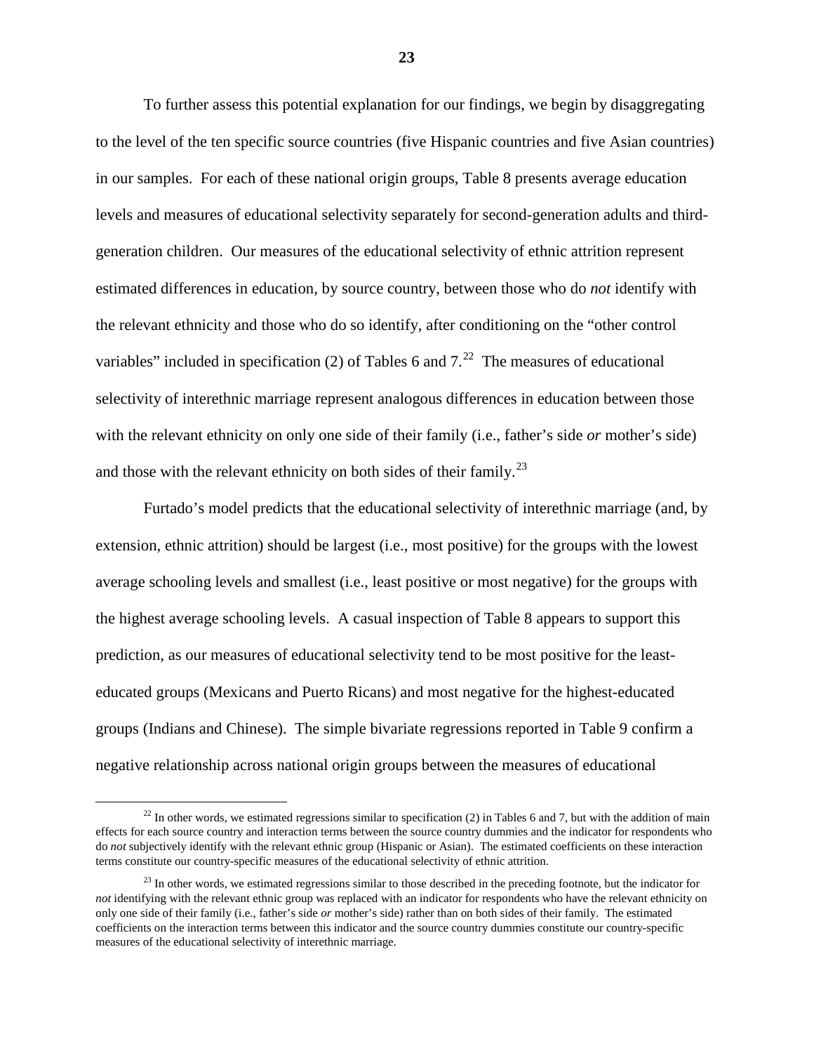To further assess this potential explanation for our findings, we begin by disaggregating to the level of the ten specific source countries (five Hispanic countries and five Asian countries) in our samples. For each of these national origin groups, Table 8 presents average education levels and measures of educational selectivity separately for second-generation adults and third-generation children. Our measures of the educational selectivity of ethnic attrition represent estimated differences in education, by source country, between those who do *not* identify with the relevant ethnicity and those who do so identify, after conditioning on the "other control variables" included in specification (2) of Tables 6 and 7.[22] The measures of educational selectivity of interethnic marriage represent analogous differences in education between those with the relevant ethnicity on only one side of their family (i.e., father's side *or* mother's side) and those with the relevant ethnicity on both sides of their family.[23]

Furtado's model predicts that the educational selectivity of interethnic marriage (and, by extension, ethnic attrition) should be largest (i.e., most positive) for the groups with the lowest average schooling levels and smallest (i.e., least positive or most negative) for the groups with the highest average schooling levels. A casual inspection of Table 8 appears to support this prediction, as our measures of educational selectivity tend to be most positive for the least-educated groups (Mexicans and Puerto Ricans) and most negative for the highest-educated groups (Indians and Chinese). The simple bivariate regressions reported in Table 9 confirm a negative relationship across national origin groups between the measures of educational

---

[22] In other words, we estimated regressions similar to specification (2) in Tables 6 and 7, but with the addition of main effects for each source country and interaction terms between the source country dummies and the indicator for respondents who do *not* subjectively identify with the relevant ethnic group (Hispanic or Asian). The estimated coefficients on these interaction terms constitute our country-specific measures of the educational selectivity of ethnic attrition.

[23] In other words, we estimated regressions similar to those described in the preceding footnote, but the indicator for *not* identifying with the relevant ethnic group was replaced with an indicator for respondents who have the relevant ethnicity on only one side of their family (i.e., father's side *or* mother's side) rather than on both sides of their family. The estimated coefficients on the interaction terms between this indicator and the source country dummies constitute our country-specific measures of the educational selectivity of interethnic marriage.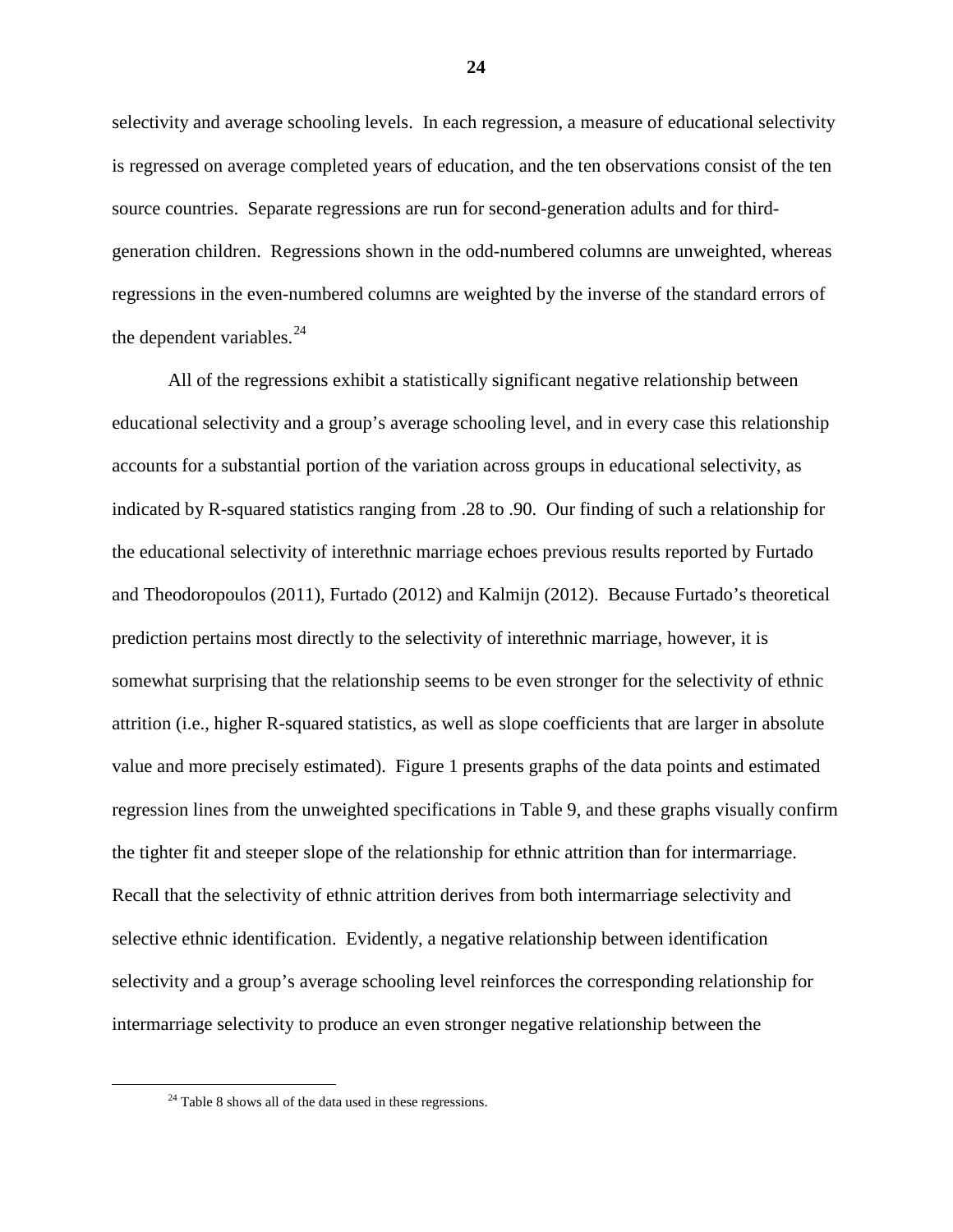selectivity and average schooling levels. In each regression, a measure of educational selectivity is regressed on average completed years of education, and the ten observations consist of the ten source countries. Separate regressions are run for second-generation adults and for third-generation children. Regressions shown in the odd-numbered columns are unweighted, whereas regressions in the even-numbered columns are weighted by the inverse of the standard errors of the dependent variables.[24]

All of the regressions exhibit a statistically significant negative relationship between educational selectivity and a group's average schooling level, and in every case this relationship accounts for a substantial portion of the variation across groups in educational selectivity, as indicated by R-squared statistics ranging from .28 to .90. Our finding of such a relationship for the educational selectivity of interethnic marriage echoes previous results reported by Furtado and Theodoropoulos (2011), Furtado (2012) and Kalmijn (2012). Because Furtado's theoretical prediction pertains most directly to the selectivity of interethnic marriage, however, it is somewhat surprising that the relationship seems to be even stronger for the selectivity of ethnic attrition (i.e., higher R-squared statistics, as well as slope coefficients that are larger in absolute value and more precisely estimated). Figure 1 presents graphs of the data points and estimated regression lines from the unweighted specifications in Table 9, and these graphs visually confirm the tighter fit and steeper slope of the relationship for ethnic attrition than for intermarriage. Recall that the selectivity of ethnic attrition derives from both intermarriage selectivity and selective ethnic identification. Evidently, a negative relationship between identification selectivity and a group's average schooling level reinforces the corresponding relationship for intermarriage selectivity to produce an even stronger negative relationship between the

[24] Table 8 shows all of the data used in these regressions.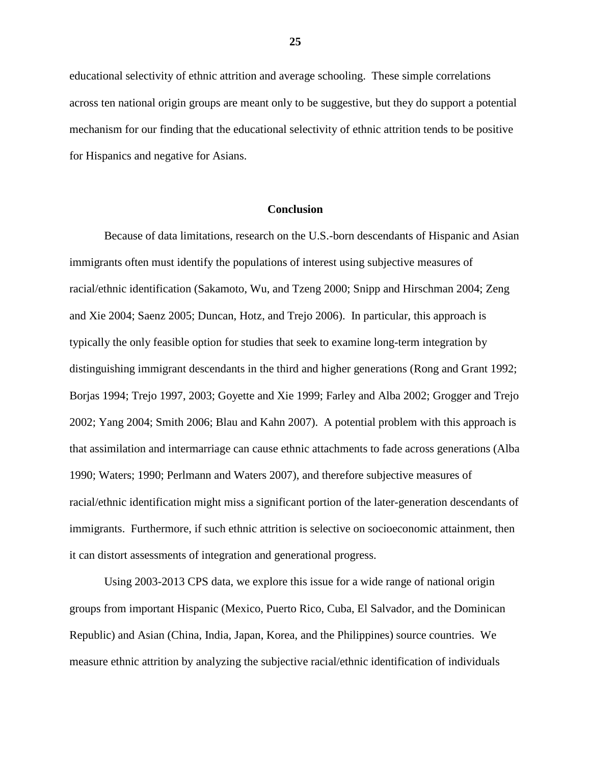educational selectivity of ethnic attrition and average schooling. These simple correlations across ten national origin groups are meant only to be suggestive, but they do support a potential mechanism for our finding that the educational selectivity of ethnic attrition tends to be positive for Hispanics and negative for Asians.

## Conclusion

Because of data limitations, research on the U.S.-born descendants of Hispanic and Asian immigrants often must identify the populations of interest using subjective measures of racial/ethnic identification (Sakamoto, Wu, and Tzeng 2000; Snipp and Hirschman 2004; Zeng and Xie 2004; Saenz 2005; Duncan, Hotz, and Trejo 2006). In particular, this approach is typically the only feasible option for studies that seek to examine long-term integration by distinguishing immigrant descendants in the third and higher generations (Rong and Grant 1992; Borjas 1994; Trejo 1997, 2003; Goyette and Xie 1999; Farley and Alba 2002; Grogger and Trejo 2002; Yang 2004; Smith 2006; Blau and Kahn 2007). A potential problem with this approach is that assimilation and intermarriage can cause ethnic attachments to fade across generations (Alba 1990; Waters; 1990; Perlmann and Waters 2007), and therefore subjective measures of racial/ethnic identification might miss a significant portion of the later-generation descendants of immigrants. Furthermore, if such ethnic attrition is selective on socioeconomic attainment, then it can distort assessments of integration and generational progress.

Using 2003-2013 CPS data, we explore this issue for a wide range of national origin groups from important Hispanic (Mexico, Puerto Rico, Cuba, El Salvador, and the Dominican Republic) and Asian (China, India, Japan, Korea, and the Philippines) source countries. We measure ethnic attrition by analyzing the subjective racial/ethnic identification of individuals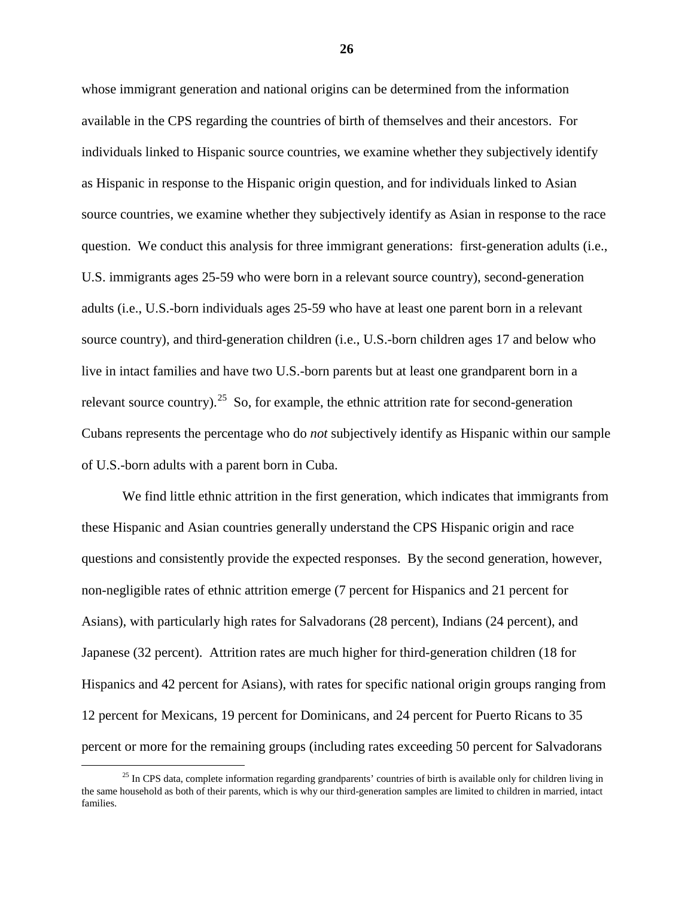whose immigrant generation and national origins can be determined from the information available in the CPS regarding the countries of birth of themselves and their ancestors. For individuals linked to Hispanic source countries, we examine whether they subjectively identify as Hispanic in response to the Hispanic origin question, and for individuals linked to Asian source countries, we examine whether they subjectively identify as Asian in response to the race question. We conduct this analysis for three immigrant generations: first-generation adults (i.e., U.S. immigrants ages 25-59 who were born in a relevant source country), second-generation adults (i.e., U.S.-born individuals ages 25-59 who have at least one parent born in a relevant source country), and third-generation children (i.e., U.S.-born children ages 17 and below who live in intact families and have two U.S.-born parents but at least one grandparent born in a relevant source country).[25] So, for example, the ethnic attrition rate for second-generation Cubans represents the percentage who do *not* subjectively identify as Hispanic within our sample of U.S.-born adults with a parent born in Cuba.

We find little ethnic attrition in the first generation, which indicates that immigrants from these Hispanic and Asian countries generally understand the CPS Hispanic origin and race questions and consistently provide the expected responses. By the second generation, however, non-negligible rates of ethnic attrition emerge (7 percent for Hispanics and 21 percent for Asians), with particularly high rates for Salvadorans (28 percent), Indians (24 percent), and Japanese (32 percent). Attrition rates are much higher for third-generation children (18 for Hispanics and 42 percent for Asians), with rates for specific national origin groups ranging from 12 percent for Mexicans, 19 percent for Dominicans, and 24 percent for Puerto Ricans to 35 percent or more for the remaining groups (including rates exceeding 50 percent for Salvadorans

[25] In CPS data, complete information regarding grandparents' countries of birth is available only for children living in the same household as both of their parents, which is why our third-generation samples are limited to children in married, intact families.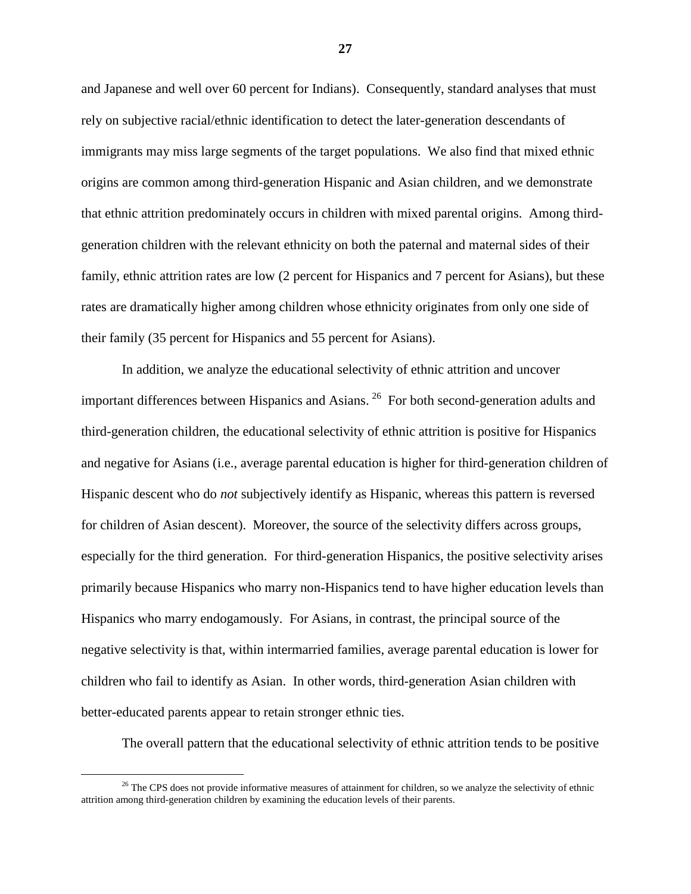and Japanese and well over 60 percent for Indians). Consequently, standard analyses that must rely on subjective racial/ethnic identification to detect the later-generation descendants of immigrants may miss large segments of the target populations. We also find that mixed ethnic origins are common among third-generation Hispanic and Asian children, and we demonstrate that ethnic attrition predominately occurs in children with mixed parental origins. Among third-generation children with the relevant ethnicity on both the paternal and maternal sides of their family, ethnic attrition rates are low (2 percent for Hispanics and 7 percent for Asians), but these rates are dramatically higher among children whose ethnicity originates from only one side of their family (35 percent for Hispanics and 55 percent for Asians).

In addition, we analyze the educational selectivity of ethnic attrition and uncover important differences between Hispanics and Asians. [26] For both second-generation adults and third-generation children, the educational selectivity of ethnic attrition is positive for Hispanics and negative for Asians (i.e., average parental education is higher for third-generation children of Hispanic descent who do *not* subjectively identify as Hispanic, whereas this pattern is reversed for children of Asian descent). Moreover, the source of the selectivity differs across groups, especially for the third generation. For third-generation Hispanics, the positive selectivity arises primarily because Hispanics who marry non-Hispanics tend to have higher education levels than Hispanics who marry endogamously. For Asians, in contrast, the principal source of the negative selectivity is that, within intermarried families, average parental education is lower for children who fail to identify as Asian. In other words, third-generation Asian children with better-educated parents appear to retain stronger ethnic ties.

The overall pattern that the educational selectivity of ethnic attrition tends to be positive

[26] The CPS does not provide informative measures of attainment for children, so we analyze the selectivity of ethnic attrition among third-generation children by examining the education levels of their parents.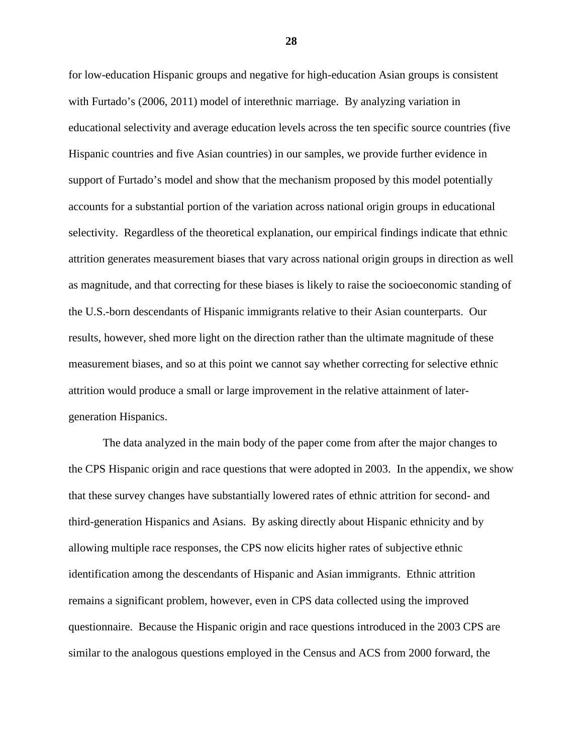for low-education Hispanic groups and negative for high-education Asian groups is consistent with Furtado's (2006, 2011) model of interethnic marriage. By analyzing variation in educational selectivity and average education levels across the ten specific source countries (five Hispanic countries and five Asian countries) in our samples, we provide further evidence in support of Furtado's model and show that the mechanism proposed by this model potentially accounts for a substantial portion of the variation across national origin groups in educational selectivity. Regardless of the theoretical explanation, our empirical findings indicate that ethnic attrition generates measurement biases that vary across national origin groups in direction as well as magnitude, and that correcting for these biases is likely to raise the socioeconomic standing of the U.S.-born descendants of Hispanic immigrants relative to their Asian counterparts. Our results, however, shed more light on the direction rather than the ultimate magnitude of these measurement biases, and so at this point we cannot say whether correcting for selective ethnic attrition would produce a small or large improvement in the relative attainment of later-generation Hispanics.

The data analyzed in the main body of the paper come from after the major changes to the CPS Hispanic origin and race questions that were adopted in 2003. In the appendix, we show that these survey changes have substantially lowered rates of ethnic attrition for second- and third-generation Hispanics and Asians. By asking directly about Hispanic ethnicity and by allowing multiple race responses, the CPS now elicits higher rates of subjective ethnic identification among the descendants of Hispanic and Asian immigrants. Ethnic attrition remains a significant problem, however, even in CPS data collected using the improved questionnaire. Because the Hispanic origin and race questions introduced in the 2003 CPS are similar to the analogous questions employed in the Census and ACS from 2000 forward, the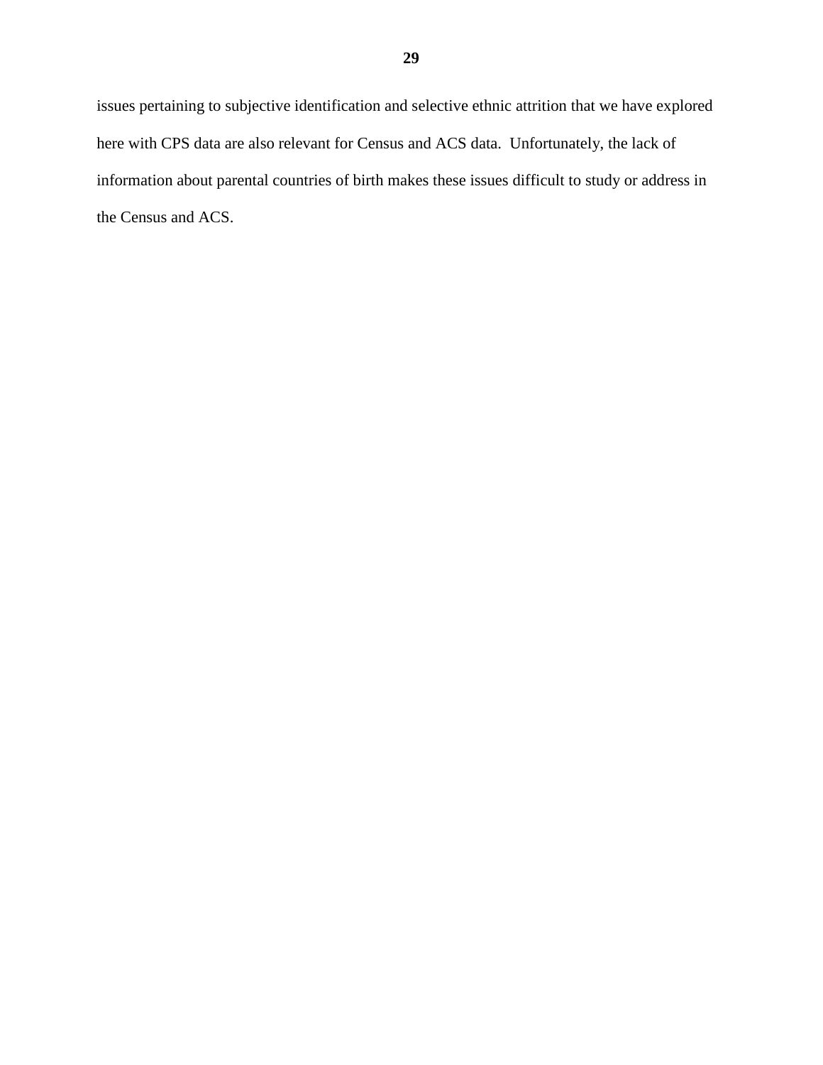issues pertaining to subjective identification and selective ethnic attrition that we have explored here with CPS data are also relevant for Census and ACS data. Unfortunately, the lack of information about parental countries of birth makes these issues difficult to study or address in the Census and ACS.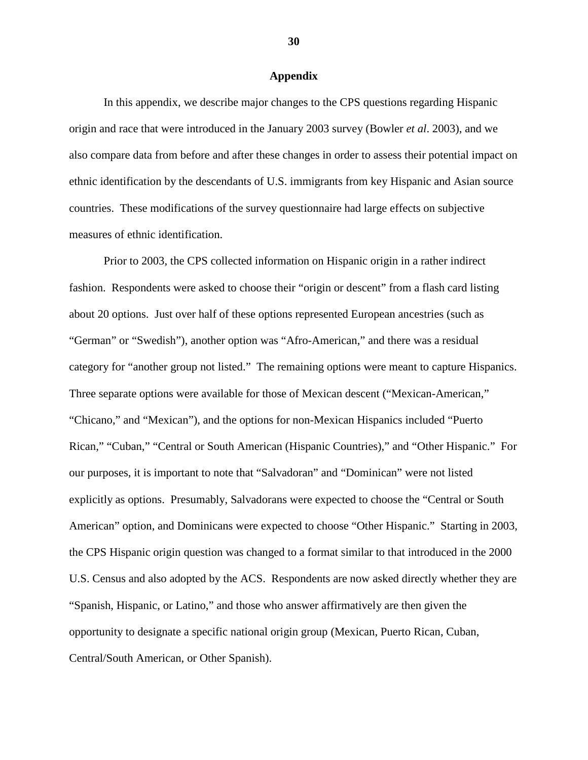## Appendix

In this appendix, we describe major changes to the CPS questions regarding Hispanic origin and race that were introduced in the January 2003 survey (Bowler *et al*. 2003), and we also compare data from before and after these changes in order to assess their potential impact on ethnic identification by the descendants of U.S. immigrants from key Hispanic and Asian source countries. These modifications of the survey questionnaire had large effects on subjective measures of ethnic identification.

Prior to 2003, the CPS collected information on Hispanic origin in a rather indirect fashion. Respondents were asked to choose their "origin or descent" from a flash card listing about 20 options. Just over half of these options represented European ancestries (such as "German" or "Swedish"), another option was "Afro-American," and there was a residual category for "another group not listed." The remaining options were meant to capture Hispanics. Three separate options were available for those of Mexican descent ("Mexican-American," "Chicano," and "Mexican"), and the options for non-Mexican Hispanics included "Puerto Rican," "Cuban," "Central or South American (Hispanic Countries)," and "Other Hispanic." For our purposes, it is important to note that "Salvadoran" and "Dominican" were not listed explicitly as options. Presumably, Salvadorans were expected to choose the "Central or South American" option, and Dominicans were expected to choose "Other Hispanic." Starting in 2003, the CPS Hispanic origin question was changed to a format similar to that introduced in the 2000 U.S. Census and also adopted by the ACS. Respondents are now asked directly whether they are "Spanish, Hispanic, or Latino," and those who answer affirmatively are then given the opportunity to designate a specific national origin group (Mexican, Puerto Rican, Cuban, Central/South American, or Other Spanish).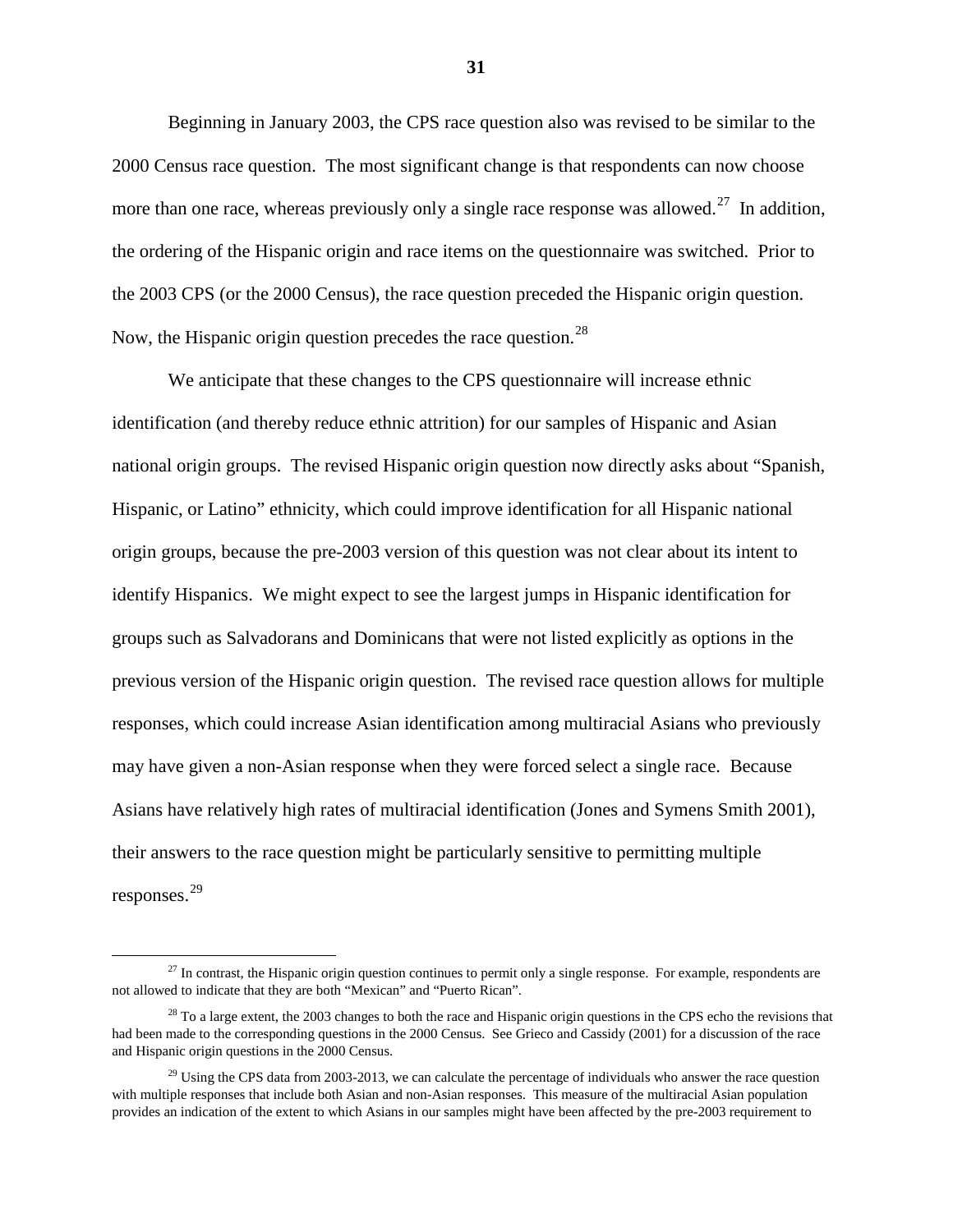Beginning in January 2003, the CPS race question also was revised to be similar to the 2000 Census race question. The most significant change is that respondents can now choose more than one race, whereas previously only a single race response was allowed.[27] In addition, the ordering of the Hispanic origin and race items on the questionnaire was switched. Prior to the 2003 CPS (or the 2000 Census), the race question preceded the Hispanic origin question. Now, the Hispanic origin question precedes the race question.[28]

We anticipate that these changes to the CPS questionnaire will increase ethnic identification (and thereby reduce ethnic attrition) for our samples of Hispanic and Asian national origin groups. The revised Hispanic origin question now directly asks about "Spanish, Hispanic, or Latino" ethnicity, which could improve identification for all Hispanic national origin groups, because the pre-2003 version of this question was not clear about its intent to identify Hispanics. We might expect to see the largest jumps in Hispanic identification for groups such as Salvadorans and Dominicans that were not listed explicitly as options in the previous version of the Hispanic origin question. The revised race question allows for multiple responses, which could increase Asian identification among multiracial Asians who previously may have given a non-Asian response when they were forced select a single race. Because Asians have relatively high rates of multiracial identification (Jones and Symens Smith 2001), their answers to the race question might be particularly sensitive to permitting multiple responses.[29]

---

[27] In contrast, the Hispanic origin question continues to permit only a single response. For example, respondents are not allowed to indicate that they are both "Mexican" and "Puerto Rican".

[28] To a large extent, the 2003 changes to both the race and Hispanic origin questions in the CPS echo the revisions that had been made to the corresponding questions in the 2000 Census. See Grieco and Cassidy (2001) for a discussion of the race and Hispanic origin questions in the 2000 Census.

[29] Using the CPS data from 2003-2013, we can calculate the percentage of individuals who answer the race question with multiple responses that include both Asian and non-Asian responses. This measure of the multiracial Asian population provides an indication of the extent to which Asians in our samples might have been affected by the pre-2003 requirement to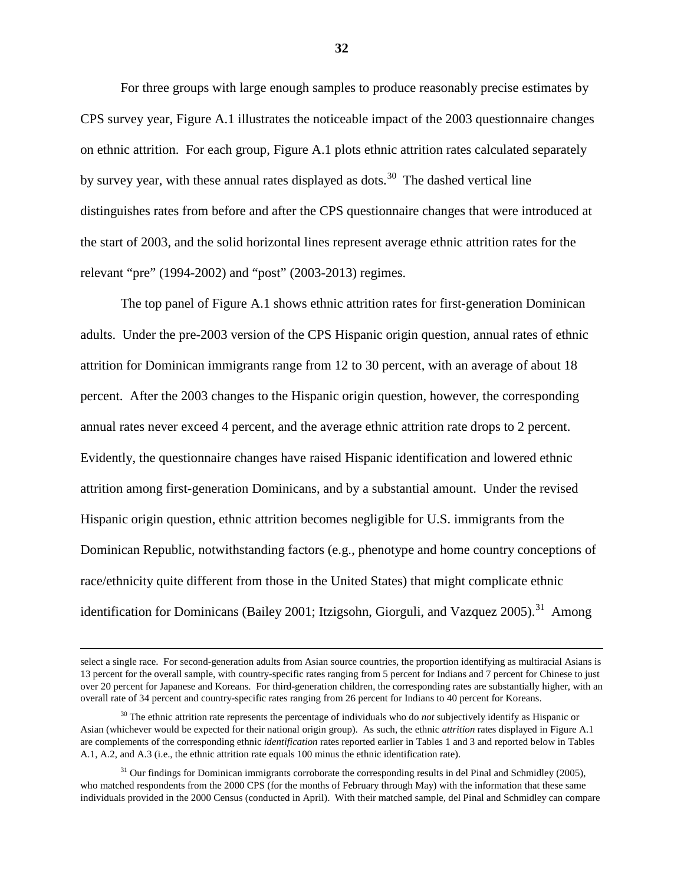For three groups with large enough samples to produce reasonably precise estimates by CPS survey year, Figure A.1 illustrates the noticeable impact of the 2003 questionnaire changes on ethnic attrition. For each group, Figure A.1 plots ethnic attrition rates calculated separately by survey year, with these annual rates displayed as dots.[30] The dashed vertical line distinguishes rates from before and after the CPS questionnaire changes that were introduced at the start of 2003, and the solid horizontal lines represent average ethnic attrition rates for the relevant "pre" (1994-2002) and "post" (2003-2013) regimes.

The top panel of Figure A.1 shows ethnic attrition rates for first-generation Dominican adults. Under the pre-2003 version of the CPS Hispanic origin question, annual rates of ethnic attrition for Dominican immigrants range from 12 to 30 percent, with an average of about 18 percent. After the 2003 changes to the Hispanic origin question, however, the corresponding annual rates never exceed 4 percent, and the average ethnic attrition rate drops to 2 percent. Evidently, the questionnaire changes have raised Hispanic identification and lowered ethnic attrition among first-generation Dominicans, and by a substantial amount. Under the revised Hispanic origin question, ethnic attrition becomes negligible for U.S. immigrants from the Dominican Republic, notwithstanding factors (e.g., phenotype and home country conceptions of race/ethnicity quite different from those in the United States) that might complicate ethnic identification for Dominicans (Bailey 2001; Itzigsohn, Giorguli, and Vazquez 2005).[31] Among

---

select a single race. For second-generation adults from Asian source countries, the proportion identifying as multiracial Asians is 13 percent for the overall sample, with country-specific rates ranging from 5 percent for Indians and 7 percent for Chinese to just over 20 percent for Japanese and Koreans. For third-generation children, the corresponding rates are substantially higher, with an overall rate of 34 percent and country-specific rates ranging from 26 percent for Indians to 40 percent for Koreans.

[30] The ethnic attrition rate represents the percentage of individuals who do *not* subjectively identify as Hispanic or Asian (whichever would be expected for their national origin group). As such, the ethnic *attrition* rates displayed in Figure A.1 are complements of the corresponding ethnic *identification* rates reported earlier in Tables 1 and 3 and reported below in Tables A.1, A.2, and A.3 (i.e., the ethnic attrition rate equals 100 minus the ethnic identification rate).

[31] Our findings for Dominican immigrants corroborate the corresponding results in del Pinal and Schmidley (2005), who matched respondents from the 2000 CPS (for the months of February through May) with the information that these same individuals provided in the 2000 Census (conducted in April). With their matched sample, del Pinal and Schmidley can compare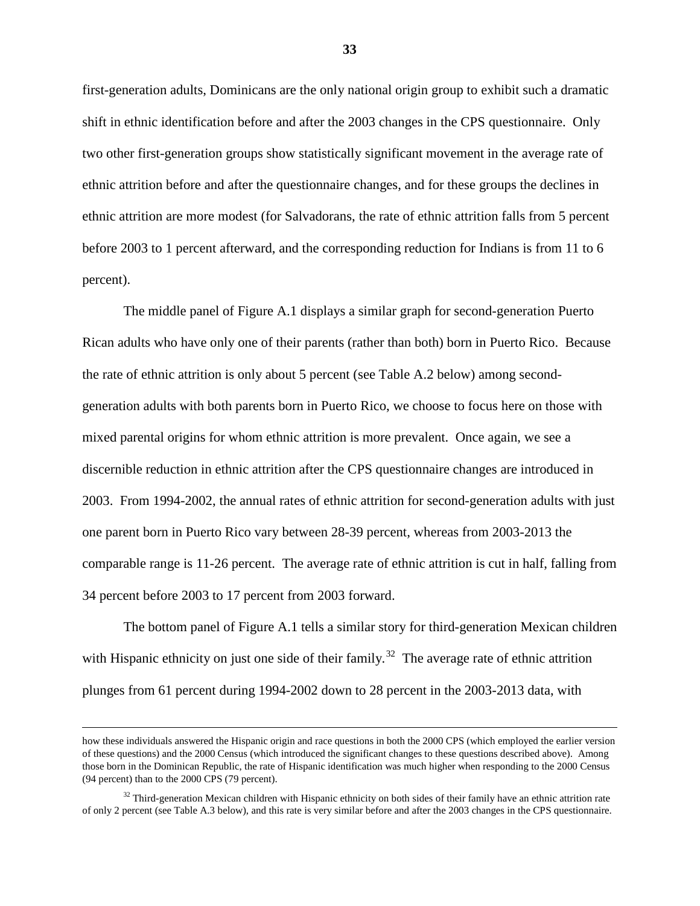first-generation adults, Dominicans are the only national origin group to exhibit such a dramatic shift in ethnic identification before and after the 2003 changes in the CPS questionnaire. Only two other first-generation groups show statistically significant movement in the average rate of ethnic attrition before and after the questionnaire changes, and for these groups the declines in ethnic attrition are more modest (for Salvadorans, the rate of ethnic attrition falls from 5 percent before 2003 to 1 percent afterward, and the corresponding reduction for Indians is from 11 to 6 percent).

The middle panel of Figure A.1 displays a similar graph for second-generation Puerto Rican adults who have only one of their parents (rather than both) born in Puerto Rico. Because the rate of ethnic attrition is only about 5 percent (see Table A.2 below) among second-generation adults with both parents born in Puerto Rico, we choose to focus here on those with mixed parental origins for whom ethnic attrition is more prevalent. Once again, we see a discernible reduction in ethnic attrition after the CPS questionnaire changes are introduced in 2003. From 1994-2002, the annual rates of ethnic attrition for second-generation adults with just one parent born in Puerto Rico vary between 28-39 percent, whereas from 2003-2013 the comparable range is 11-26 percent. The average rate of ethnic attrition is cut in half, falling from 34 percent before 2003 to 17 percent from 2003 forward.

The bottom panel of Figure A.1 tells a similar story for third-generation Mexican children with Hispanic ethnicity on just one side of their family.[32] The average rate of ethnic attrition plunges from 61 percent during 1994-2002 down to 28 percent in the 2003-2013 data, with

---

how these individuals answered the Hispanic origin and race questions in both the 2000 CPS (which employed the earlier version of these questions) and the 2000 Census (which introduced the significant changes to these questions described above). Among those born in the Dominican Republic, the rate of Hispanic identification was much higher when responding to the 2000 Census (94 percent) than to the 2000 CPS (79 percent).

[32] Third-generation Mexican children with Hispanic ethnicity on both sides of their family have an ethnic attrition rate of only 2 percent (see Table A.3 below), and this rate is very similar before and after the 2003 changes in the CPS questionnaire.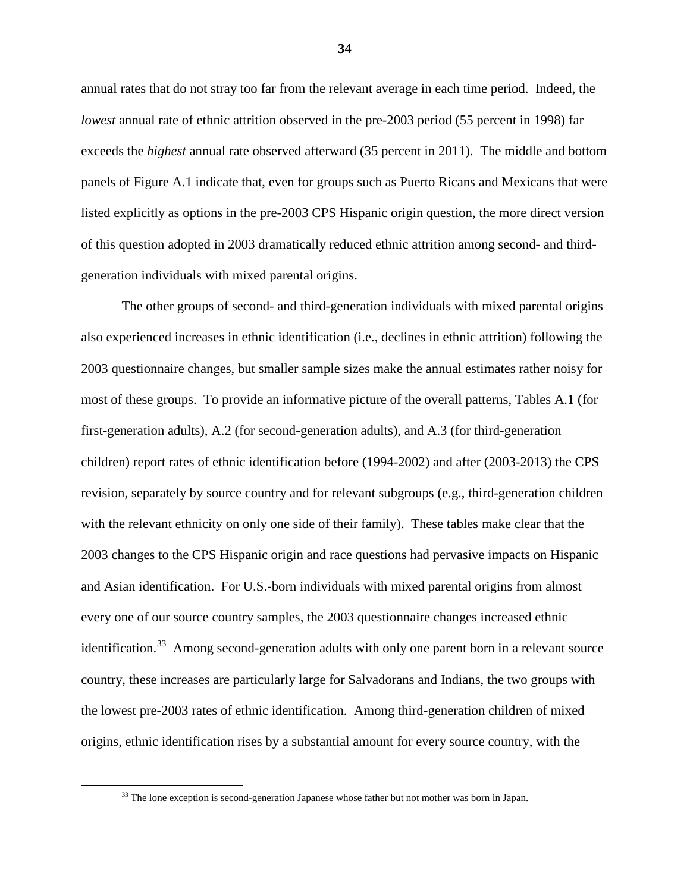annual rates that do not stray too far from the relevant average in each time period. Indeed, the *lowest* annual rate of ethnic attrition observed in the pre-2003 period (55 percent in 1998) far exceeds the *highest* annual rate observed afterward (35 percent in 2011). The middle and bottom panels of Figure A.1 indicate that, even for groups such as Puerto Ricans and Mexicans that were listed explicitly as options in the pre-2003 CPS Hispanic origin question, the more direct version of this question adopted in 2003 dramatically reduced ethnic attrition among second- and third-generation individuals with mixed parental origins.

The other groups of second- and third-generation individuals with mixed parental origins also experienced increases in ethnic identification (i.e., declines in ethnic attrition) following the 2003 questionnaire changes, but smaller sample sizes make the annual estimates rather noisy for most of these groups. To provide an informative picture of the overall patterns, Tables A.1 (for first-generation adults), A.2 (for second-generation adults), and A.3 (for third-generation children) report rates of ethnic identification before (1994-2002) and after (2003-2013) the CPS revision, separately by source country and for relevant subgroups (e.g., third-generation children with the relevant ethnicity on only one side of their family). These tables make clear that the 2003 changes to the CPS Hispanic origin and race questions had pervasive impacts on Hispanic and Asian identification. For U.S.-born individuals with mixed parental origins from almost every one of our source country samples, the 2003 questionnaire changes increased ethnic identification.[33] Among second-generation adults with only one parent born in a relevant source country, these increases are particularly large for Salvadorans and Indians, the two groups with the lowest pre-2003 rates of ethnic identification. Among third-generation children of mixed origins, ethnic identification rises by a substantial amount for every source country, with the

[33] The lone exception is second-generation Japanese whose father but not mother was born in Japan.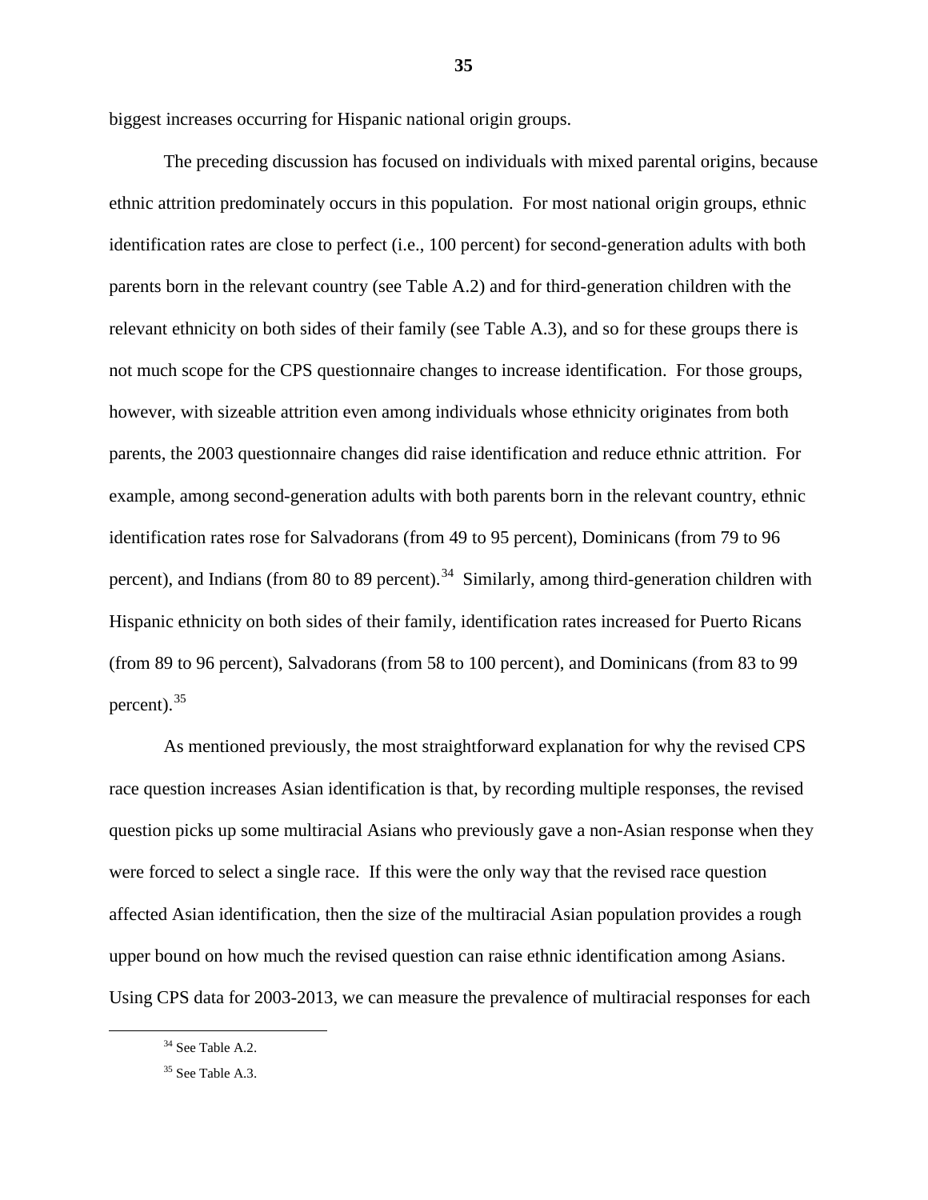biggest increases occurring for Hispanic national origin groups.

The preceding discussion has focused on individuals with mixed parental origins, because ethnic attrition predominately occurs in this population. For most national origin groups, ethnic identification rates are close to perfect (i.e., 100 percent) for second-generation adults with both parents born in the relevant country (see Table A.2) and for third-generation children with the relevant ethnicity on both sides of their family (see Table A.3), and so for these groups there is not much scope for the CPS questionnaire changes to increase identification. For those groups, however, with sizeable attrition even among individuals whose ethnicity originates from both parents, the 2003 questionnaire changes did raise identification and reduce ethnic attrition. For example, among second-generation adults with both parents born in the relevant country, ethnic identification rates rose for Salvadorans (from 49 to 95 percent), Dominicans (from 79 to 96 percent), and Indians (from 80 to 89 percent).[34] Similarly, among third-generation children with Hispanic ethnicity on both sides of their family, identification rates increased for Puerto Ricans (from 89 to 96 percent), Salvadorans (from 58 to 100 percent), and Dominicans (from 83 to 99 percent).[35]

As mentioned previously, the most straightforward explanation for why the revised CPS race question increases Asian identification is that, by recording multiple responses, the revised question picks up some multiracial Asians who previously gave a non-Asian response when they were forced to select a single race. If this were the only way that the revised race question affected Asian identification, then the size of the multiracial Asian population provides a rough upper bound on how much the revised question can raise ethnic identification among Asians. Using CPS data for 2003-2013, we can measure the prevalence of multiracial responses for each

[34] See Table A.2.

[35] See Table A.3.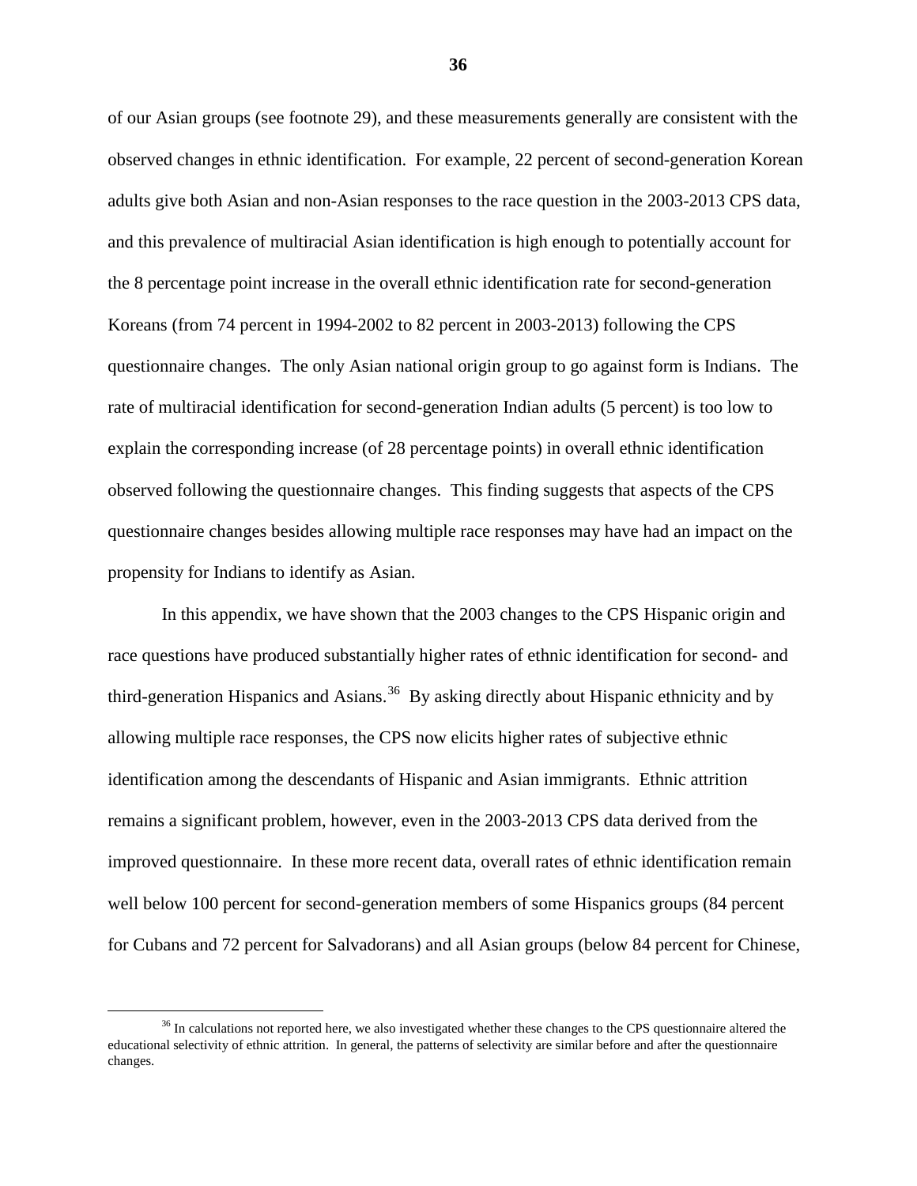of our Asian groups (see footnote 29), and these measurements generally are consistent with the observed changes in ethnic identification. For example, 22 percent of second-generation Korean adults give both Asian and non-Asian responses to the race question in the 2003-2013 CPS data, and this prevalence of multiracial Asian identification is high enough to potentially account for the 8 percentage point increase in the overall ethnic identification rate for second-generation Koreans (from 74 percent in 1994-2002 to 82 percent in 2003-2013) following the CPS questionnaire changes. The only Asian national origin group to go against form is Indians. The rate of multiracial identification for second-generation Indian adults (5 percent) is too low to explain the corresponding increase (of 28 percentage points) in overall ethnic identification observed following the questionnaire changes. This finding suggests that aspects of the CPS questionnaire changes besides allowing multiple race responses may have had an impact on the propensity for Indians to identify as Asian.

In this appendix, we have shown that the 2003 changes to the CPS Hispanic origin and race questions have produced substantially higher rates of ethnic identification for second- and third-generation Hispanics and Asians.[36] By asking directly about Hispanic ethnicity and by allowing multiple race responses, the CPS now elicits higher rates of subjective ethnic identification among the descendants of Hispanic and Asian immigrants. Ethnic attrition remains a significant problem, however, even in the 2003-2013 CPS data derived from the improved questionnaire. In these more recent data, overall rates of ethnic identification remain well below 100 percent for second-generation members of some Hispanics groups (84 percent for Cubans and 72 percent for Salvadorans) and all Asian groups (below 84 percent for Chinese,

[36] In calculations not reported here, we also investigated whether these changes to the CPS questionnaire altered the educational selectivity of ethnic attrition. In general, the patterns of selectivity are similar before and after the questionnaire changes.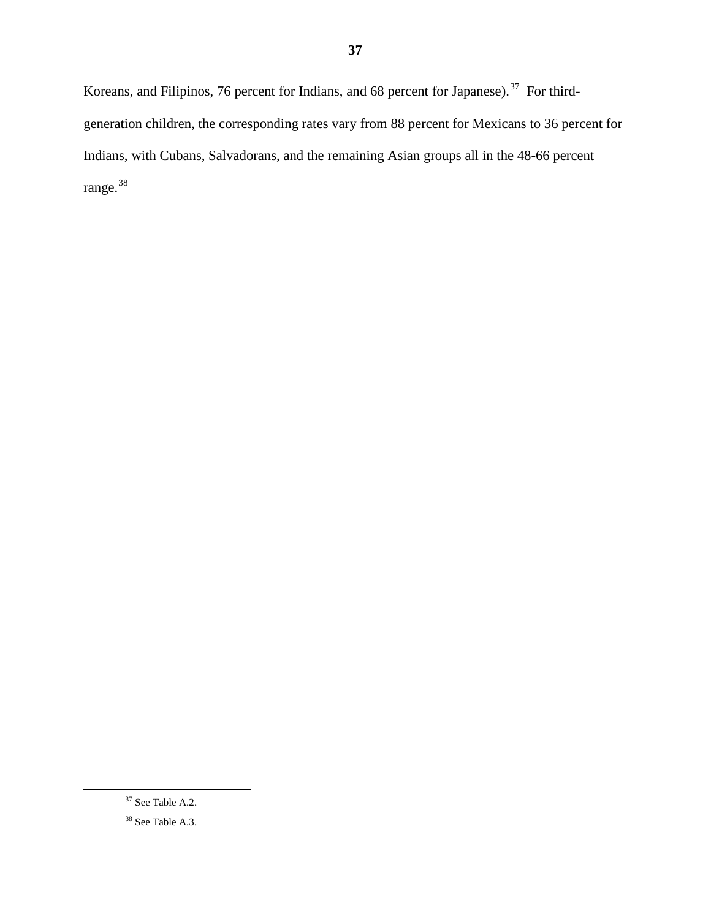Koreans, and Filipinos, 76 percent for Indians, and 68 percent for Japanese).[37] For third-generation children, the corresponding rates vary from 88 percent for Mexicans to 36 percent for Indians, with Cubans, Salvadorans, and the remaining Asian groups all in the 48-66 percent range.[38]

---

[37] See Table A.2.

[38] See Table A.3.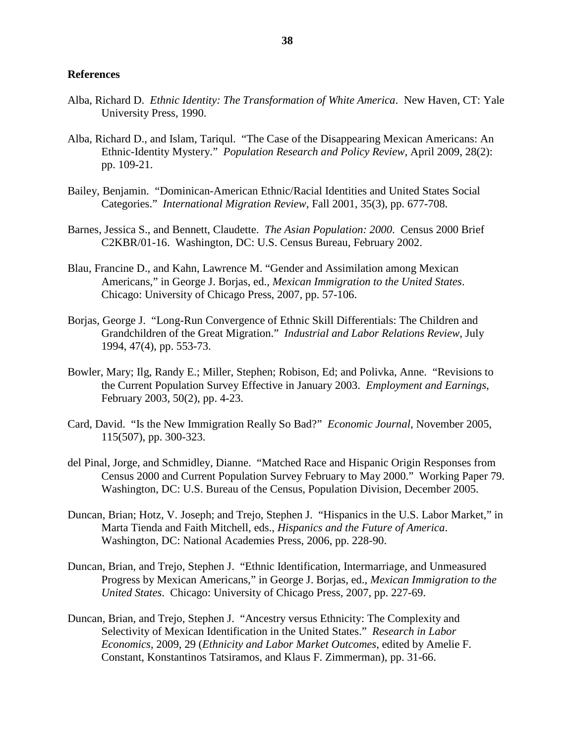## References

Alba, Richard D. *Ethnic Identity: The Transformation of White America*. New Haven, CT: Yale University Press, 1990.

Alba, Richard D., and Islam, Tariqul. "The Case of the Disappearing Mexican Americans: An Ethnic-Identity Mystery." *Population Research and Policy Review*, April 2009, 28(2): pp. 109-21.

Bailey, Benjamin. "Dominican-American Ethnic/Racial Identities and United States Social Categories." *International Migration Review*, Fall 2001, 35(3), pp. 677-708.

Barnes, Jessica S., and Bennett, Claudette. *The Asian Population: 2000*. Census 2000 Brief C2KBR/01-16. Washington, DC: U.S. Census Bureau, February 2002.

Blau, Francine D., and Kahn, Lawrence M. "Gender and Assimilation among Mexican Americans," in George J. Borjas, ed., *Mexican Immigration to the United States*. Chicago: University of Chicago Press, 2007, pp. 57-106.

Borjas, George J. "Long-Run Convergence of Ethnic Skill Differentials: The Children and Grandchildren of the Great Migration." *Industrial and Labor Relations Review*, July 1994, 47(4), pp. 553-73.

Bowler, Mary; Ilg, Randy E.; Miller, Stephen; Robison, Ed; and Polivka, Anne. "Revisions to the Current Population Survey Effective in January 2003. *Employment and Earnings*, February 2003, 50(2), pp. 4-23.

Card, David. "Is the New Immigration Really So Bad?" *Economic Journal*, November 2005, 115(507), pp. 300-323.

del Pinal, Jorge, and Schmidley, Dianne. "Matched Race and Hispanic Origin Responses from Census 2000 and Current Population Survey February to May 2000." Working Paper 79. Washington, DC: U.S. Bureau of the Census, Population Division, December 2005.

Duncan, Brian; Hotz, V. Joseph; and Trejo, Stephen J. "Hispanics in the U.S. Labor Market," in Marta Tienda and Faith Mitchell, eds., *Hispanics and the Future of America*. Washington, DC: National Academies Press, 2006, pp. 228-90.

Duncan, Brian, and Trejo, Stephen J. "Ethnic Identification, Intermarriage, and Unmeasured Progress by Mexican Americans," in George J. Borjas, ed., *Mexican Immigration to the United States*. Chicago: University of Chicago Press, 2007, pp. 227-69.

Duncan, Brian, and Trejo, Stephen J. "Ancestry versus Ethnicity: The Complexity and Selectivity of Mexican Identification in the United States." *Research in Labor Economics*, 2009, 29 (*Ethnicity and Labor Market Outcomes*, edited by Amelie F. Constant, Konstantinos Tatsiramos, and Klaus F. Zimmerman), pp. 31-66.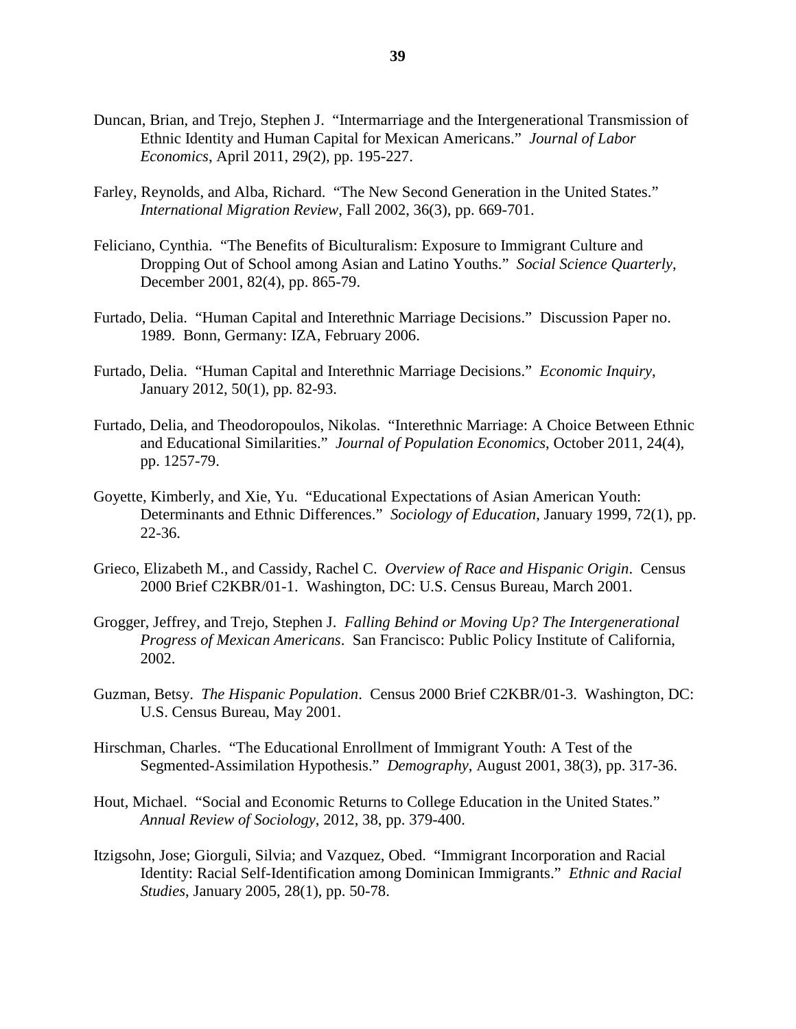Duncan, Brian, and Trejo, Stephen J. "Intermarriage and the Intergenerational Transmission of Ethnic Identity and Human Capital for Mexican Americans." *Journal of Labor Economics*, April 2011, 29(2), pp. 195-227.

Farley, Reynolds, and Alba, Richard. "The New Second Generation in the United States." *International Migration Review*, Fall 2002, 36(3), pp. 669-701.

Feliciano, Cynthia. "The Benefits of Biculturalism: Exposure to Immigrant Culture and Dropping Out of School among Asian and Latino Youths." *Social Science Quarterly*, December 2001, 82(4), pp. 865-79.

Furtado, Delia. "Human Capital and Interethnic Marriage Decisions." Discussion Paper no. 1989. Bonn, Germany: IZA, February 2006.

Furtado, Delia. "Human Capital and Interethnic Marriage Decisions." *Economic Inquiry*, January 2012, 50(1), pp. 82-93.

Furtado, Delia, and Theodoropoulos, Nikolas. "Interethnic Marriage: A Choice Between Ethnic and Educational Similarities." *Journal of Population Economics*, October 2011, 24(4), pp. 1257-79.

Goyette, Kimberly, and Xie, Yu. "Educational Expectations of Asian American Youth: Determinants and Ethnic Differences." *Sociology of Education*, January 1999, 72(1), pp. 22-36.

Grieco, Elizabeth M., and Cassidy, Rachel C. *Overview of Race and Hispanic Origin*. Census 2000 Brief C2KBR/01-1. Washington, DC: U.S. Census Bureau, March 2001.

Grogger, Jeffrey, and Trejo, Stephen J. *Falling Behind or Moving Up? The Intergenerational Progress of Mexican Americans*. San Francisco: Public Policy Institute of California, 2002.

Guzman, Betsy. *The Hispanic Population*. Census 2000 Brief C2KBR/01-3. Washington, DC: U.S. Census Bureau, May 2001.

Hirschman, Charles. "The Educational Enrollment of Immigrant Youth: A Test of the Segmented-Assimilation Hypothesis." *Demography*, August 2001, 38(3), pp. 317-36.

Hout, Michael. "Social and Economic Returns to College Education in the United States." *Annual Review of Sociology*, 2012, 38, pp. 379-400.

Itzigsohn, Jose; Giorguli, Silvia; and Vazquez, Obed. "Immigrant Incorporation and Racial Identity: Racial Self-Identification among Dominican Immigrants." *Ethnic and Racial Studies*, January 2005, 28(1), pp. 50-78.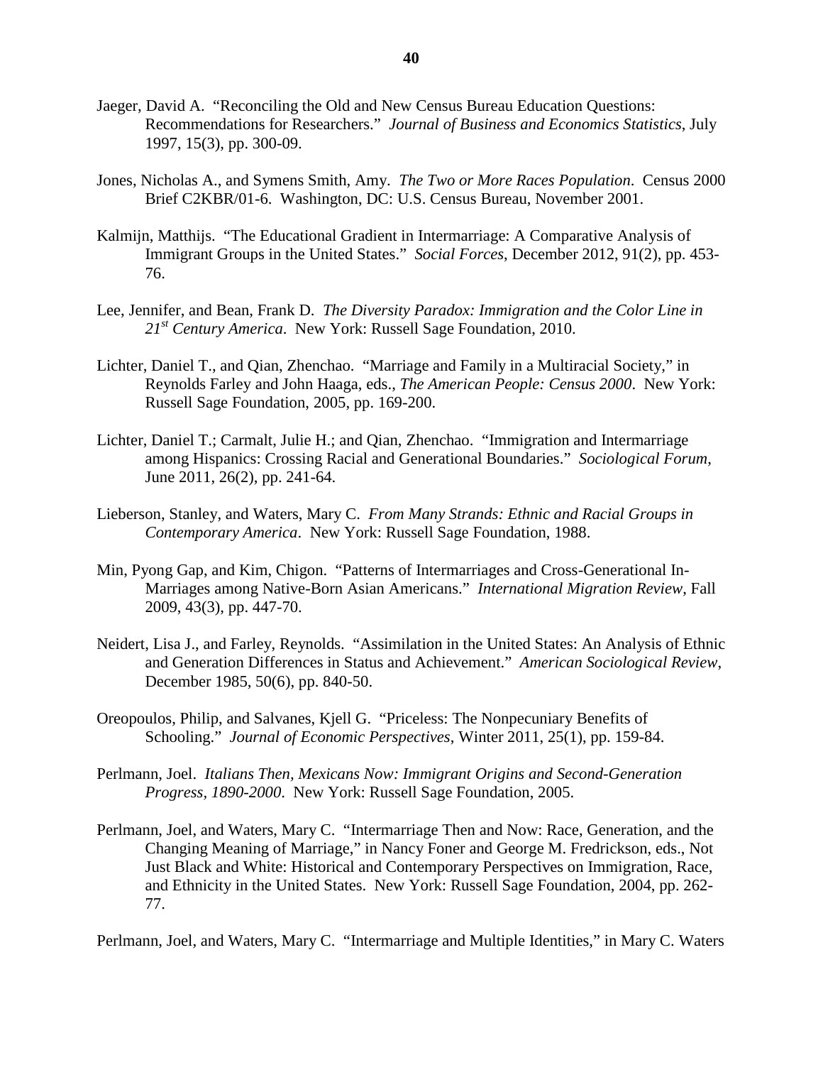Jaeger, David A. "Reconciling the Old and New Census Bureau Education Questions: Recommendations for Researchers." *Journal of Business and Economics Statistics*, July 1997, 15(3), pp. 300-09.

Jones, Nicholas A., and Symens Smith, Amy. *The Two or More Races Population*. Census 2000 Brief C2KBR/01-6. Washington, DC: U.S. Census Bureau, November 2001.

Kalmijn, Matthijs. "The Educational Gradient in Intermarriage: A Comparative Analysis of Immigrant Groups in the United States." *Social Forces*, December 2012, 91(2), pp. 453-76.

Lee, Jennifer, and Bean, Frank D. *The Diversity Paradox: Immigration and the Color Line in 21st Century America*. New York: Russell Sage Foundation, 2010.

Lichter, Daniel T., and Qian, Zhenchao. "Marriage and Family in a Multiracial Society," in Reynolds Farley and John Haaga, eds., *The American People: Census 2000*. New York: Russell Sage Foundation, 2005, pp. 169-200.

Lichter, Daniel T.; Carmalt, Julie H.; and Qian, Zhenchao. "Immigration and Intermarriage among Hispanics: Crossing Racial and Generational Boundaries." *Sociological Forum*, June 2011, 26(2), pp. 241-64.

Lieberson, Stanley, and Waters, Mary C. *From Many Strands: Ethnic and Racial Groups in Contemporary America*. New York: Russell Sage Foundation, 1988.

Min, Pyong Gap, and Kim, Chigon. "Patterns of Intermarriages and Cross-Generational In-Marriages among Native-Born Asian Americans." *International Migration Review*, Fall 2009, 43(3), pp. 447-70.

Neidert, Lisa J., and Farley, Reynolds. "Assimilation in the United States: An Analysis of Ethnic and Generation Differences in Status and Achievement." *American Sociological Review*, December 1985, 50(6), pp. 840-50.

Oreopoulos, Philip, and Salvanes, Kjell G. "Priceless: The Nonpecuniary Benefits of Schooling." *Journal of Economic Perspectives*, Winter 2011, 25(1), pp. 159-84.

Perlmann, Joel. *Italians Then, Mexicans Now: Immigrant Origins and Second-Generation Progress, 1890-2000*. New York: Russell Sage Foundation, 2005.

Perlmann, Joel, and Waters, Mary C. "Intermarriage Then and Now: Race, Generation, and the Changing Meaning of Marriage," in Nancy Foner and George M. Fredrickson, eds., Not Just Black and White: Historical and Contemporary Perspectives on Immigration, Race, and Ethnicity in the United States. New York: Russell Sage Foundation, 2004, pp. 262-77.

Perlmann, Joel, and Waters, Mary C. "Intermarriage and Multiple Identities," in Mary C. Waters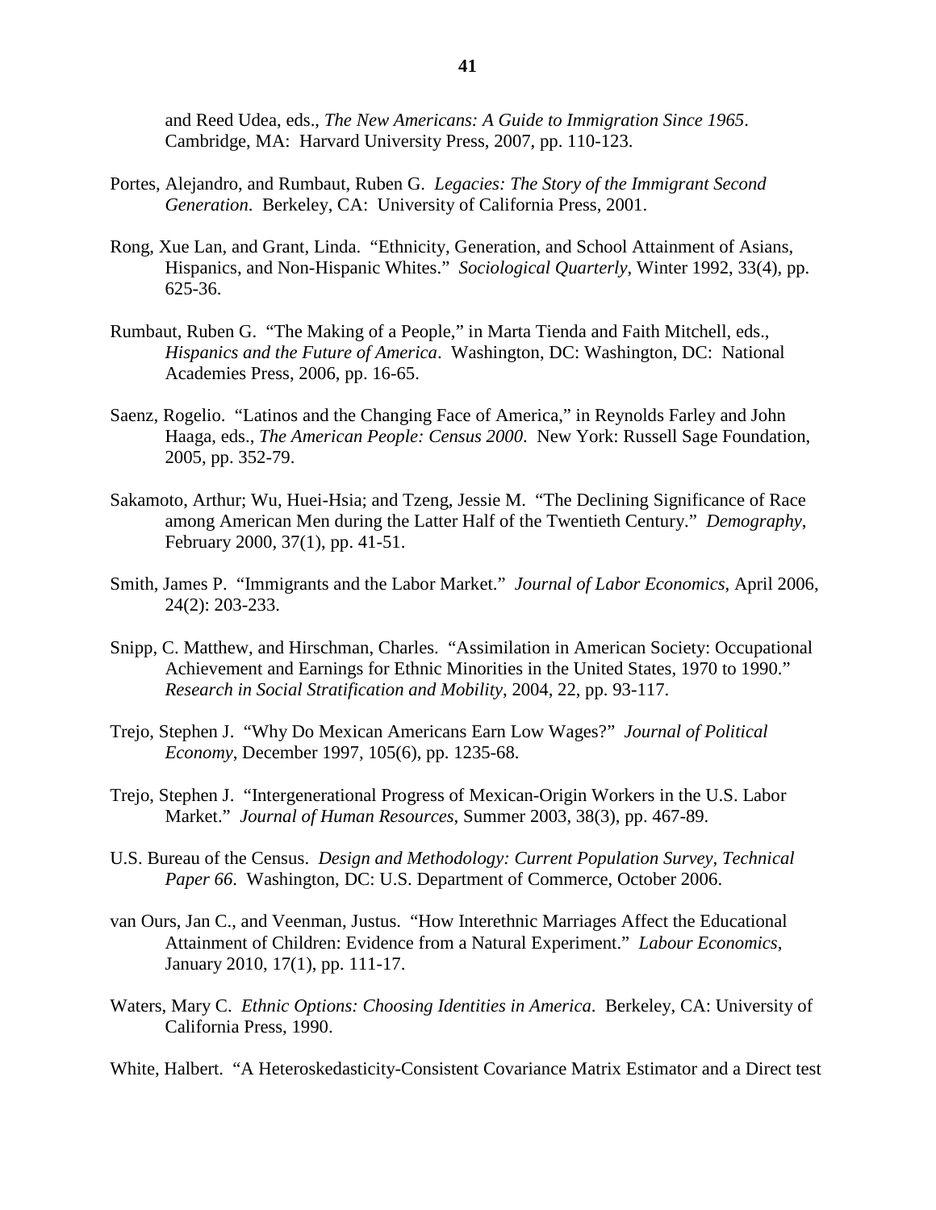and Reed Udea, eds., *The New Americans: A Guide to Immigration Since 1965*. Cambridge, MA: Harvard University Press, 2007, pp. 110-123.

Portes, Alejandro, and Rumbaut, Ruben G. *Legacies: The Story of the Immigrant Second Generation*. Berkeley, CA: University of California Press, 2001.

Rong, Xue Lan, and Grant, Linda. "Ethnicity, Generation, and School Attainment of Asians, Hispanics, and Non-Hispanic Whites." *Sociological Quarterly*, Winter 1992, 33(4), pp. 625-36.

Rumbaut, Ruben G. "The Making of a People," in Marta Tienda and Faith Mitchell, eds., *Hispanics and the Future of America*. Washington, DC: Washington, DC: National Academies Press, 2006, pp. 16-65.

Saenz, Rogelio. "Latinos and the Changing Face of America," in Reynolds Farley and John Haaga, eds., *The American People: Census 2000*. New York: Russell Sage Foundation, 2005, pp. 352-79.

Sakamoto, Arthur; Wu, Huei-Hsia; and Tzeng, Jessie M. "The Declining Significance of Race among American Men during the Latter Half of the Twentieth Century." *Demography*, February 2000, 37(1), pp. 41-51.

Smith, James P. "Immigrants and the Labor Market." *Journal of Labor Economics*, April 2006, 24(2): 203-233.

Snipp, C. Matthew, and Hirschman, Charles. "Assimilation in American Society: Occupational Achievement and Earnings for Ethnic Minorities in the United States, 1970 to 1990." *Research in Social Stratification and Mobility*, 2004, 22, pp. 93-117.

Trejo, Stephen J. "Why Do Mexican Americans Earn Low Wages?" *Journal of Political Economy*, December 1997, 105(6), pp. 1235-68.

Trejo, Stephen J. "Intergenerational Progress of Mexican-Origin Workers in the U.S. Labor Market." *Journal of Human Resources*, Summer 2003, 38(3), pp. 467-89.

U.S. Bureau of the Census. *Design and Methodology: Current Population Survey, Technical Paper 66*. Washington, DC: U.S. Department of Commerce, October 2006.

van Ours, Jan C., and Veenman, Justus. "How Interethnic Marriages Affect the Educational Attainment of Children: Evidence from a Natural Experiment." *Labour Economics*, January 2010, 17(1), pp. 111-17.

Waters, Mary C. *Ethnic Options: Choosing Identities in America*. Berkeley, CA: University of California Press, 1990.

White, Halbert. "A Heteroskedasticity-Consistent Covariance Matrix Estimator and a Direct test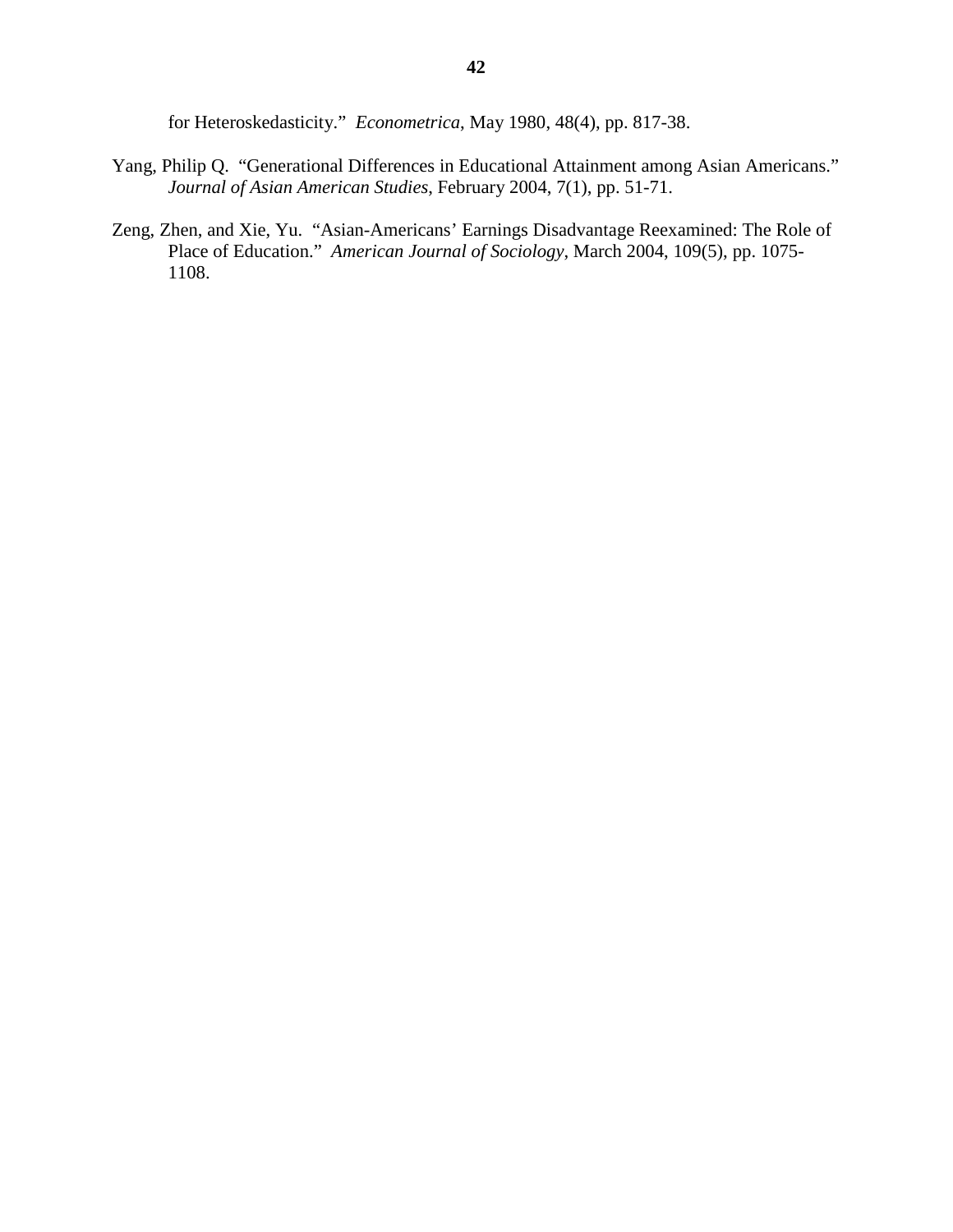for Heteroskedasticity." *Econometrica*, May 1980, 48(4), pp. 817-38.

Yang, Philip Q. "Generational Differences in Educational Attainment among Asian Americans." *Journal of Asian American Studies*, February 2004, 7(1), pp. 51-71.

Zeng, Zhen, and Xie, Yu. "Asian-Americans' Earnings Disadvantage Reexamined: The Role of Place of Education." *American Journal of Sociology*, March 2004, 109(5), pp. 1075-1108.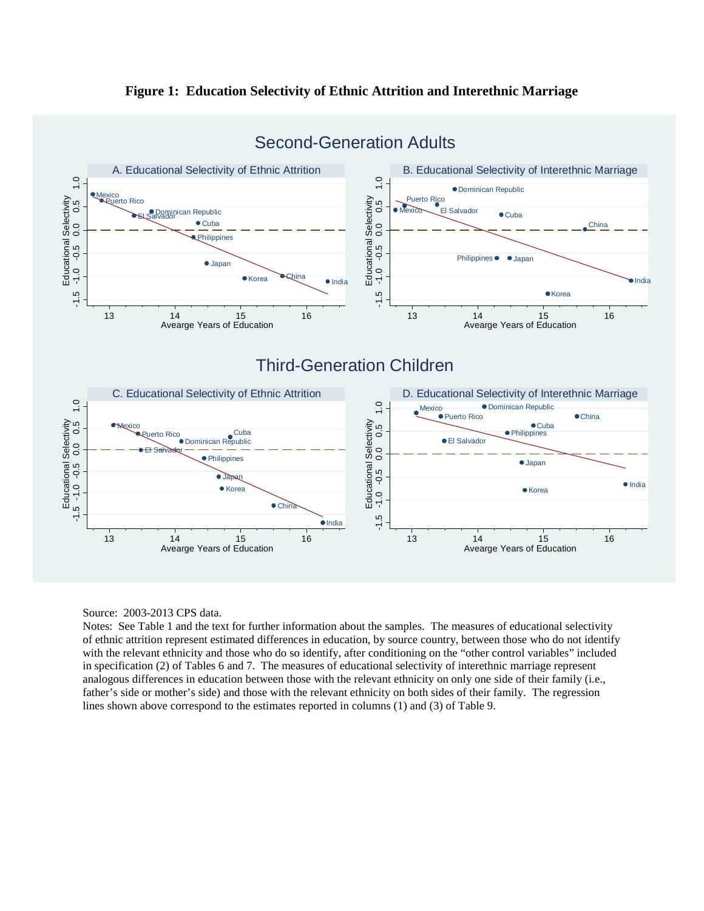**Figure 1: Education Selectivity of Ethnic Attrition and Interethnic Marriage**

Source: 2003-2013 CPS data.

Notes: See Table 1 and the text for further information about the samples. The measures of educational selectivity of ethnic attrition represent estimated differences in education, by source country, between those who do not identify with the relevant ethnicity and those who do so identify, after conditioning on the "other control variables" included in specification (2) of Tables 6 and 7. The measures of educational selectivity of interethnic marriage represent analogous differences in education between those with the relevant ethnicity on only one side of their family (i.e., father's side or mother's side) and those with the relevant ethnicity on both sides of their family. The regression lines shown above correspond to the estimates reported in columns (1) and (3) of Table 9.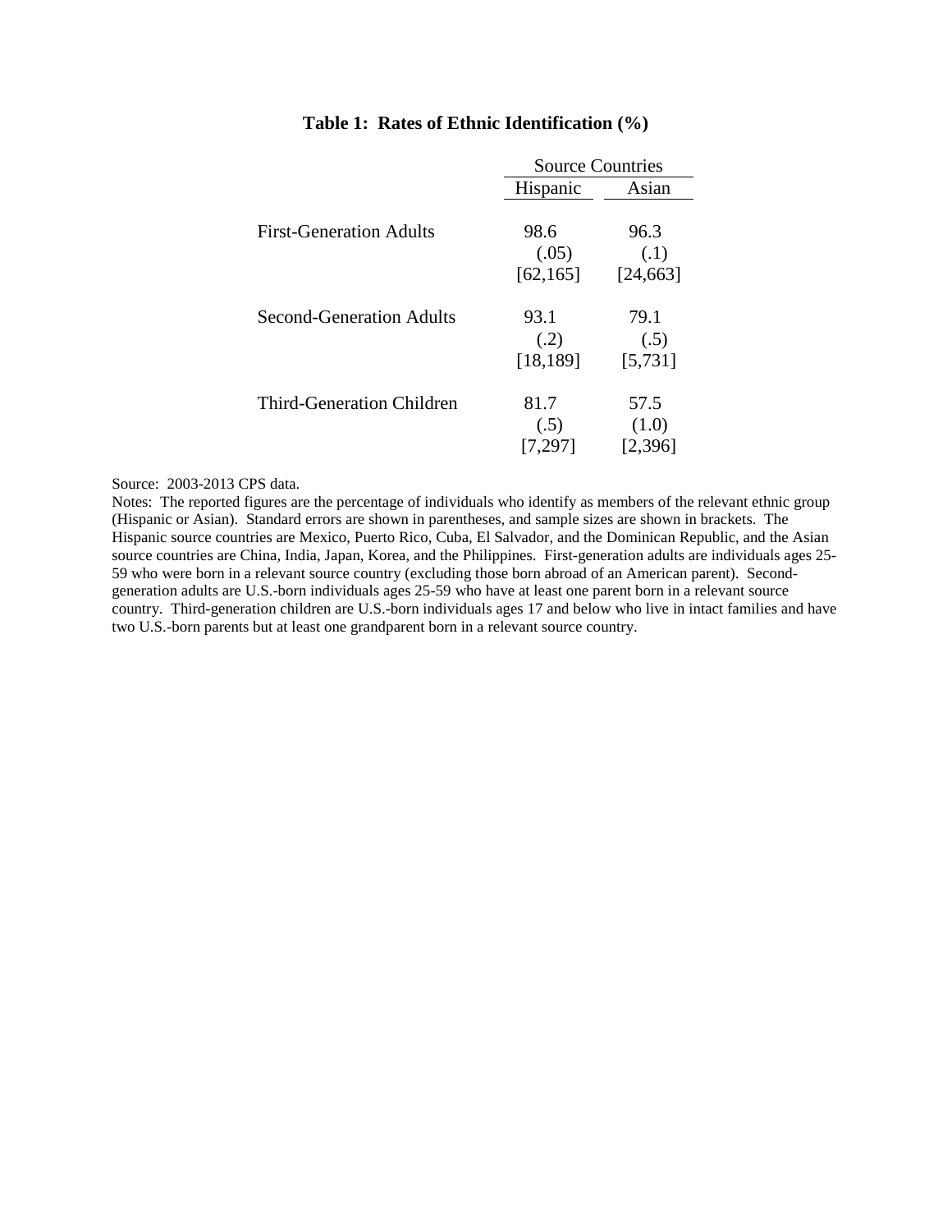**Table 1: Rates of Ethnic Identification (%)**

| | Source Countries | |
|---|---|---|
| | Hispanic | Asian |
| First-Generation Adults | 98.6 | 96.3 |
| | (.05) | (.1) |
| | [62,165] | [24,663] |
| Second-Generation Adults | 93.1 | 79.1 |
| | (.2) | (.5) |
| | [18,189] | [5,731] |
| Third-Generation Children | 81.7 | 57.5 |
| | (.5) | (1.0) |
| | [7,297] | [2,396] |

Source: 2003-2013 CPS data.

Notes: The reported figures are the percentage of individuals who identify as members of the relevant ethnic group (Hispanic or Asian). Standard errors are shown in parentheses, and sample sizes are shown in brackets. The Hispanic source countries are Mexico, Puerto Rico, Cuba, El Salvador, and the Dominican Republic, and the Asian source countries are China, India, Japan, Korea, and the Philippines. First-generation adults are individuals ages 25-59 who were born in a relevant source country (excluding those born abroad of an American parent). Second-generation adults are U.S.-born individuals ages 25-59 who have at least one parent born in a relevant source country. Third-generation children are U.S.-born individuals ages 17 and below who live in intact families and have two U.S.-born parents but at least one grandparent born in a relevant source country.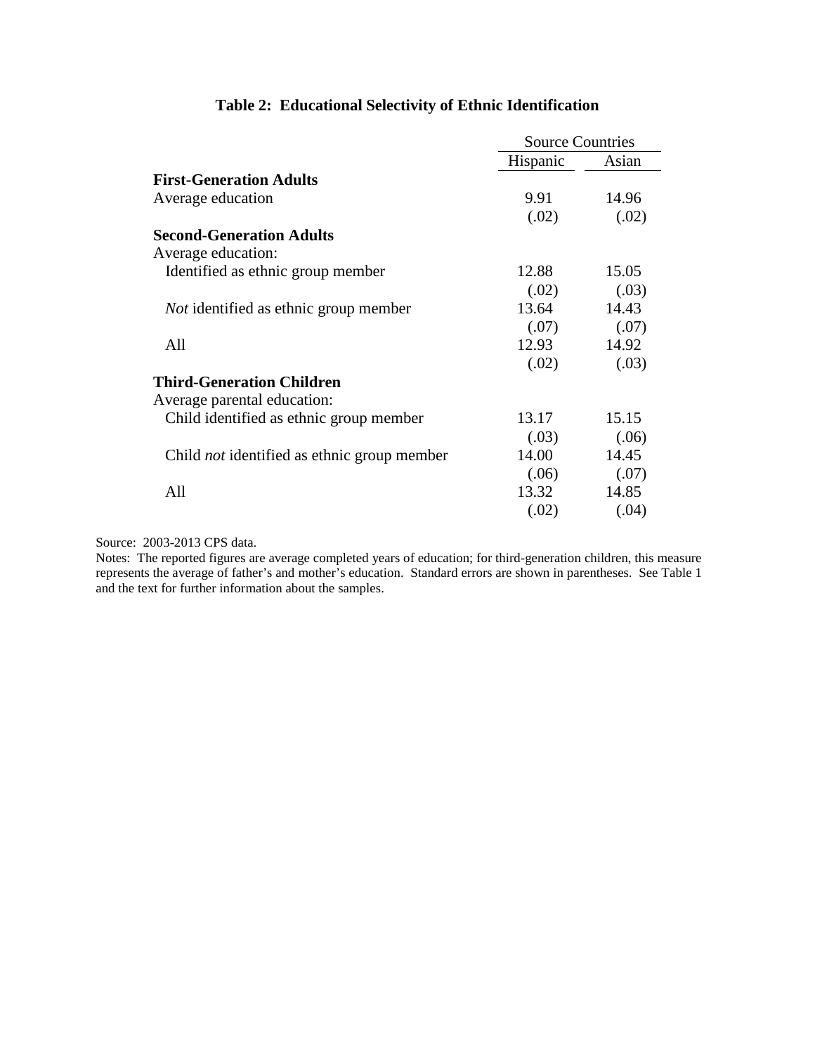**Table 2: Educational Selectivity of Ethnic Identification**

| | Source Countries | |
|---|---|---|
| | Hispanic | Asian |
| **First-Generation Adults** | | |
| Average education | 9.91 | 14.96 |
| | (.02) | (.02) |
| **Second-Generation Adults** | | |
| Average education: | | |
| Identified as ethnic group member | 12.88 | 15.05 |
| | (.02) | (.03) |
| *Not* identified as ethnic group member | 13.64 | 14.43 |
| | (.07) | (.07) |
| All | 12.93 | 14.92 |
| | (.02) | (.03) |
| **Third-Generation Children** | | |
| Average parental education: | | |
| Child identified as ethnic group member | 13.17 | 15.15 |
| | (.03) | (.06) |
| Child *not* identified as ethnic group member | 14.00 | 14.45 |
| | (.06) | (.07) |
| All | 13.32 | 14.85 |
| | (.02) | (.04) |

Source: 2003-2013 CPS data.

Notes: The reported figures are average completed years of education; for third-generation children, this measure represents the average of father's and mother's education. Standard errors are shown in parentheses. See Table 1 and the text for further information about the samples.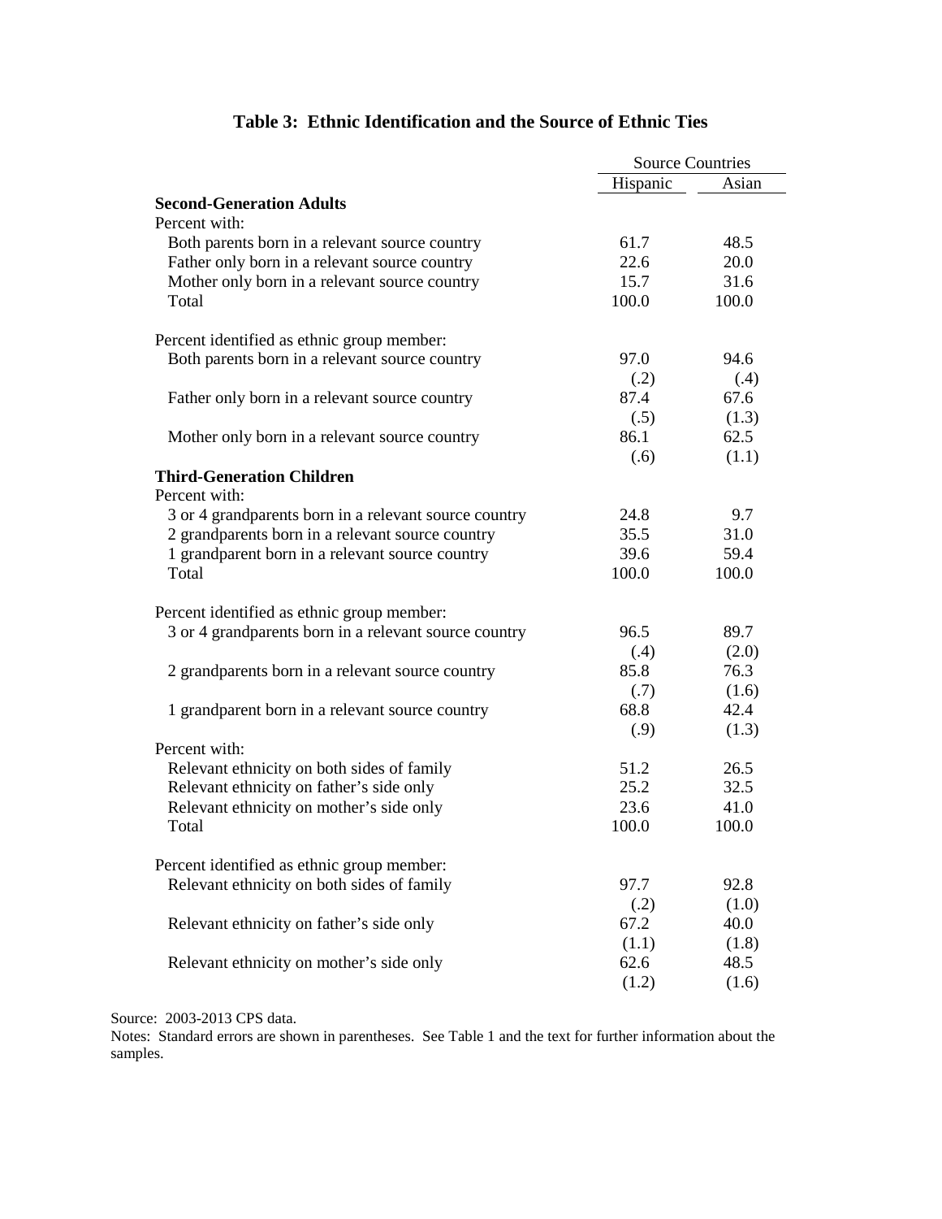# Table 3: Ethnic Identification and the Source of Ethnic Ties

| | Source Countries | |
|---|---|---|
| | Hispanic | Asian |
| **Second-Generation Adults** | | |
| Percent with: | | |
| Both parents born in a relevant source country | 61.7 | 48.5 |
| Father only born in a relevant source country | 22.6 | 20.0 |
| Mother only born in a relevant source country | 15.7 | 31.6 |
| Total | 100.0 | 100.0 |
| | | |
| Percent identified as ethnic group member: | | |
| Both parents born in a relevant source country | 97.0 | 94.6 |
| | (.2) | (.4) |
| Father only born in a relevant source country | 87.4 | 67.6 |
| | (.5) | (1.3) |
| Mother only born in a relevant source country | 86.1 | 62.5 |
| | (.6) | (1.1) |
| **Third-Generation Children** | | |
| Percent with: | | |
| 3 or 4 grandparents born in a relevant source country | 24.8 | 9.7 |
| 2 grandparents born in a relevant source country | 35.5 | 31.0 |
| 1 grandparent born in a relevant source country | 39.6 | 59.4 |
| Total | 100.0 | 100.0 |
| | | |
| Percent identified as ethnic group member: | | |
| 3 or 4 grandparents born in a relevant source country | 96.5 | 89.7 |
| | (.4) | (2.0) |
| 2 grandparents born in a relevant source country | 85.8 | 76.3 |
| | (.7) | (1.6) |
| 1 grandparent born in a relevant source country | 68.8 | 42.4 |
| | (.9) | (1.3) |
| Percent with: | | |
| Relevant ethnicity on both sides of family | 51.2 | 26.5 |
| Relevant ethnicity on father's side only | 25.2 | 32.5 |
| Relevant ethnicity on mother's side only | 23.6 | 41.0 |
| Total | 100.0 | 100.0 |
| | | |
| Percent identified as ethnic group member: | | |
| Relevant ethnicity on both sides of family | 97.7 | 92.8 |
| | (.2) | (1.0) |
| Relevant ethnicity on father's side only | 67.2 | 40.0 |
| | (1.1) | (1.8) |
| Relevant ethnicity on mother's side only | 62.6 | 48.5 |
| | (1.2) | (1.6) |

Source: 2003-2013 CPS data.

Notes: Standard errors are shown in parentheses. See Table 1 and the text for further information about the samples.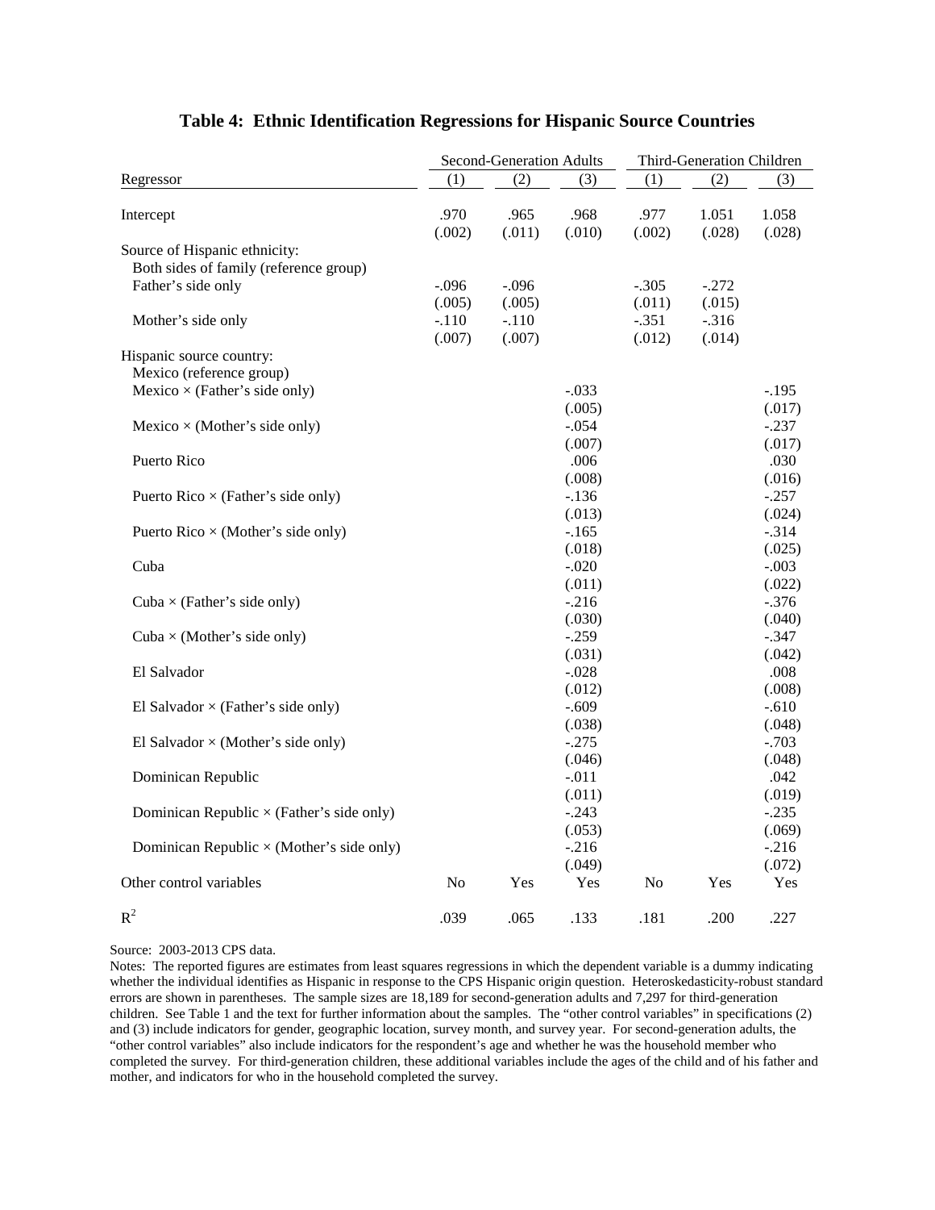# Table 4: Ethnic Identification Regressions for Hispanic Source Countries

| Regressor | Second-Generation Adults (1) | Second-Generation Adults (2) | Second-Generation Adults (3) | Third-Generation Children (1) | Third-Generation Children (2) | Third-Generation Children (3) |
|---|---|---|---|---|---|---|
| Intercept | .970 | .965 | .968 | .977 | 1.051 | 1.058 |
| | (.002) | (.011) | (.010) | (.002) | (.028) | (.028) |
| Source of Hispanic ethnicity: | | | | | | |
| Both sides of family (reference group) | | | | | | |
| Father's side only | -.096 | -.096 | | -.305 | -.272 | |
| | (.005) | (.005) | | (.011) | (.015) | |
| Mother's side only | -.110 | -.110 | | -.351 | -.316 | |
| | (.007) | (.007) | | (.012) | (.014) | |
| Hispanic source country: | | | | | | |
| Mexico (reference group) | | | | | | |
| Mexico × (Father's side only) | | | -.033 | | | -.195 |
| | | | (.005) | | | (.017) |
| Mexico × (Mother's side only) | | | -.054 | | | -.237 |
| | | | (.007) | | | (.017) |
| Puerto Rico | | | .006 | | | .030 |
| | | | (.008) | | | (.016) |
| Puerto Rico × (Father's side only) | | | -.136 | | | -.257 |
| | | | (.013) | | | (.024) |
| Puerto Rico × (Mother's side only) | | | -.165 | | | -.314 |
| | | | (.018) | | | (.025) |
| Cuba | | | -.020 | | | -.003 |
| | | | (.011) | | | (.022) |
| Cuba × (Father's side only) | | | -.216 | | | -.376 |
| | | | (.030) | | | (.040) |
| Cuba × (Mother's side only) | | | -.259 | | | -.347 |
| | | | (.031) | | | (.042) |
| El Salvador | | | -.028 | | | .008 |
| | | | (.012) | | | (.008) |
| El Salvador × (Father's side only) | | | -.609 | | | -.610 |
| | | | (.038) | | | (.048) |
| El Salvador × (Mother's side only) | | | -.275 | | | -.703 |
| | | | (.046) | | | (.048) |
| Dominican Republic | | | -.011 | | | .042 |
| | | | (.011) | | | (.019) |
| Dominican Republic × (Father's side only) | | | -.243 | | | -.235 |
| | | | (.053) | | | (.069) |
| Dominican Republic × (Mother's side only) | | | -.216 | | | -.216 |
| | | | (.049) | | | (.072) |
| Other control variables | No | Yes | Yes | No | Yes | Yes |
| $R^2$ | .039 | .065 | .133 | .181 | .200 | .227 |

Source: 2003-2013 CPS data.

Notes: The reported figures are estimates from least squares regressions in which the dependent variable is a dummy indicating whether the individual identifies as Hispanic in response to the CPS Hispanic origin question. Heteroskedasticity-robust standard errors are shown in parentheses. The sample sizes are 18,189 for second-generation adults and 7,297 for third-generation children. See Table 1 and the text for further information about the samples. The "other control variables" in specifications (2) and (3) include indicators for gender, geographic location, survey month, and survey year. For second-generation adults, the "other control variables" also include indicators for the respondent's age and whether he was the household member who completed the survey. For third-generation children, these additional variables include the ages of the child and of his father and mother, and indicators for who in the household completed the survey.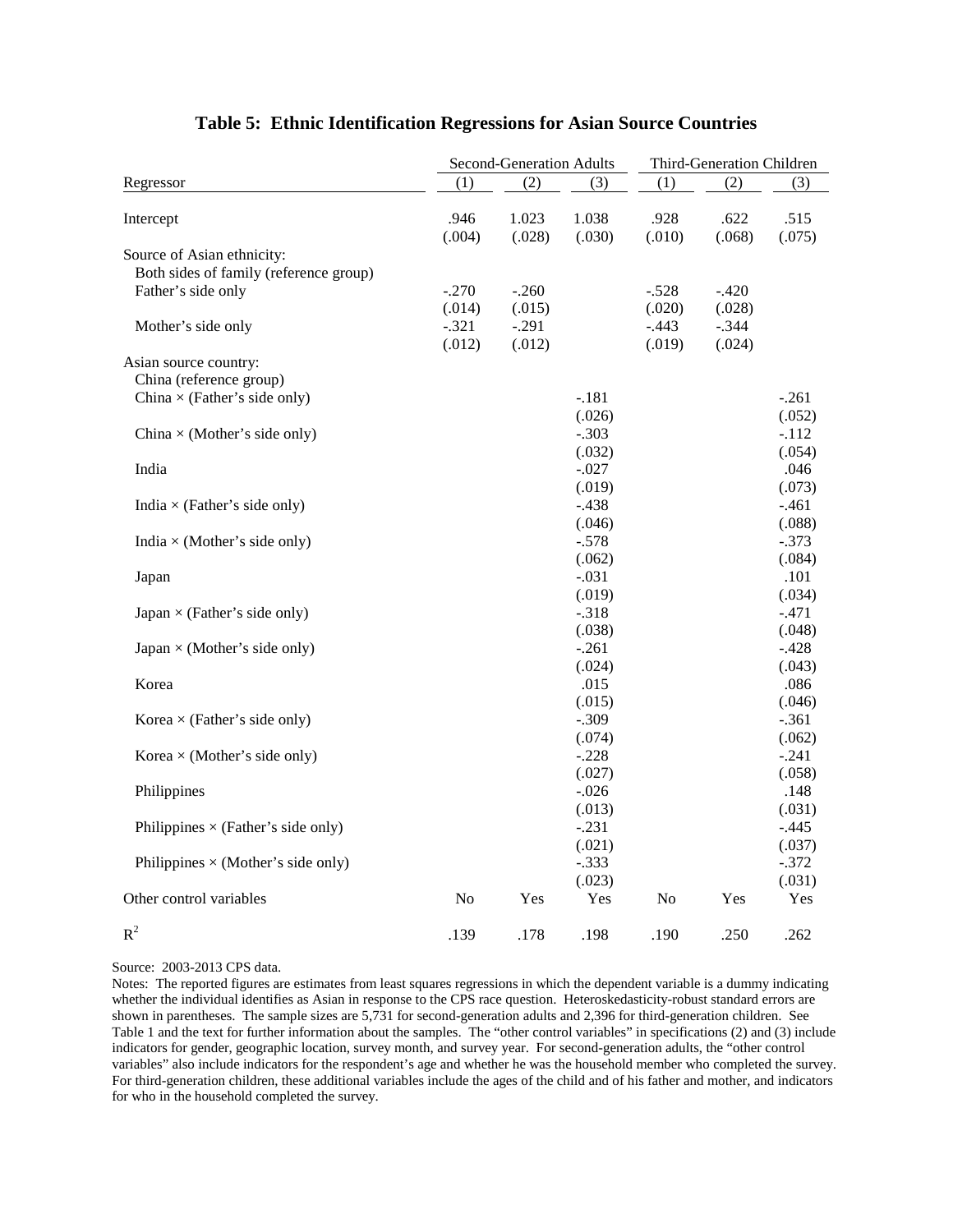## Table 5: Ethnic Identification Regressions for Asian Source Countries

| Regressor | Second-Generation Adults (1) | Second-Generation Adults (2) | Second-Generation Adults (3) | Third-Generation Children (1) | Third-Generation Children (2) | Third-Generation Children (3) |
|---|---|---|---|---|---|---|
| Intercept | .946 | 1.023 | 1.038 | .928 | .622 | .515 |
| | (.004) | (.028) | (.030) | (.010) | (.068) | (.075) |
| Source of Asian ethnicity: | | | | | | |
| Both sides of family (reference group) | | | | | | |
| Father's side only | -.270 | -.260 | | -.528 | -.420 | |
| | (.014) | (.015) | | (.020) | (.028) | |
| Mother's side only | -.321 | -.291 | | -.443 | -.344 | |
| | (.012) | (.012) | | (.019) | (.024) | |
| Asian source country: | | | | | | |
| China (reference group) | | | | | | |
| China × (Father's side only) | | | -.181 | | | -.261 |
| | | | (.026) | | | (.052) |
| China × (Mother's side only) | | | -.303 | | | -.112 |
| | | | (.032) | | | (.054) |
| India | | | -.027 | | | .046 |
| | | | (.019) | | | (.073) |
| India × (Father's side only) | | | -.438 | | | -.461 |
| | | | (.046) | | | (.088) |
| India × (Mother's side only) | | | -.578 | | | -.373 |
| | | | (.062) | | | (.084) |
| Japan | | | -.031 | | | .101 |
| | | | (.019) | | | (.034) |
| Japan × (Father's side only) | | | -.318 | | | -.471 |
| | | | (.038) | | | (.048) |
| Japan × (Mother's side only) | | | -.261 | | | -.428 |
| | | | (.024) | | | (.043) |
| Korea | | | .015 | | | .086 |
| | | | (.015) | | | (.046) |
| Korea × (Father's side only) | | | -.309 | | | -.361 |
| | | | (.074) | | | (.062) |
| Korea × (Mother's side only) | | | -.228 | | | -.241 |
| | | | (.027) | | | (.058) |
| Philippines | | | -.026 | | | .148 |
| | | | (.013) | | | (.031) |
| Philippines × (Father's side only) | | | -.231 | | | -.445 |
| | | | (.021) | | | (.037) |
| Philippines × (Mother's side only) | | | -.333 | | | -.372 |
| | | | (.023) | | | (.031) |
| Other control variables | No | Yes | Yes | No | Yes | Yes |
| $R^2$ | .139 | .178 | .198 | .190 | .250 | .262 |

Source: 2003-2013 CPS data.

Notes: The reported figures are estimates from least squares regressions in which the dependent variable is a dummy indicating whether the individual identifies as Asian in response to the CPS race question. Heteroskedasticity-robust standard errors are shown in parentheses. The sample sizes are 5,731 for second-generation adults and 2,396 for third-generation children. See Table 1 and the text for further information about the samples. The "other control variables" in specifications (2) and (3) include indicators for gender, geographic location, survey month, and survey year. For second-generation adults, the "other control variables" also include indicators for the respondent's age and whether he was the household member who completed the survey. For third-generation children, these additional variables include the ages of the child and of his father and mother, and indicators for who in the household completed the survey.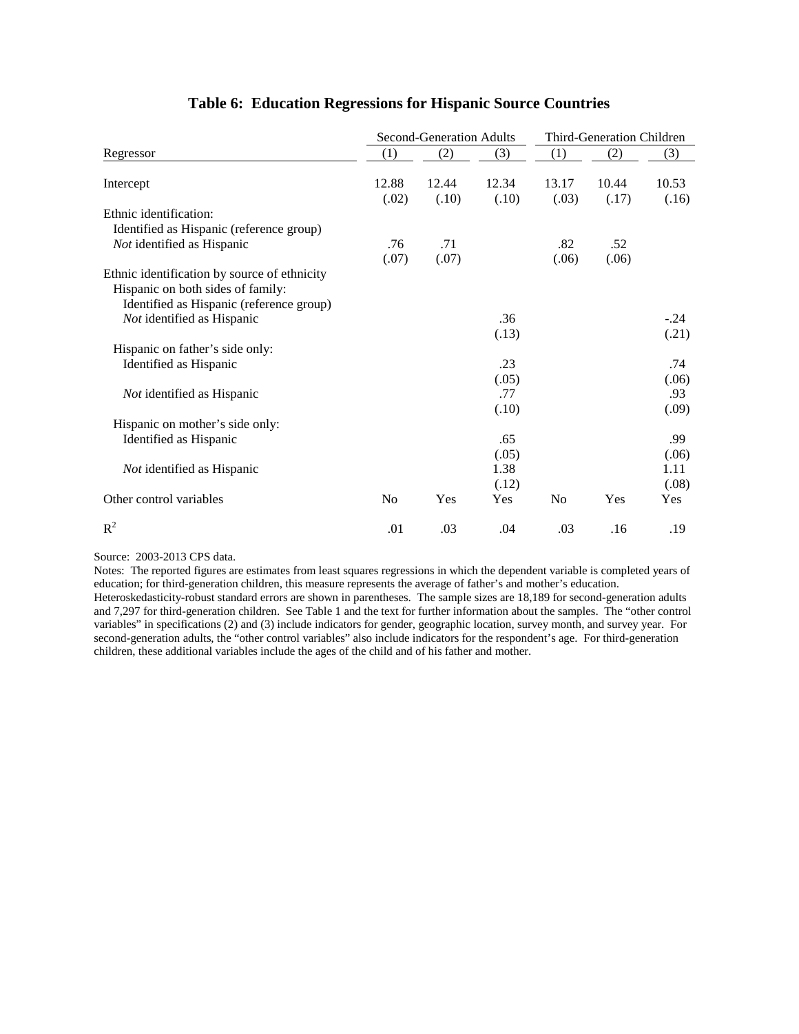## Table 6: Education Regressions for Hispanic Source Countries

| Regressor | Second-Generation Adults | | | Third-Generation Children | | |
|---|---|---|---|---|---|---|
| | (1) | (2) | (3) | (1) | (2) | (3) |
| Intercept | 12.88 | 12.44 | 12.34 | 13.17 | 10.44 | 10.53 |
| | (.02) | (.10) | (.10) | (.03) | (.17) | (.16) |
| Ethnic identification: | | | | | | |
| Identified as Hispanic (reference group) | | | | | | |
| *Not* identified as Hispanic | .76 | .71 | | .82 | .52 | |
| | (.07) | (.07) | | (.06) | (.06) | |
| Ethnic identification by source of ethnicity | | | | | | |
| Hispanic on both sides of family: | | | | | | |
| Identified as Hispanic (reference group) | | | | | | |
| *Not* identified as Hispanic | | | .36 | | | -.24 |
| | | | (.13) | | | (.21) |
| Hispanic on father's side only: | | | | | | |
| Identified as Hispanic | | | .23 | | | .74 |
| | | | (.05) | | | (.06) |
| *Not* identified as Hispanic | | | .77 | | | .93 |
| | | | (.10) | | | (.09) |
| Hispanic on mother's side only: | | | | | | |
| Identified as Hispanic | | | .65 | | | .99 |
| | | | (.05) | | | (.06) |
| *Not* identified as Hispanic | | | 1.38 | | | 1.11 |
| | | | (.12) | | | (.08) |
| Other control variables | No | Yes | Yes | No | Yes | Yes |
| $R^2$ | .01 | .03 | .04 | .03 | .16 | .19 |

Source: 2003-2013 CPS data.

Notes: The reported figures are estimates from least squares regressions in which the dependent variable is completed years of education; for third-generation children, this measure represents the average of father's and mother's education. Heteroskedasticity-robust standard errors are shown in parentheses. The sample sizes are 18,189 for second-generation adults and 7,297 for third-generation children. See Table 1 and the text for further information about the samples. The "other control variables" in specifications (2) and (3) include indicators for gender, geographic location, survey month, and survey year. For second-generation adults, the "other control variables" also include indicators for the respondent's age. For third-generation children, these additional variables include the ages of the child and of his father and mother.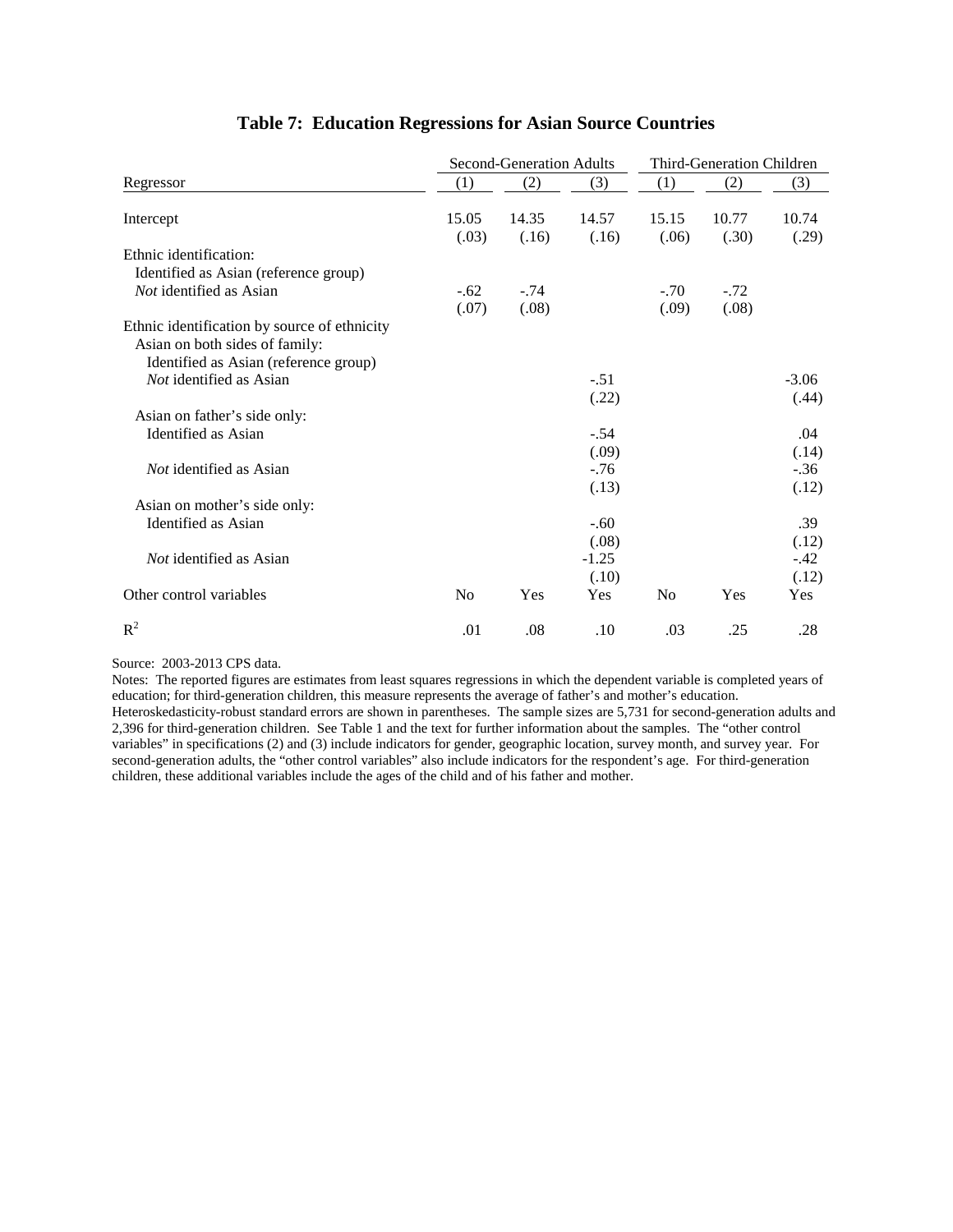# Table 7: Education Regressions for Asian Source Countries

| Regressor | Second-Generation Adults | | | Third-Generation Children | | |
|---|---|---|---|---|---|---|
| | (1) | (2) | (3) | (1) | (2) | (3) |
| Intercept | 15.05 | 14.35 | 14.57 | 15.15 | 10.77 | 10.74 |
| | (.03) | (.16) | (.16) | (.06) | (.30) | (.29) |
| Ethnic identification: | | | | | | |
| Identified as Asian (reference group) | | | | | | |
| *Not* identified as Asian | -.62 | -.74 | | -.70 | -.72 | |
| | (.07) | (.08) | | (.09) | (.08) | |
| Ethnic identification by source of ethnicity | | | | | | |
| Asian on both sides of family: | | | | | | |
| Identified as Asian (reference group) | | | | | | |
| *Not* identified as Asian | | | -.51 | | | -3.06 |
| | | | (.22) | | | (.44) |
| Asian on father's side only: | | | | | | |
| Identified as Asian | | | -.54 | | | .04 |
| | | | (.09) | | | (.14) |
| *Not* identified as Asian | | | -.76 | | | -.36 |
| | | | (.13) | | | (.12) |
| Asian on mother's side only: | | | | | | |
| Identified as Asian | | | -.60 | | | .39 |
| | | | (.08) | | | (.12) |
| *Not* identified as Asian | | | -1.25 | | | -.42 |
| | | | (.10) | | | (.12) |
| Other control variables | No | Yes | Yes | No | Yes | Yes |
| $R^2$ | .01 | .08 | .10 | .03 | .25 | .28 |

Source: 2003-2013 CPS data.

Notes: The reported figures are estimates from least squares regressions in which the dependent variable is completed years of education; for third-generation children, this measure represents the average of father's and mother's education. Heteroskedasticity-robust standard errors are shown in parentheses. The sample sizes are 5,731 for second-generation adults and 2,396 for third-generation children. See Table 1 and the text for further information about the samples. The "other control variables" in specifications (2) and (3) include indicators for gender, geographic location, survey month, and survey year. For second-generation adults, the "other control variables" also include indicators for the respondent's age. For third-generation children, these additional variables include the ages of the child and of his father and mother.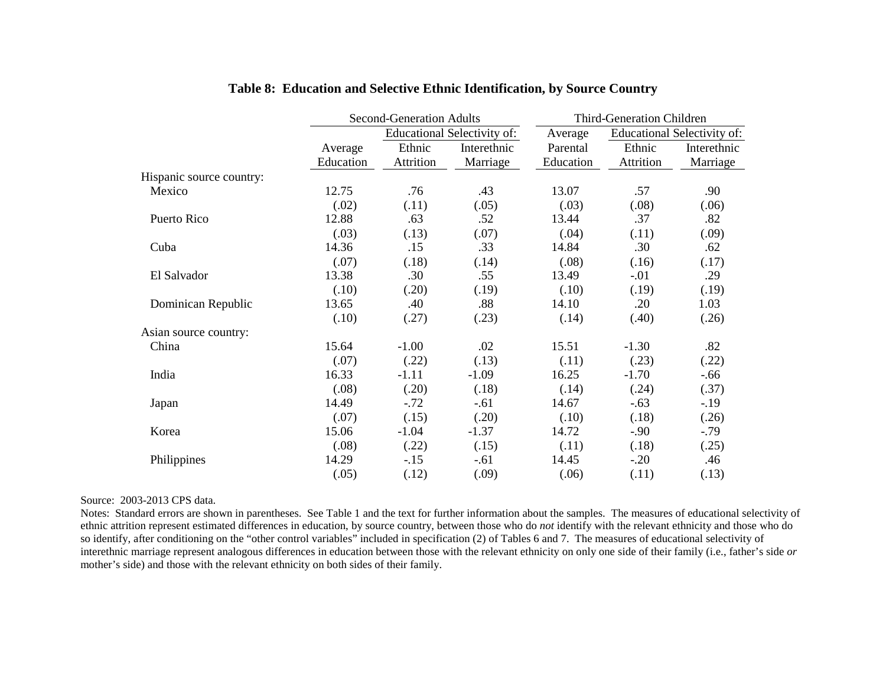**Table 8: Education and Selective Ethnic Identification, by Source Country**

| | Second-Generation Adults | | | Third-Generation Children | | |
|---|---|---|---|---|---|---|
| | | Educational Selectivity of: | | Average | Educational Selectivity of: | |
| | Average Education | Ethnic Attrition | Interethnic Marriage | Parental Education | Ethnic Attrition | Interethnic Marriage |
| Hispanic source country: | | | | | | |
| Mexico | 12.75 | .76 | .43 | 13.07 | .57 | .90 |
| | (.02) | (.11) | (.05) | (.03) | (.08) | (.06) |
| Puerto Rico | 12.88 | .63 | .52 | 13.44 | .37 | .82 |
| | (.03) | (.13) | (.07) | (.04) | (.11) | (.09) |
| Cuba | 14.36 | .15 | .33 | 14.84 | .30 | .62 |
| | (.07) | (.18) | (.14) | (.08) | (.16) | (.17) |
| El Salvador | 13.38 | .30 | .55 | 13.49 | -.01 | .29 |
| | (.10) | (.20) | (.19) | (.10) | (.19) | (.19) |
| Dominican Republic | 13.65 | .40 | .88 | 14.10 | .20 | 1.03 |
| | (.10) | (.27) | (.23) | (.14) | (.40) | (.26) |
| Asian source country: | | | | | | |
| China | 15.64 | -1.00 | .02 | 15.51 | -1.30 | .82 |
| | (.07) | (.22) | (.13) | (.11) | (.23) | (.22) |
| India | 16.33 | -1.11 | -1.09 | 16.25 | -1.70 | -.66 |
| | (.08) | (.20) | (.18) | (.14) | (.24) | (.37) |
| Japan | 14.49 | -.72 | -.61 | 14.67 | -.63 | -.19 |
| | (.07) | (.15) | (.20) | (.10) | (.18) | (.26) |
| Korea | 15.06 | -1.04 | -1.37 | 14.72 | -.90 | -.79 |
| | (.08) | (.22) | (.15) | (.11) | (.18) | (.25) |
| Philippines | 14.29 | -.15 | -.61 | 14.45 | -.20 | .46 |
| | (.05) | (.12) | (.09) | (.06) | (.11) | (.13) |

Source: 2003-2013 CPS data.

Notes: Standard errors are shown in parentheses. See Table 1 and the text for further information about the samples. The measures of educational selectivity of ethnic attrition represent estimated differences in education, by source country, between those who do *not* identify with the relevant ethnicity and those who do so identify, after conditioning on the "other control variables" included in specification (2) of Tables 6 and 7. The measures of educational selectivity of interethnic marriage represent analogous differences in education between those with the relevant ethnicity on only one side of their family (i.e., father's side *or* mother's side) and those with the relevant ethnicity on both sides of their family.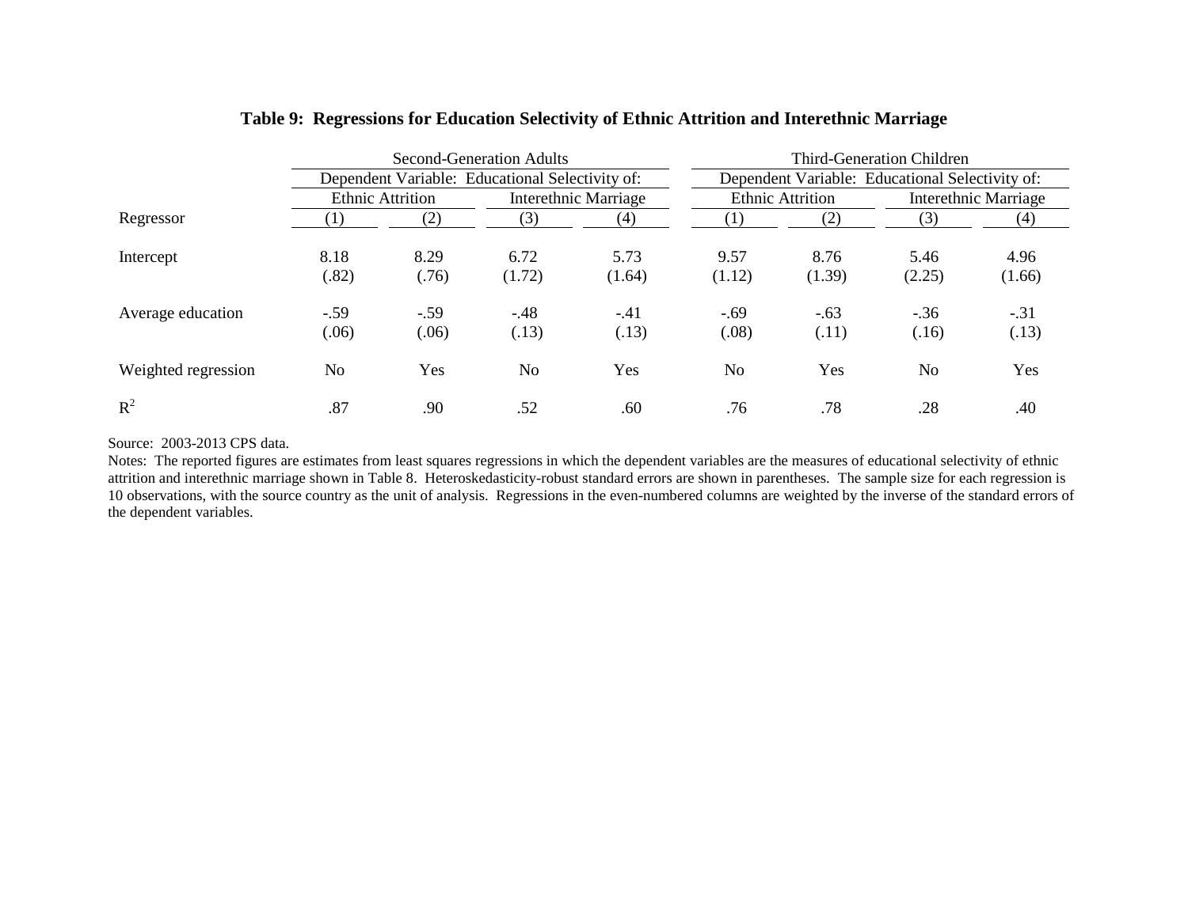**Table 9: Regressions for Education Selectivity of Ethnic Attrition and Interethnic Marriage**

| | Second-Generation Adults | | | | Third-Generation Children | | | |
|---|---|---|---|---|---|---|---|---|
| | Dependent Variable: Educational Selectivity of: | | | | Dependent Variable: Educational Selectivity of: | | | |
| | Ethnic Attrition | | Interethnic Marriage | | Ethnic Attrition | | Interethnic Marriage | |
| Regressor | (1) | (2) | (3) | (4) | (1) | (2) | (3) | (4) |
| Intercept | 8.18 | 8.29 | 6.72 | 5.73 | 9.57 | 8.76 | 5.46 | 4.96 |
| | (.82) | (.76) | (1.72) | (1.64) | (1.12) | (1.39) | (2.25) | (1.66) |
| Average education | -.59 | -.59 | -.48 | -.41 | -.69 | -.63 | -.36 | -.31 |
| | (.06) | (.06) | (.13) | (.13) | (.08) | (.11) | (.16) | (.13) |
| Weighted regression | No | Yes | No | Yes | No | Yes | No | Yes |
| $R^2$ | .87 | .90 | .52 | .60 | .76 | .78 | .28 | .40 |

Source: 2003-2013 CPS data.

Notes: The reported figures are estimates from least squares regressions in which the dependent variables are the measures of educational selectivity of ethnic attrition and interethnic marriage shown in Table 8. Heteroskedasticity-robust standard errors are shown in parentheses. The sample size for each regression is 10 observations, with the source country as the unit of analysis. Regressions in the even-numbered columns are weighted by the inverse of the standard errors of the dependent variables.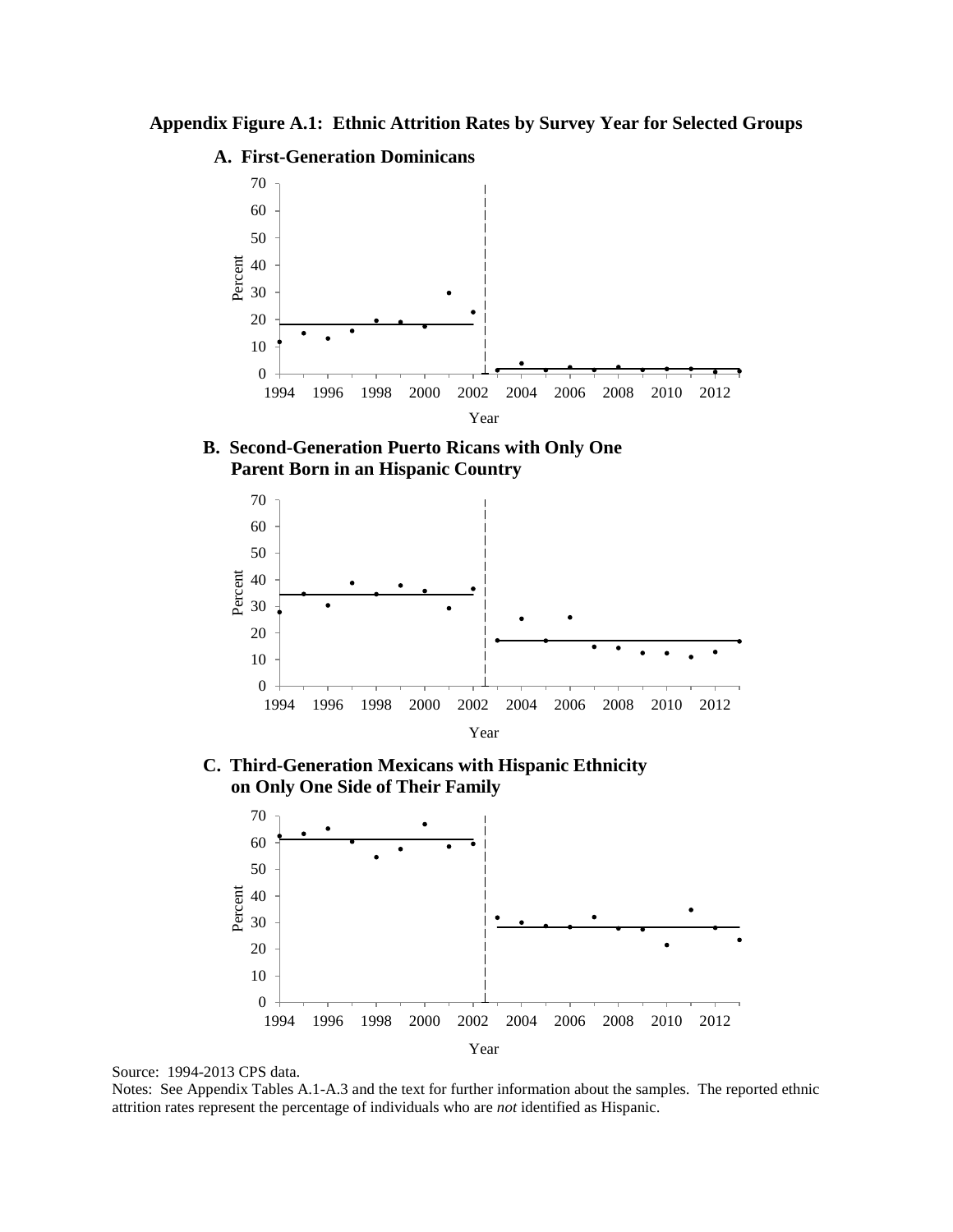**Appendix Figure A.1: Ethnic Attrition Rates by Survey Year for Selected Groups**

**A. First-Generation Dominicans**

**B. Second-Generation Puerto Ricans with Only One Parent Born in an Hispanic Country**

**C. Third-Generation Mexicans with Hispanic Ethnicity on Only One Side of Their Family**

Source: 1994-2013 CPS data.

Notes: See Appendix Tables A.1-A.3 and the text for further information about the samples. The reported ethnic attrition rates represent the percentage of individuals who are *not* identified as Hispanic.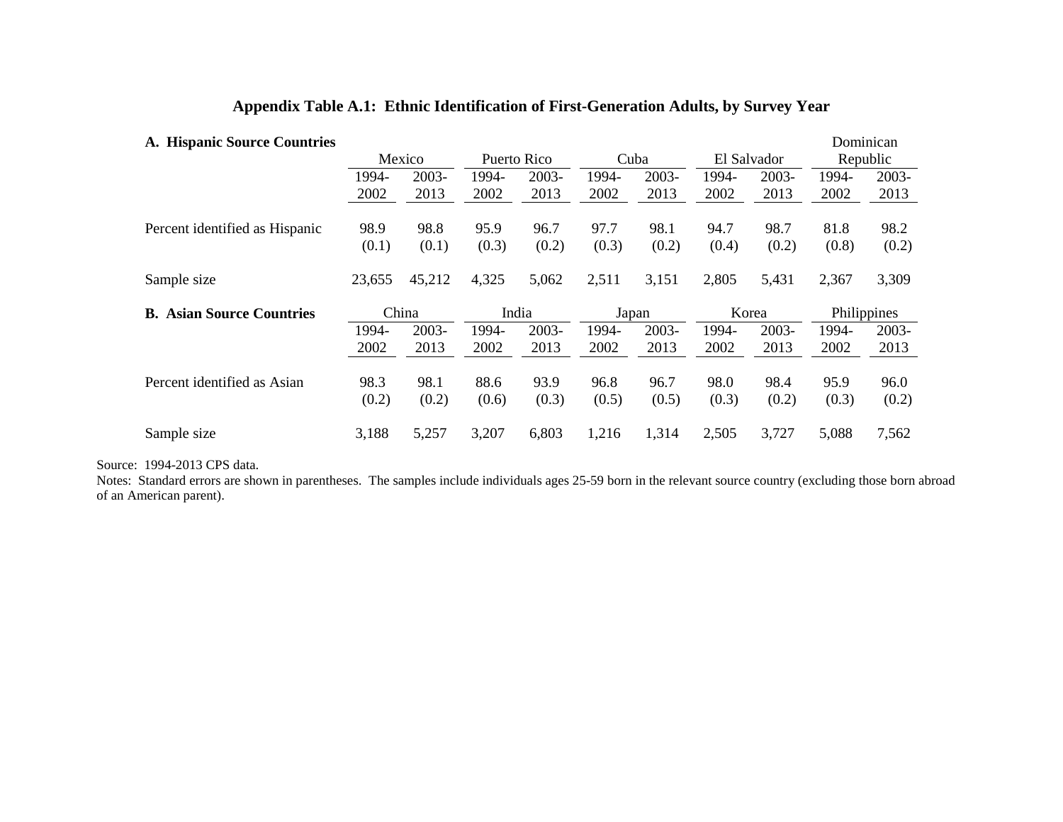**Appendix Table A.1: Ethnic Identification of First-Generation Adults, by Survey Year**

| **A. Hispanic Source Countries** | Mexico | | Puerto Rico | | Cuba | | El Salvador | | Dominican Republic | |
|---|---|---|---|---|---|---|---|---|---|---|
| | 1994-2002 | 2003-2013 | 1994-2002 | 2003-2013 | 1994-2002 | 2003-2013 | 1994-2002 | 2003-2013 | 1994-2002 | 2003-2013 |
| Percent identified as Hispanic | 98.9 | 98.8 | 95.9 | 96.7 | 97.7 | 98.1 | 94.7 | 98.7 | 81.8 | 98.2 |
| | (0.1) | (0.1) | (0.3) | (0.2) | (0.3) | (0.2) | (0.4) | (0.2) | (0.8) | (0.2) |
| Sample size | 23,655 | 45,212 | 4,325 | 5,062 | 2,511 | 3,151 | 2,805 | 5,431 | 2,367 | 3,309 |

| **B. Asian Source Countries** | China | | India | | Japan | | Korea | | Philippines | |
|---|---|---|---|---|---|---|---|---|---|---|
| | 1994-2002 | 2003-2013 | 1994-2002 | 2003-2013 | 1994-2002 | 2003-2013 | 1994-2002 | 2003-2013 | 1994-2002 | 2003-2013 |
| Percent identified as Asian | 98.3 | 98.1 | 88.6 | 93.9 | 96.8 | 96.7 | 98.0 | 98.4 | 95.9 | 96.0 |
| | (0.2) | (0.2) | (0.6) | (0.3) | (0.5) | (0.5) | (0.3) | (0.2) | (0.3) | (0.2) |
| Sample size | 3,188 | 5,257 | 3,207 | 6,803 | 1,216 | 1,314 | 2,505 | 3,727 | 5,088 | 7,562 |

Source: 1994-2013 CPS data.

Notes: Standard errors are shown in parentheses. The samples include individuals ages 25-59 born in the relevant source country (excluding those born abroad of an American parent).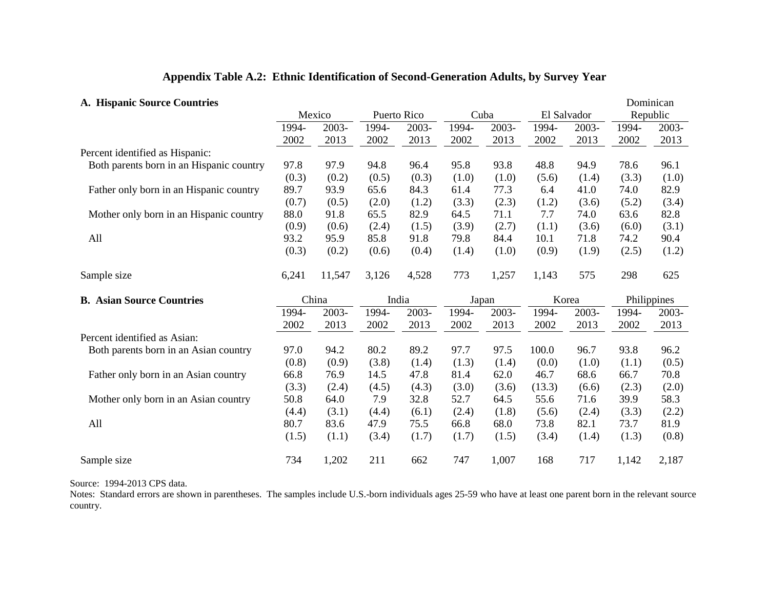**Appendix Table A.2: Ethnic Identification of Second-Generation Adults, by Survey Year**

| **A. Hispanic Source Countries** | Mexico | | Puerto Rico | | Cuba | | El Salvador | | Dominican Republic | |
|---|---|---|---|---|---|---|---|---|---|---|
| | 1994-2002 | 2003-2013 | 1994-2002 | 2003-2013 | 1994-2002 | 2003-2013 | 1994-2002 | 2003-2013 | 1994-2002 | 2003-2013 |
| Percent identified as Hispanic: | | | | | | | | | | |
| Both parents born in an Hispanic country | 97.8 | 97.9 | 94.8 | 96.4 | 95.8 | 93.8 | 48.8 | 94.9 | 78.6 | 96.1 |
| | (0.3) | (0.2) | (0.5) | (0.3) | (1.0) | (1.0) | (5.6) | (1.4) | (3.3) | (1.0) |
| Father only born in an Hispanic country | 89.7 | 93.9 | 65.6 | 84.3 | 61.4 | 77.3 | 6.4 | 41.0 | 74.0 | 82.9 |
| | (0.7) | (0.5) | (2.0) | (1.2) | (3.3) | (2.3) | (1.2) | (3.6) | (5.2) | (3.4) |
| Mother only born in an Hispanic country | 88.0 | 91.8 | 65.5 | 82.9 | 64.5 | 71.1 | 7.7 | 74.0 | 63.6 | 82.8 |
| | (0.9) | (0.6) | (2.4) | (1.5) | (3.9) | (2.7) | (1.1) | (3.6) | (6.0) | (3.1) |
| All | 93.2 | 95.9 | 85.8 | 91.8 | 79.8 | 84.4 | 10.1 | 71.8 | 74.2 | 90.4 |
| | (0.3) | (0.2) | (0.6) | (0.4) | (1.4) | (1.0) | (0.9) | (1.9) | (2.5) | (1.2) |
| Sample size | 6,241 | 11,547 | 3,126 | 4,528 | 773 | 1,257 | 1,143 | 575 | 298 | 625 |

| **B. Asian Source Countries** | China | | India | | Japan | | Korea | | Philippines | |
|---|---|---|---|---|---|---|---|---|---|---|
| | 1994-2002 | 2003-2013 | 1994-2002 | 2003-2013 | 1994-2002 | 2003-2013 | 1994-2002 | 2003-2013 | 1994-2002 | 2003-2013 |
| Percent identified as Asian: | | | | | | | | | | |
| Both parents born in an Asian country | 97.0 | 94.2 | 80.2 | 89.2 | 97.7 | 97.5 | 100.0 | 96.7 | 93.8 | 96.2 |
| | (0.8) | (0.9) | (3.8) | (1.4) | (1.3) | (1.4) | (0.0) | (1.0) | (1.1) | (0.5) |
| Father only born in an Asian country | 66.8 | 76.9 | 14.5 | 47.8 | 81.4 | 62.0 | 46.7 | 68.6 | 66.7 | 70.8 |
| | (3.3) | (2.4) | (4.5) | (4.3) | (3.0) | (3.6) | (13.3) | (6.6) | (2.3) | (2.0) |
| Mother only born in an Asian country | 50.8 | 64.0 | 7.9 | 32.8 | 52.7 | 64.5 | 55.6 | 71.6 | 39.9 | 58.3 |
| | (4.4) | (3.1) | (4.4) | (6.1) | (2.4) | (1.8) | (5.6) | (2.4) | (3.3) | (2.2) |
| All | 80.7 | 83.6 | 47.9 | 75.5 | 66.8 | 68.0 | 73.8 | 82.1 | 73.7 | 81.9 |
| | (1.5) | (1.1) | (3.4) | (1.7) | (1.7) | (1.5) | (3.4) | (1.4) | (1.3) | (0.8) |
| Sample size | 734 | 1,202 | 211 | 662 | 747 | 1,007 | 168 | 717 | 1,142 | 2,187 |

Source: 1994-2013 CPS data.
Notes: Standard errors are shown in parentheses. The samples include U.S.-born individuals ages 25-59 who have at least one parent born in the relevant source country.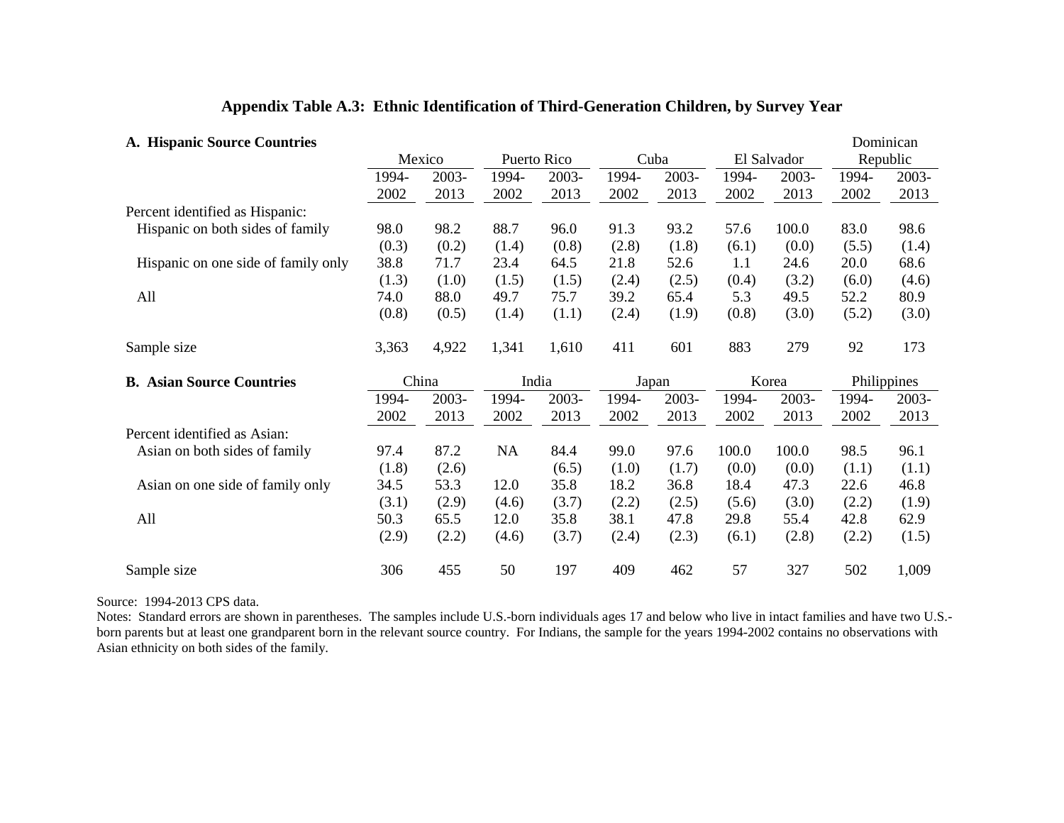**Appendix Table A.3: Ethnic Identification of Third-Generation Children, by Survey Year**

| **A. Hispanic Source Countries** | Mexico | | Puerto Rico | | Cuba | | El Salvador | | Dominican Republic | |
|---|---|---|---|---|---|---|---|---|---|---|
| | 1994-2002 | 2003-2013 | 1994-2002 | 2003-2013 | 1994-2002 | 2003-2013 | 1994-2002 | 2003-2013 | 1994-2002 | 2003-2013 |
| Percent identified as Hispanic: | | | | | | | | | | |
| Hispanic on both sides of family | 98.0 | 98.2 | 88.7 | 96.0 | 91.3 | 93.2 | 57.6 | 100.0 | 83.0 | 98.6 |
| | (0.3) | (0.2) | (1.4) | (0.8) | (2.8) | (1.8) | (6.1) | (0.0) | (5.5) | (1.4) |
| Hispanic on one side of family only | 38.8 | 71.7 | 23.4 | 64.5 | 21.8 | 52.6 | 1.1 | 24.6 | 20.0 | 68.6 |
| | (1.3) | (1.0) | (1.5) | (1.5) | (2.4) | (2.5) | (0.4) | (3.2) | (6.0) | (4.6) |
| All | 74.0 | 88.0 | 49.7 | 75.7 | 39.2 | 65.4 | 5.3 | 49.5 | 52.2 | 80.9 |
| | (0.8) | (0.5) | (1.4) | (1.1) | (2.4) | (1.9) | (0.8) | (3.0) | (5.2) | (3.0) |
| Sample size | 3,363 | 4,922 | 1,341 | 1,610 | 411 | 601 | 883 | 279 | 92 | 173 |

| **B. Asian Source Countries** | China | | India | | Japan | | Korea | | Philippines | |
|---|---|---|---|---|---|---|---|---|---|---|
| | 1994-2002 | 2003-2013 | 1994-2002 | 2003-2013 | 1994-2002 | 2003-2013 | 1994-2002 | 2003-2013 | 1994-2002 | 2003-2013 |
| Percent identified as Asian: | | | | | | | | | | |
| Asian on both sides of family | 97.4 | 87.2 | NA | 84.4 | 99.0 | 97.6 | 100.0 | 100.0 | 98.5 | 96.1 |
| | (1.8) | (2.6) | | (6.5) | (1.0) | (1.7) | (0.0) | (0.0) | (1.1) | (1.1) |
| Asian on one side of family only | 34.5 | 53.3 | 12.0 | 35.8 | 18.2 | 36.8 | 18.4 | 47.3 | 22.6 | 46.8 |
| | (3.1) | (2.9) | (4.6) | (3.7) | (2.2) | (2.5) | (5.6) | (3.0) | (2.2) | (1.9) |
| All | 50.3 | 65.5 | 12.0 | 35.8 | 38.1 | 47.8 | 29.8 | 55.4 | 42.8 | 62.9 |
| | (2.9) | (2.2) | (4.6) | (3.7) | (2.4) | (2.3) | (6.1) | (2.8) | (2.2) | (1.5) |
| Sample size | 306 | 455 | 50 | 197 | 409 | 462 | 57 | 327 | 502 | 1,009 |

Source: 1994-2013 CPS data.

Notes: Standard errors are shown in parentheses. The samples include U.S.-born individuals ages 17 and below who live in intact families and have two U.S.-born parents but at least one grandparent born in the relevant source country. For Indians, the sample for the years 1994-2002 contains no observations with Asian ethnicity on both sides of the family.